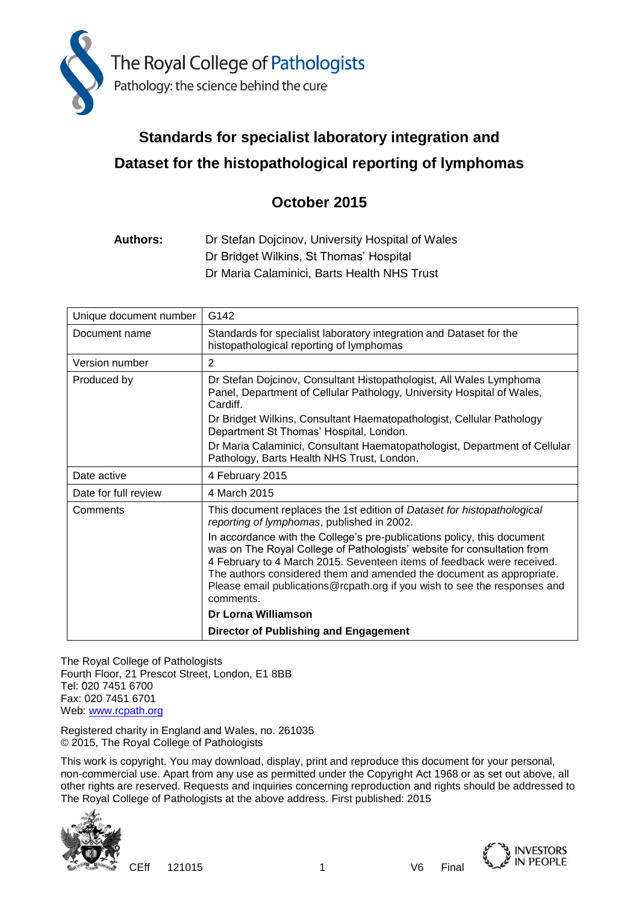The Royal College of Pathologists

Pathology: the science behind the cure

# Standards for specialist laboratory integration and Dataset for the histopathological reporting of lymphomas

## October 2015

**Authors:** Dr Stefan Dojcinov, University Hospital of Wales
Dr Bridget Wilkins, St Thomas' Hospital
Dr Maria Calaminici, Barts Health NHS Trust

| | |
|---|---|
| Unique document number | G142 |
| Document name | Standards for specialist laboratory integration and Dataset for the histopathological reporting of lymphomas |
| Version number | 2 |
| Produced by | Dr Stefan Dojcinov, Consultant Histopathologist, All Wales Lymphoma Panel, Department of Cellular Pathology, University Hospital of Wales, Cardiff.<br>Dr Bridget Wilkins, Consultant Haematopathologist, Cellular Pathology Department St Thomas' Hospital, London.<br>Dr Maria Calaminici, Consultant Haematopathologist, Department of Cellular Pathology, Barts Health NHS Trust, London. |
| Date active | 4 February 2015 |
| Date for full review | 4 March 2015 |
| Comments | This document replaces the 1st edition of *Dataset for histopathological reporting of lymphomas*, published in 2002.<br>In accordance with the College's pre-publications policy, this document was on The Royal College of Pathologists' website for consultation from 4 February to 4 March 2015. Seventeen items of feedback were received. The authors considered them and amended the document as appropriate. Please email publications@rcpath.org if you wish to see the responses and comments.<br>**Dr Lorna Williamson**<br>**Director of Publishing and Engagement** |

The Royal College of Pathologists
Fourth Floor, 21 Prescot Street, London, E1 8BB
Tel: 020 7451 6700
Fax: 020 7451 6701
Web: www.rcpath.org

Registered charity in England and Wales, no. 261035
© 2015, The Royal College of Pathologists

This work is copyright. You may download, display, print and reproduce this document for your personal, non-commercial use. Apart from any use as permitted under the Copyright Act 1968 or as set out above, all other rights are reserved. Requests and inquiries concerning reproduction and rights should be addressed to The Royal College of Pathologists at the above address. First published: 2015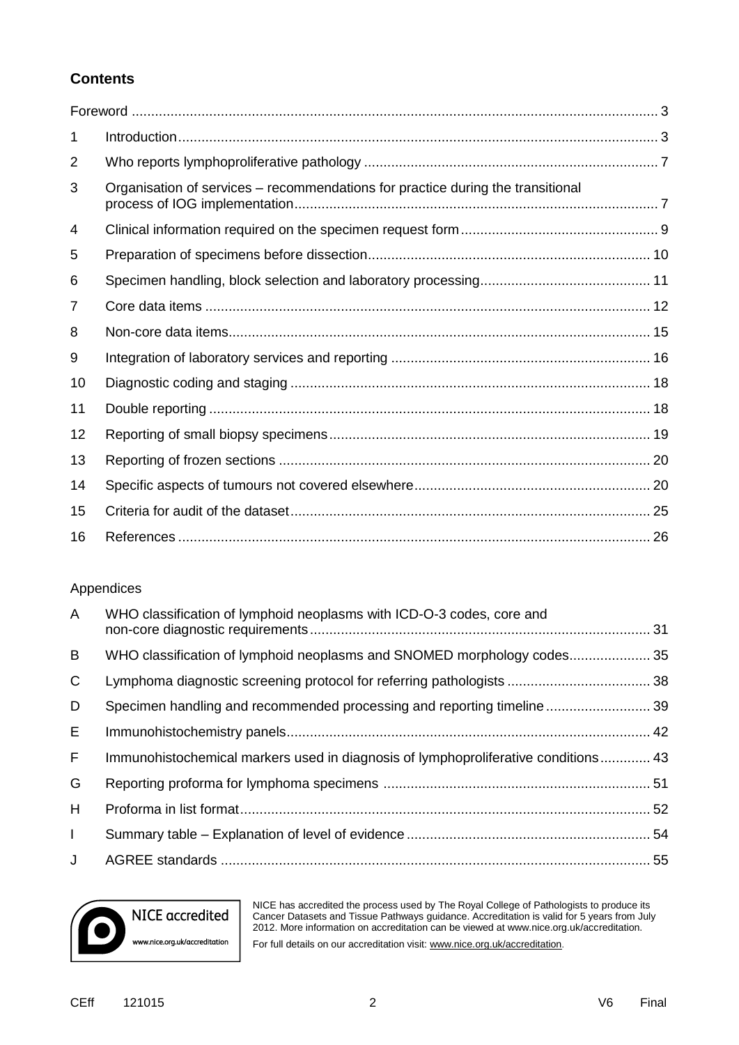## Contents

| | | |
|---|---|---|
| Foreword | | 3 |
| 1 | Introduction | 3 |
| 2 | Who reports lymphoproliferative pathology | 7 |
| 3 | Organisation of services – recommendations for practice during the transitional process of IOG implementation | 7 |
| 4 | Clinical information required on the specimen request form | 9 |
| 5 | Preparation of specimens before dissection | 10 |
| 6 | Specimen handling, block selection and laboratory processing | 11 |
| 7 | Core data items | 12 |
| 8 | Non-core data items | 15 |
| 9 | Integration of laboratory services and reporting | 16 |
| 10 | Diagnostic coding and staging | 18 |
| 11 | Double reporting | 18 |
| 12 | Reporting of small biopsy specimens | 19 |
| 13 | Reporting of frozen sections | 20 |
| 14 | Specific aspects of tumours not covered elsewhere | 20 |
| 15 | Criteria for audit of the dataset | 25 |
| 16 | References | 26 |

Appendices

| | | |
|---|---|---|
| A | WHO classification of lymphoid neoplasms with ICD-O-3 codes, core and non-core diagnostic requirements | 31 |
| B | WHO classification of lymphoid neoplasms and SNOMED morphology codes | 35 |
| C | Lymphoma diagnostic screening protocol for referring pathologists | 38 |
| D | Specimen handling and recommended processing and reporting timeline | 39 |
| E | Immunohistochemistry panels | 42 |
| F | Immunohistochemical markers used in diagnosis of lymphoproliferative conditions | 43 |
| G | Reporting proforma for lymphoma specimens | 51 |
| H | Proforma in list format | 52 |
| I | Summary table – Explanation of level of evidence | 54 |
| J | AGREE standards | 55 |

NICE accredited
www.nice.org.uk/accreditation

NICE has accredited the process used by The Royal College of Pathologists to produce its Cancer Datasets and Tissue Pathways guidance. Accreditation is valid for 5 years from July 2012. More information on accreditation can be viewed at www.nice.org.uk/accreditation.

For full details on our accreditation visit: www.nice.org.uk/accreditation.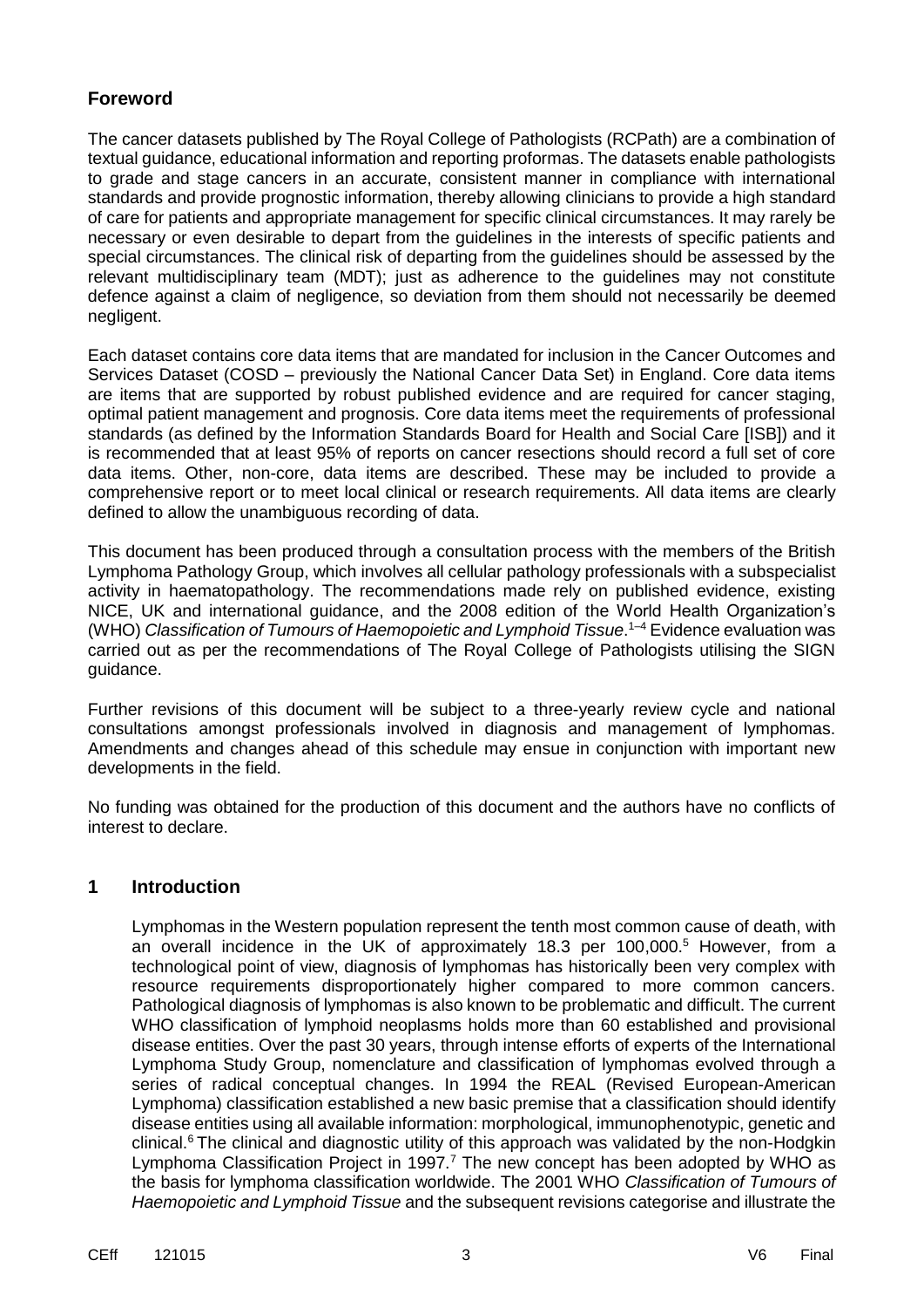## Foreword

The cancer datasets published by The Royal College of Pathologists (RCPath) are a combination of textual guidance, educational information and reporting proformas. The datasets enable pathologists to grade and stage cancers in an accurate, consistent manner in compliance with international standards and provide prognostic information, thereby allowing clinicians to provide a high standard of care for patients and appropriate management for specific clinical circumstances. It may rarely be necessary or even desirable to depart from the guidelines in the interests of specific patients and special circumstances. The clinical risk of departing from the guidelines should be assessed by the relevant multidisciplinary team (MDT); just as adherence to the guidelines may not constitute defence against a claim of negligence, so deviation from them should not necessarily be deemed negligent.

Each dataset contains core data items that are mandated for inclusion in the Cancer Outcomes and Services Dataset (COSD – previously the National Cancer Data Set) in England. Core data items are items that are supported by robust published evidence and are required for cancer staging, optimal patient management and prognosis. Core data items meet the requirements of professional standards (as defined by the Information Standards Board for Health and Social Care [ISB]) and it is recommended that at least 95% of reports on cancer resections should record a full set of core data items. Other, non-core, data items are described. These may be included to provide a comprehensive report or to meet local clinical or research requirements. All data items are clearly defined to allow the unambiguous recording of data.

This document has been produced through a consultation process with the members of the British Lymphoma Pathology Group, which involves all cellular pathology professionals with a subspecialist activity in haematopathology. The recommendations made rely on published evidence, existing NICE, UK and international guidance, and the 2008 edition of the World Health Organization's (WHO) *Classification of Tumours of Haemopoietic and Lymphoid Tissue*.[1–4] Evidence evaluation was carried out as per the recommendations of The Royal College of Pathologists utilising the SIGN guidance.

Further revisions of this document will be subject to a three-yearly review cycle and national consultations amongst professionals involved in diagnosis and management of lymphomas. Amendments and changes ahead of this schedule may ensue in conjunction with important new developments in the field.

No funding was obtained for the production of this document and the authors have no conflicts of interest to declare.

## 1 Introduction

Lymphomas in the Western population represent the tenth most common cause of death, with an overall incidence in the UK of approximately 18.3 per 100,000.[5] However, from a technological point of view, diagnosis of lymphomas has historically been very complex with resource requirements disproportionately higher compared to more common cancers. Pathological diagnosis of lymphomas is also known to be problematic and difficult. The current WHO classification of lymphoid neoplasms holds more than 60 established and provisional disease entities. Over the past 30 years, through intense efforts of experts of the International Lymphoma Study Group, nomenclature and classification of lymphomas evolved through a series of radical conceptual changes. In 1994 the REAL (Revised European-American Lymphoma) classification established a new basic premise that a classification should identify disease entities using all available information: morphological, immunophenotypic, genetic and clinical.[6] The clinical and diagnostic utility of this approach was validated by the non-Hodgkin Lymphoma Classification Project in 1997.[7] The new concept has been adopted by WHO as the basis for lymphoma classification worldwide. The 2001 WHO *Classification of Tumours of Haemopoietic and Lymphoid Tissue* and the subsequent revisions categorise and illustrate the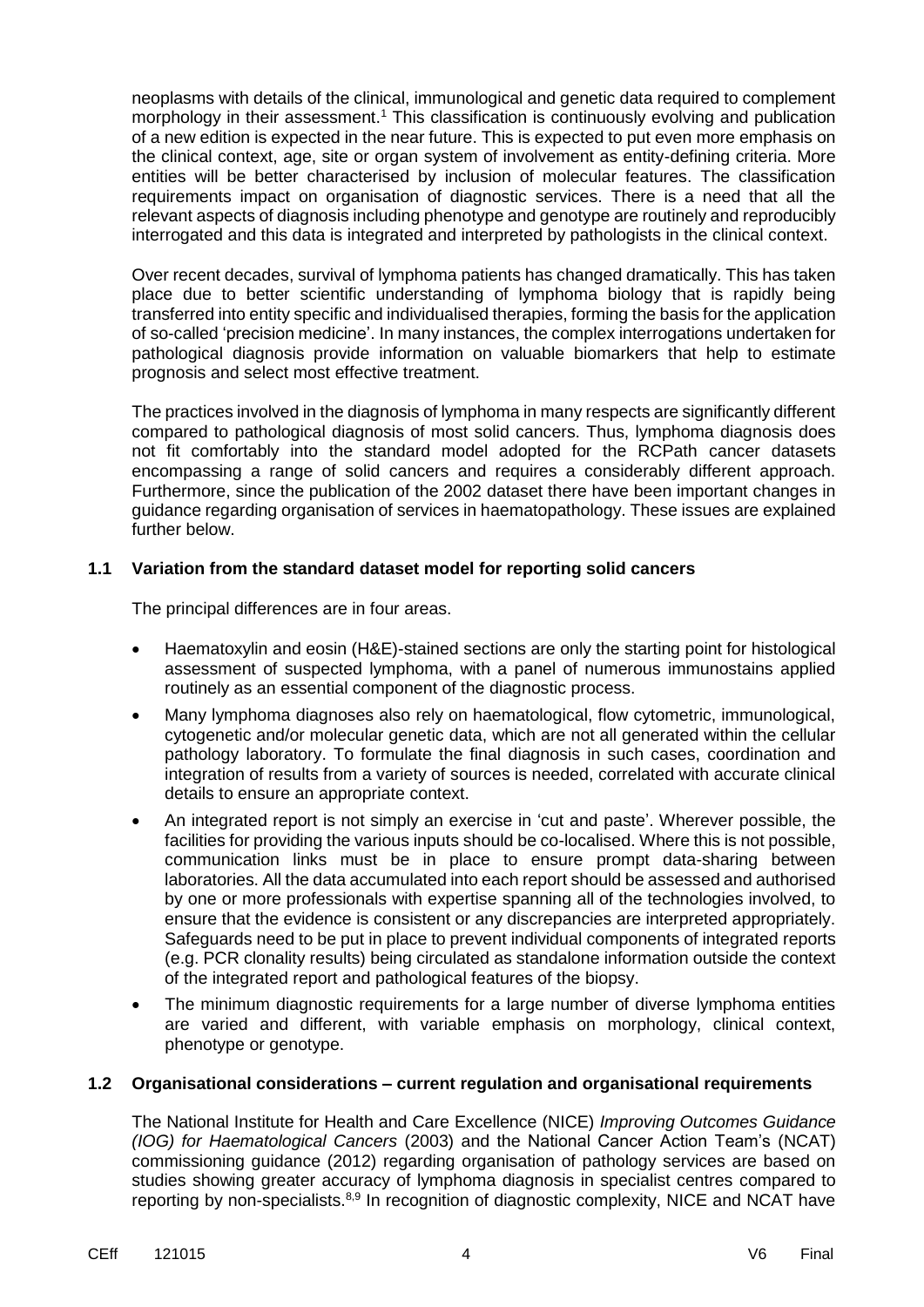neoplasms with details of the clinical, immunological and genetic data required to complement morphology in their assessment.[1] This classification is continuously evolving and publication of a new edition is expected in the near future. This is expected to put even more emphasis on the clinical context, age, site or organ system of involvement as entity-defining criteria. More entities will be better characterised by inclusion of molecular features. The classification requirements impact on organisation of diagnostic services. There is a need that all the relevant aspects of diagnosis including phenotype and genotype are routinely and reproducibly interrogated and this data is integrated and interpreted by pathologists in the clinical context.

Over recent decades, survival of lymphoma patients has changed dramatically. This has taken place due to better scientific understanding of lymphoma biology that is rapidly being transferred into entity specific and individualised therapies, forming the basis for the application of so-called 'precision medicine'. In many instances, the complex interrogations undertaken for pathological diagnosis provide information on valuable biomarkers that help to estimate prognosis and select most effective treatment.

The practices involved in the diagnosis of lymphoma in many respects are significantly different compared to pathological diagnosis of most solid cancers. Thus, lymphoma diagnosis does not fit comfortably into the standard model adopted for the RCPath cancer datasets encompassing a range of solid cancers and requires a considerably different approach. Furthermore, since the publication of the 2002 dataset there have been important changes in guidance regarding organisation of services in haematopathology. These issues are explained further below.

### 1.1 Variation from the standard dataset model for reporting solid cancers

The principal differences are in four areas.

- Haematoxylin and eosin (H&E)-stained sections are only the starting point for histological assessment of suspected lymphoma, with a panel of numerous immunostains applied routinely as an essential component of the diagnostic process.
- Many lymphoma diagnoses also rely on haematological, flow cytometric, immunological, cytogenetic and/or molecular genetic data, which are not all generated within the cellular pathology laboratory. To formulate the final diagnosis in such cases, coordination and integration of results from a variety of sources is needed, correlated with accurate clinical details to ensure an appropriate context.
- An integrated report is not simply an exercise in 'cut and paste'. Wherever possible, the facilities for providing the various inputs should be co-localised. Where this is not possible, communication links must be in place to ensure prompt data-sharing between laboratories. All the data accumulated into each report should be assessed and authorised by one or more professionals with expertise spanning all of the technologies involved, to ensure that the evidence is consistent or any discrepancies are interpreted appropriately. Safeguards need to be put in place to prevent individual components of integrated reports (e.g. PCR clonality results) being circulated as standalone information outside the context of the integrated report and pathological features of the biopsy.
- The minimum diagnostic requirements for a large number of diverse lymphoma entities are varied and different, with variable emphasis on morphology, clinical context, phenotype or genotype.

### 1.2 Organisational considerations – current regulation and organisational requirements

The National Institute for Health and Care Excellence (NICE) *Improving Outcomes Guidance (IOG) for Haematological Cancers* (2003) and the National Cancer Action Team's (NCAT) commissioning guidance (2012) regarding organisation of pathology services are based on studies showing greater accuracy of lymphoma diagnosis in specialist centres compared to reporting by non-specialists.[8,9] In recognition of diagnostic complexity, NICE and NCAT have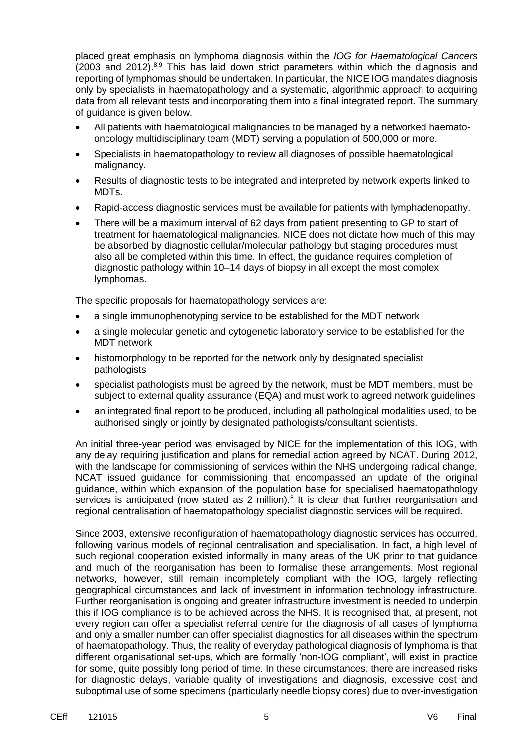placed great emphasis on lymphoma diagnosis within the *IOG for Haematological Cancers* (2003 and 2012).[8,9] This has laid down strict parameters within which the diagnosis and reporting of lymphomas should be undertaken. In particular, the NICE IOG mandates diagnosis only by specialists in haematopathology and a systematic, algorithmic approach to acquiring data from all relevant tests and incorporating them into a final integrated report. The summary of guidance is given below.

- All patients with haematological malignancies to be managed by a networked haemato-oncology multidisciplinary team (MDT) serving a population of 500,000 or more.
- Specialists in haematopathology to review all diagnoses of possible haematological malignancy.
- Results of diagnostic tests to be integrated and interpreted by network experts linked to MDTs.
- Rapid-access diagnostic services must be available for patients with lymphadenopathy.
- There will be a maximum interval of 62 days from patient presenting to GP to start of treatment for haematological malignancies. NICE does not dictate how much of this may be absorbed by diagnostic cellular/molecular pathology but staging procedures must also all be completed within this time. In effect, the guidance requires completion of diagnostic pathology within 10–14 days of biopsy in all except the most complex lymphomas.

The specific proposals for haematopathology services are:

- a single immunophenotyping service to be established for the MDT network
- a single molecular genetic and cytogenetic laboratory service to be established for the MDT network
- histomorphology to be reported for the network only by designated specialist pathologists
- specialist pathologists must be agreed by the network, must be MDT members, must be subject to external quality assurance (EQA) and must work to agreed network guidelines
- an integrated final report to be produced, including all pathological modalities used, to be authorised singly or jointly by designated pathologists/consultant scientists.

An initial three-year period was envisaged by NICE for the implementation of this IOG, with any delay requiring justification and plans for remedial action agreed by NCAT. During 2012, with the landscape for commissioning of services within the NHS undergoing radical change, NCAT issued guidance for commissioning that encompassed an update of the original guidance, within which expansion of the population base for specialised haematopathology services is anticipated (now stated as 2 million).[8] It is clear that further reorganisation and regional centralisation of haematopathology specialist diagnostic services will be required.

Since 2003, extensive reconfiguration of haematopathology diagnostic services has occurred, following various models of regional centralisation and specialisation. In fact, a high level of such regional cooperation existed informally in many areas of the UK prior to that guidance and much of the reorganisation has been to formalise these arrangements. Most regional networks, however, still remain incompletely compliant with the IOG, largely reflecting geographical circumstances and lack of investment in information technology infrastructure. Further reorganisation is ongoing and greater infrastructure investment is needed to underpin this if IOG compliance is to be achieved across the NHS. It is recognised that, at present, not every region can offer a specialist referral centre for the diagnosis of all cases of lymphoma and only a smaller number can offer specialist diagnostics for all diseases within the spectrum of haematopathology. Thus, the reality of everyday pathological diagnosis of lymphoma is that different organisational set-ups, which are formally 'non-IOG compliant', will exist in practice for some, quite possibly long period of time. In these circumstances, there are increased risks for diagnostic delays, variable quality of investigations and diagnosis, excessive cost and suboptimal use of some specimens (particularly needle biopsy cores) due to over-investigation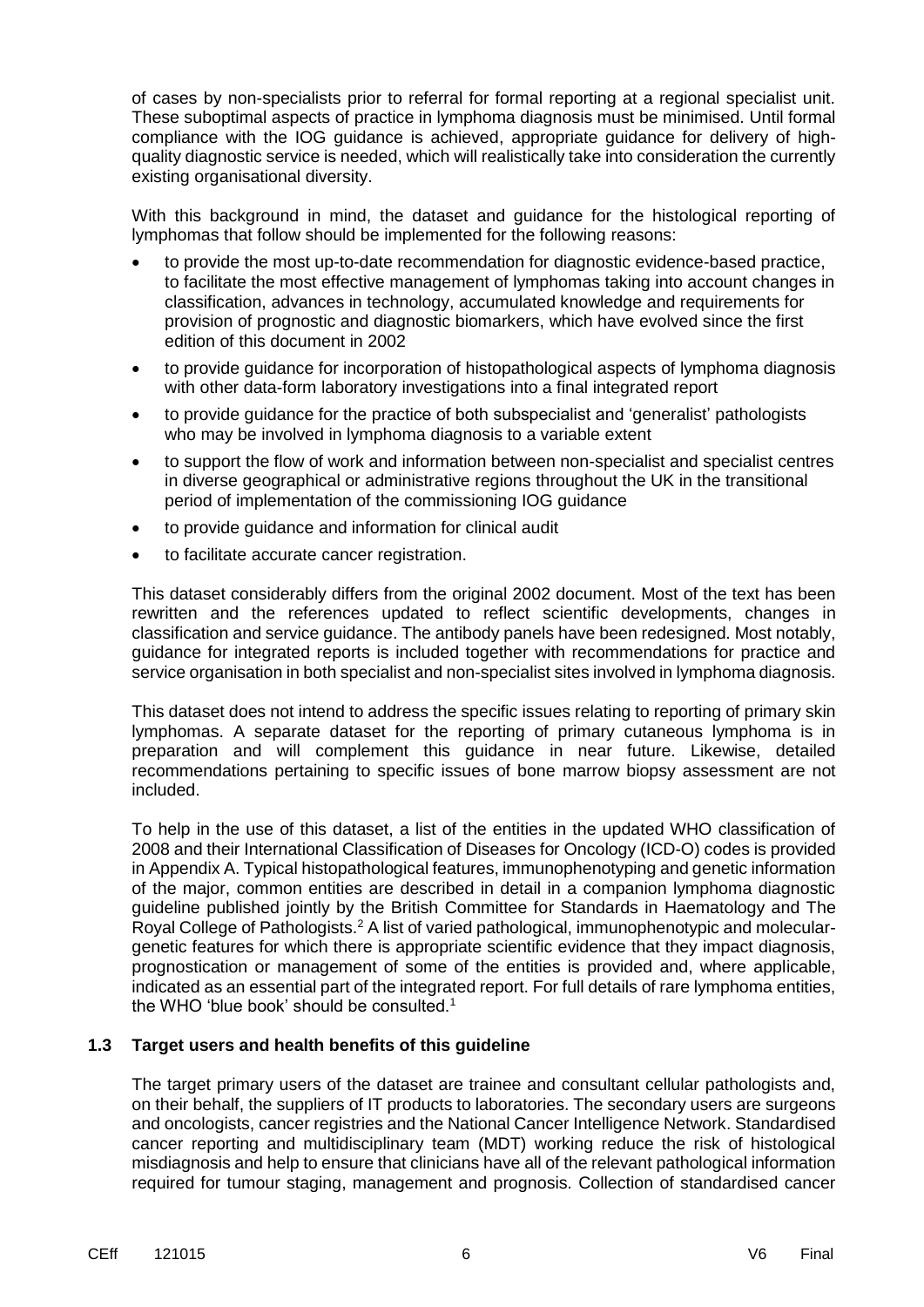of cases by non-specialists prior to referral for formal reporting at a regional specialist unit. These suboptimal aspects of practice in lymphoma diagnosis must be minimised. Until formal compliance with the IOG guidance is achieved, appropriate guidance for delivery of high-quality diagnostic service is needed, which will realistically take into consideration the currently existing organisational diversity.

With this background in mind, the dataset and guidance for the histological reporting of lymphomas that follow should be implemented for the following reasons:

- to provide the most up-to-date recommendation for diagnostic evidence-based practice, to facilitate the most effective management of lymphomas taking into account changes in classification, advances in technology, accumulated knowledge and requirements for provision of prognostic and diagnostic biomarkers, which have evolved since the first edition of this document in 2002
- to provide guidance for incorporation of histopathological aspects of lymphoma diagnosis with other data-form laboratory investigations into a final integrated report
- to provide guidance for the practice of both subspecialist and 'generalist' pathologists who may be involved in lymphoma diagnosis to a variable extent
- to support the flow of work and information between non-specialist and specialist centres in diverse geographical or administrative regions throughout the UK in the transitional period of implementation of the commissioning IOG guidance
- to provide guidance and information for clinical audit
- to facilitate accurate cancer registration.

This dataset considerably differs from the original 2002 document. Most of the text has been rewritten and the references updated to reflect scientific developments, changes in classification and service guidance. The antibody panels have been redesigned. Most notably, guidance for integrated reports is included together with recommendations for practice and service organisation in both specialist and non-specialist sites involved in lymphoma diagnosis.

This dataset does not intend to address the specific issues relating to reporting of primary skin lymphomas. A separate dataset for the reporting of primary cutaneous lymphoma is in preparation and will complement this guidance in near future. Likewise, detailed recommendations pertaining to specific issues of bone marrow biopsy assessment are not included.

To help in the use of this dataset, a list of the entities in the updated WHO classification of 2008 and their International Classification of Diseases for Oncology (ICD-O) codes is provided in Appendix A. Typical histopathological features, immunophenotyping and genetic information of the major, common entities are described in detail in a companion lymphoma diagnostic guideline published jointly by the British Committee for Standards in Haematology and The Royal College of Pathologists.[2] A list of varied pathological, immunophenotypic and molecular-genetic features for which there is appropriate scientific evidence that they impact diagnosis, prognostication or management of some of the entities is provided and, where applicable, indicated as an essential part of the integrated report. For full details of rare lymphoma entities, the WHO 'blue book' should be consulted.[1]

### 1.3 Target users and health benefits of this guideline

The target primary users of the dataset are trainee and consultant cellular pathologists and, on their behalf, the suppliers of IT products to laboratories. The secondary users are surgeons and oncologists, cancer registries and the National Cancer Intelligence Network. Standardised cancer reporting and multidisciplinary team (MDT) working reduce the risk of histological misdiagnosis and help to ensure that clinicians have all of the relevant pathological information required for tumour staging, management and prognosis. Collection of standardised cancer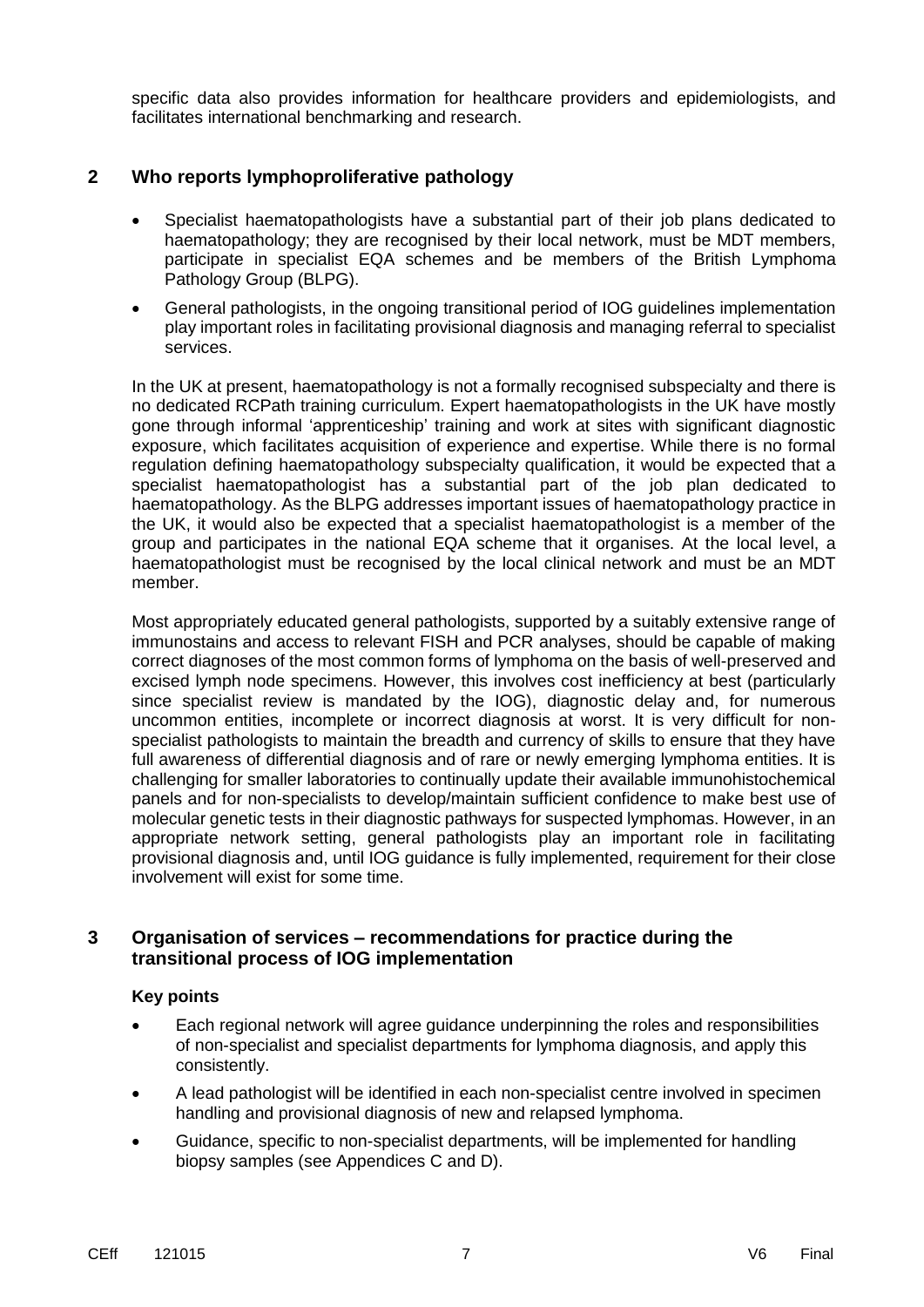specific data also provides information for healthcare providers and epidemiologists, and facilitates international benchmarking and research.

## 2 Who reports lymphoproliferative pathology

- Specialist haematopathologists have a substantial part of their job plans dedicated to haematopathology; they are recognised by their local network, must be MDT members, participate in specialist EQA schemes and be members of the British Lymphoma Pathology Group (BLPG).
- General pathologists, in the ongoing transitional period of IOG guidelines implementation play important roles in facilitating provisional diagnosis and managing referral to specialist services.

In the UK at present, haematopathology is not a formally recognised subspecialty and there is no dedicated RCPath training curriculum. Expert haematopathologists in the UK have mostly gone through informal 'apprenticeship' training and work at sites with significant diagnostic exposure, which facilitates acquisition of experience and expertise. While there is no formal regulation defining haematopathology subspecialty qualification, it would be expected that a specialist haematopathologist has a substantial part of the job plan dedicated to haematopathology. As the BLPG addresses important issues of haematopathology practice in the UK, it would also be expected that a specialist haematopathologist is a member of the group and participates in the national EQA scheme that it organises. At the local level, a haematopathologist must be recognised by the local clinical network and must be an MDT member.

Most appropriately educated general pathologists, supported by a suitably extensive range of immunostains and access to relevant FISH and PCR analyses, should be capable of making correct diagnoses of the most common forms of lymphoma on the basis of well-preserved and excised lymph node specimens. However, this involves cost inefficiency at best (particularly since specialist review is mandated by the IOG), diagnostic delay and, for numerous uncommon entities, incomplete or incorrect diagnosis at worst. It is very difficult for non-specialist pathologists to maintain the breadth and currency of skills to ensure that they have full awareness of differential diagnosis and of rare or newly emerging lymphoma entities. It is challenging for smaller laboratories to continually update their available immunohistochemical panels and for non-specialists to develop/maintain sufficient confidence to make best use of molecular genetic tests in their diagnostic pathways for suspected lymphomas. However, in an appropriate network setting, general pathologists play an important role in facilitating provisional diagnosis and, until IOG guidance is fully implemented, requirement for their close involvement will exist for some time.

## 3 Organisation of services – recommendations for practice during the transitional process of IOG implementation

### Key points

- Each regional network will agree guidance underpinning the roles and responsibilities of non-specialist and specialist departments for lymphoma diagnosis, and apply this consistently.
- A lead pathologist will be identified in each non-specialist centre involved in specimen handling and provisional diagnosis of new and relapsed lymphoma.
- Guidance, specific to non-specialist departments, will be implemented for handling biopsy samples (see Appendices C and D).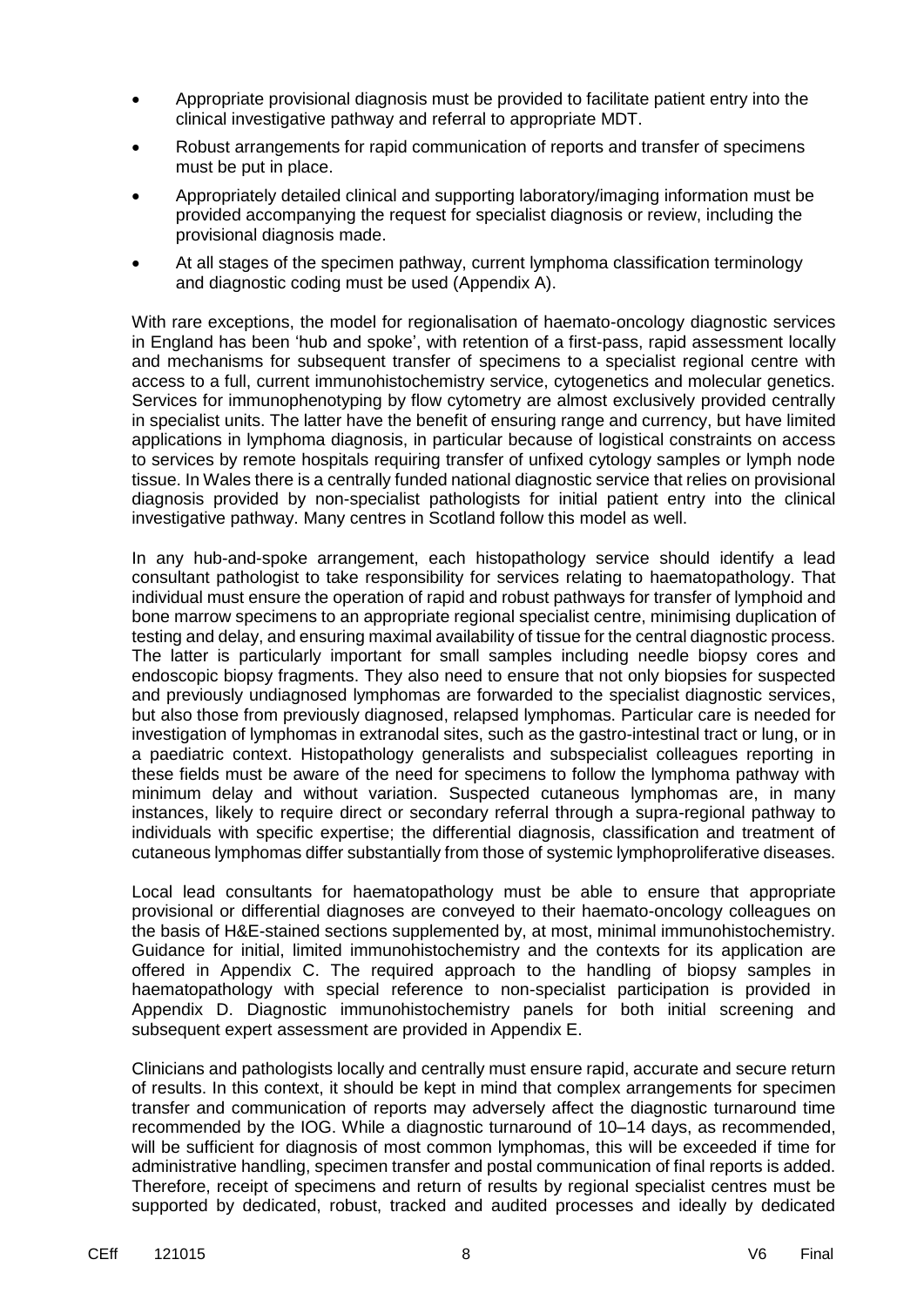- Appropriate provisional diagnosis must be provided to facilitate patient entry into the clinical investigative pathway and referral to appropriate MDT.
- Robust arrangements for rapid communication of reports and transfer of specimens must be put in place.
- Appropriately detailed clinical and supporting laboratory/imaging information must be provided accompanying the request for specialist diagnosis or review, including the provisional diagnosis made.
- At all stages of the specimen pathway, current lymphoma classification terminology and diagnostic coding must be used (Appendix A).

With rare exceptions, the model for regionalisation of haemato-oncology diagnostic services in England has been 'hub and spoke', with retention of a first-pass, rapid assessment locally and mechanisms for subsequent transfer of specimens to a specialist regional centre with access to a full, current immunohistochemistry service, cytogenetics and molecular genetics. Services for immunophenotyping by flow cytometry are almost exclusively provided centrally in specialist units. The latter have the benefit of ensuring range and currency, but have limited applications in lymphoma diagnosis, in particular because of logistical constraints on access to services by remote hospitals requiring transfer of unfixed cytology samples or lymph node tissue. In Wales there is a centrally funded national diagnostic service that relies on provisional diagnosis provided by non-specialist pathologists for initial patient entry into the clinical investigative pathway. Many centres in Scotland follow this model as well.

In any hub-and-spoke arrangement, each histopathology service should identify a lead consultant pathologist to take responsibility for services relating to haematopathology. That individual must ensure the operation of rapid and robust pathways for transfer of lymphoid and bone marrow specimens to an appropriate regional specialist centre, minimising duplication of testing and delay, and ensuring maximal availability of tissue for the central diagnostic process. The latter is particularly important for small samples including needle biopsy cores and endoscopic biopsy fragments. They also need to ensure that not only biopsies for suspected and previously undiagnosed lymphomas are forwarded to the specialist diagnostic services, but also those from previously diagnosed, relapsed lymphomas. Particular care is needed for investigation of lymphomas in extranodal sites, such as the gastro-intestinal tract or lung, or in a paediatric context. Histopathology generalists and subspecialist colleagues reporting in these fields must be aware of the need for specimens to follow the lymphoma pathway with minimum delay and without variation. Suspected cutaneous lymphomas are, in many instances, likely to require direct or secondary referral through a supra-regional pathway to individuals with specific expertise; the differential diagnosis, classification and treatment of cutaneous lymphomas differ substantially from those of systemic lymphoproliferative diseases.

Local lead consultants for haematopathology must be able to ensure that appropriate provisional or differential diagnoses are conveyed to their haemato-oncology colleagues on the basis of H&E-stained sections supplemented by, at most, minimal immunohistochemistry. Guidance for initial, limited immunohistochemistry and the contexts for its application are offered in Appendix C. The required approach to the handling of biopsy samples in haematopathology with special reference to non-specialist participation is provided in Appendix D. Diagnostic immunohistochemistry panels for both initial screening and subsequent expert assessment are provided in Appendix E.

Clinicians and pathologists locally and centrally must ensure rapid, accurate and secure return of results. In this context, it should be kept in mind that complex arrangements for specimen transfer and communication of reports may adversely affect the diagnostic turnaround time recommended by the IOG. While a diagnostic turnaround of 10–14 days, as recommended, will be sufficient for diagnosis of most common lymphomas, this will be exceeded if time for administrative handling, specimen transfer and postal communication of final reports is added. Therefore, receipt of specimens and return of results by regional specialist centres must be supported by dedicated, robust, tracked and audited processes and ideally by dedicated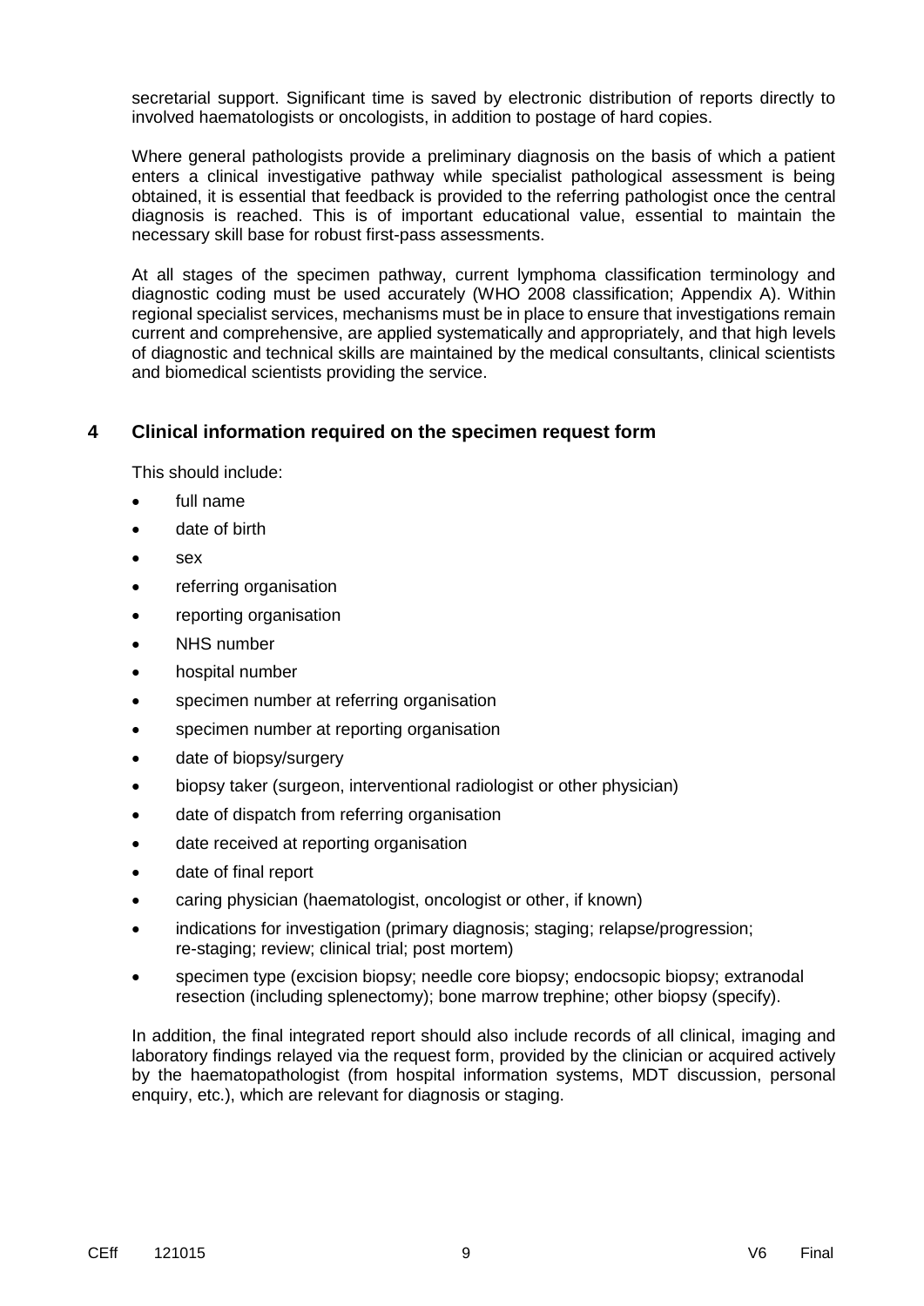secretarial support. Significant time is saved by electronic distribution of reports directly to involved haematologists or oncologists, in addition to postage of hard copies.

Where general pathologists provide a preliminary diagnosis on the basis of which a patient enters a clinical investigative pathway while specialist pathological assessment is being obtained, it is essential that feedback is provided to the referring pathologist once the central diagnosis is reached. This is of important educational value, essential to maintain the necessary skill base for robust first-pass assessments.

At all stages of the specimen pathway, current lymphoma classification terminology and diagnostic coding must be used accurately (WHO 2008 classification; Appendix A). Within regional specialist services, mechanisms must be in place to ensure that investigations remain current and comprehensive, are applied systematically and appropriately, and that high levels of diagnostic and technical skills are maintained by the medical consultants, clinical scientists and biomedical scientists providing the service.

## 4 Clinical information required on the specimen request form

This should include:

- full name
- date of birth
- sex
- referring organisation
- reporting organisation
- NHS number
- hospital number
- specimen number at referring organisation
- specimen number at reporting organisation
- date of biopsy/surgery
- biopsy taker (surgeon, interventional radiologist or other physician)
- date of dispatch from referring organisation
- date received at reporting organisation
- date of final report
- caring physician (haematologist, oncologist or other, if known)
- indications for investigation (primary diagnosis; staging; relapse/progression; re-staging; review; clinical trial; post mortem)
- specimen type (excision biopsy; needle core biopsy; endocsopic biopsy; extranodal resection (including splenectomy); bone marrow trephine; other biopsy (specify).

In addition, the final integrated report should also include records of all clinical, imaging and laboratory findings relayed via the request form, provided by the clinician or acquired actively by the haematopathologist (from hospital information systems, MDT discussion, personal enquiry, etc.), which are relevant for diagnosis or staging.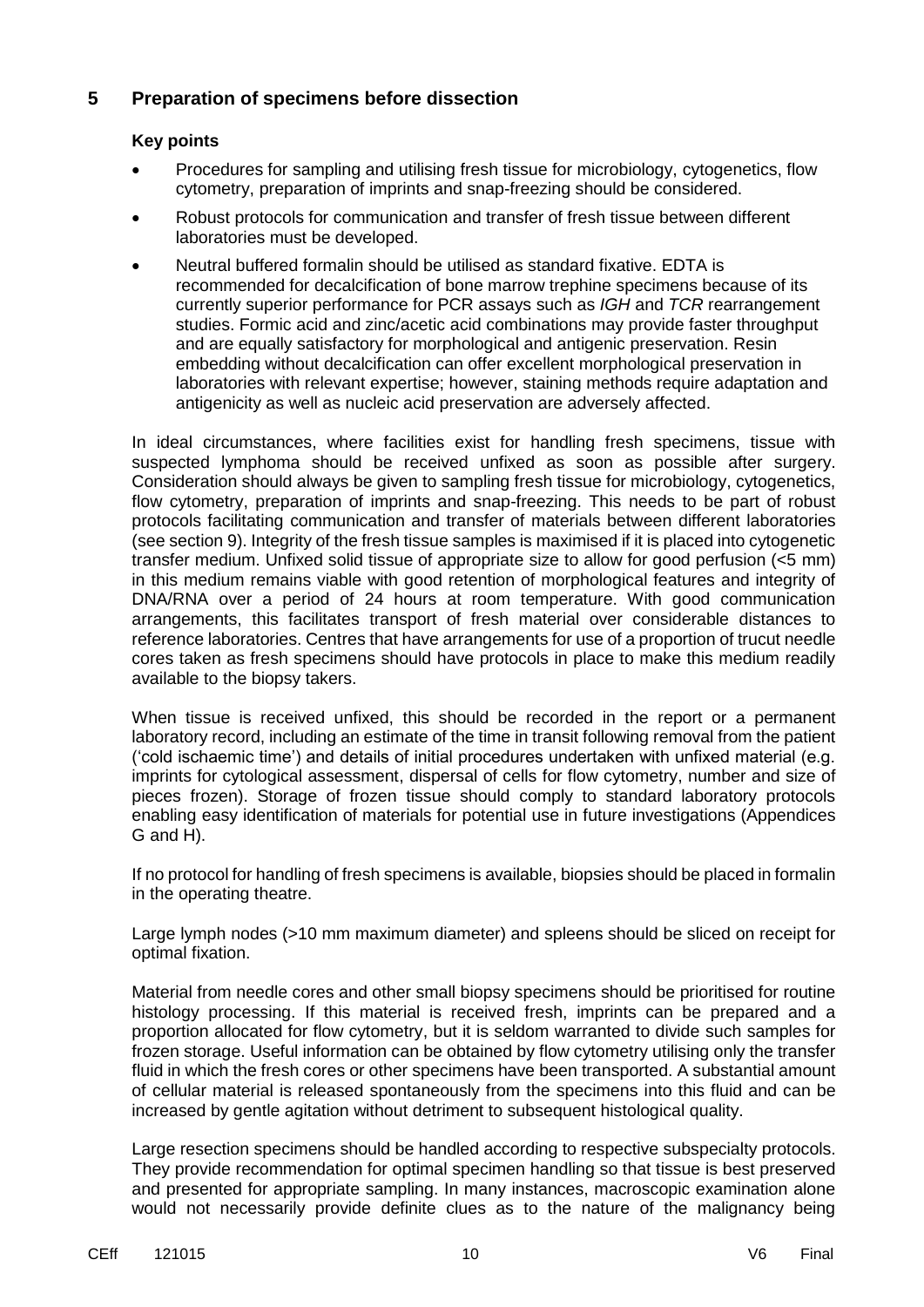## 5 Preparation of specimens before dissection

### Key points

- Procedures for sampling and utilising fresh tissue for microbiology, cytogenetics, flow cytometry, preparation of imprints and snap-freezing should be considered.
- Robust protocols for communication and transfer of fresh tissue between different laboratories must be developed.
- Neutral buffered formalin should be utilised as standard fixative. EDTA is recommended for decalcification of bone marrow trephine specimens because of its currently superior performance for PCR assays such as *IGH* and *TCR* rearrangement studies. Formic acid and zinc/acetic acid combinations may provide faster throughput and are equally satisfactory for morphological and antigenic preservation. Resin embedding without decalcification can offer excellent morphological preservation in laboratories with relevant expertise; however, staining methods require adaptation and antigenicity as well as nucleic acid preservation are adversely affected.

In ideal circumstances, where facilities exist for handling fresh specimens, tissue with suspected lymphoma should be received unfixed as soon as possible after surgery. Consideration should always be given to sampling fresh tissue for microbiology, cytogenetics, flow cytometry, preparation of imprints and snap-freezing. This needs to be part of robust protocols facilitating communication and transfer of materials between different laboratories (see section 9). Integrity of the fresh tissue samples is maximised if it is placed into cytogenetic transfer medium. Unfixed solid tissue of appropriate size to allow for good perfusion (<5 mm) in this medium remains viable with good retention of morphological features and integrity of DNA/RNA over a period of 24 hours at room temperature. With good communication arrangements, this facilitates transport of fresh material over considerable distances to reference laboratories. Centres that have arrangements for use of a proportion of trucut needle cores taken as fresh specimens should have protocols in place to make this medium readily available to the biopsy takers.

When tissue is received unfixed, this should be recorded in the report or a permanent laboratory record, including an estimate of the time in transit following removal from the patient ('cold ischaemic time') and details of initial procedures undertaken with unfixed material (e.g. imprints for cytological assessment, dispersal of cells for flow cytometry, number and size of pieces frozen). Storage of frozen tissue should comply to standard laboratory protocols enabling easy identification of materials for potential use in future investigations (Appendices G and H).

If no protocol for handling of fresh specimens is available, biopsies should be placed in formalin in the operating theatre.

Large lymph nodes (>10 mm maximum diameter) and spleens should be sliced on receipt for optimal fixation.

Material from needle cores and other small biopsy specimens should be prioritised for routine histology processing. If this material is received fresh, imprints can be prepared and a proportion allocated for flow cytometry, but it is seldom warranted to divide such samples for frozen storage. Useful information can be obtained by flow cytometry utilising only the transfer fluid in which the fresh cores or other specimens have been transported. A substantial amount of cellular material is released spontaneously from the specimens into this fluid and can be increased by gentle agitation without detriment to subsequent histological quality.

Large resection specimens should be handled according to respective subspecialty protocols. They provide recommendation for optimal specimen handling so that tissue is best preserved and presented for appropriate sampling. In many instances, macroscopic examination alone would not necessarily provide definite clues as to the nature of the malignancy being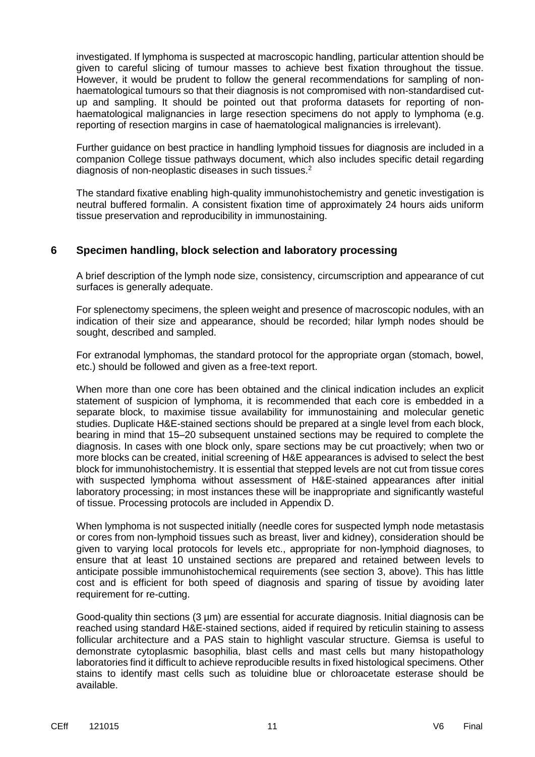investigated. If lymphoma is suspected at macroscopic handling, particular attention should be given to careful slicing of tumour masses to achieve best fixation throughout the tissue. However, it would be prudent to follow the general recommendations for sampling of non-haematological tumours so that their diagnosis is not compromised with non-standardised cut-up and sampling. It should be pointed out that proforma datasets for reporting of non-haematological malignancies in large resection specimens do not apply to lymphoma (e.g. reporting of resection margins in case of haematological malignancies is irrelevant).

Further guidance on best practice in handling lymphoid tissues for diagnosis are included in a companion College tissue pathways document, which also includes specific detail regarding diagnosis of non-neoplastic diseases in such tissues.[2]

The standard fixative enabling high-quality immunohistochemistry and genetic investigation is neutral buffered formalin. A consistent fixation time of approximately 24 hours aids uniform tissue preservation and reproducibility in immunostaining.

## 6 Specimen handling, block selection and laboratory processing

A brief description of the lymph node size, consistency, circumscription and appearance of cut surfaces is generally adequate.

For splenectomy specimens, the spleen weight and presence of macroscopic nodules, with an indication of their size and appearance, should be recorded; hilar lymph nodes should be sought, described and sampled.

For extranodal lymphomas, the standard protocol for the appropriate organ (stomach, bowel, etc.) should be followed and given as a free-text report.

When more than one core has been obtained and the clinical indication includes an explicit statement of suspicion of lymphoma, it is recommended that each core is embedded in a separate block, to maximise tissue availability for immunostaining and molecular genetic studies. Duplicate H&E-stained sections should be prepared at a single level from each block, bearing in mind that 15–20 subsequent unstained sections may be required to complete the diagnosis. In cases with one block only, spare sections may be cut proactively; when two or more blocks can be created, initial screening of H&E appearances is advised to select the best block for immunohistochemistry. It is essential that stepped levels are not cut from tissue cores with suspected lymphoma without assessment of H&E-stained appearances after initial laboratory processing; in most instances these will be inappropriate and significantly wasteful of tissue. Processing protocols are included in Appendix D.

When lymphoma is not suspected initially (needle cores for suspected lymph node metastasis or cores from non-lymphoid tissues such as breast, liver and kidney), consideration should be given to varying local protocols for levels etc., appropriate for non-lymphoid diagnoses, to ensure that at least 10 unstained sections are prepared and retained between levels to anticipate possible immunohistochemical requirements (see section 3, above). This has little cost and is efficient for both speed of diagnosis and sparing of tissue by avoiding later requirement for re-cutting.

Good-quality thin sections (3 µm) are essential for accurate diagnosis. Initial diagnosis can be reached using standard H&E-stained sections, aided if required by reticulin staining to assess follicular architecture and a PAS stain to highlight vascular structure. Giemsa is useful to demonstrate cytoplasmic basophilia, blast cells and mast cells but many histopathology laboratories find it difficult to achieve reproducible results in fixed histological specimens. Other stains to identify mast cells such as toluidine blue or chloroacetate esterase should be available.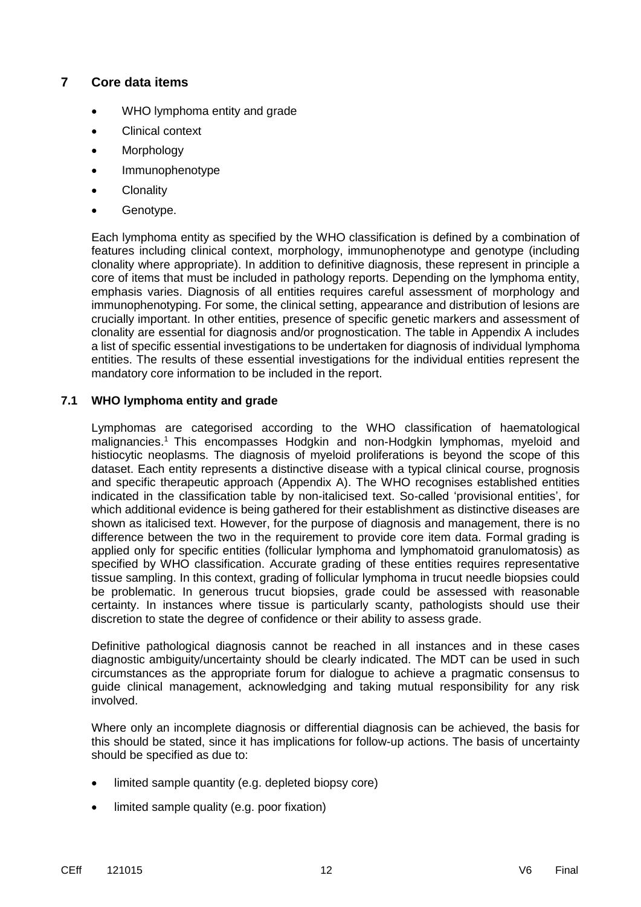## 7 Core data items

- WHO lymphoma entity and grade
- Clinical context
- Morphology
- Immunophenotype
- Clonality
- Genotype.

Each lymphoma entity as specified by the WHO classification is defined by a combination of features including clinical context, morphology, immunophenotype and genotype (including clonality where appropriate). In addition to definitive diagnosis, these represent in principle a core of items that must be included in pathology reports. Depending on the lymphoma entity, emphasis varies. Diagnosis of all entities requires careful assessment of morphology and immunophenotyping. For some, the clinical setting, appearance and distribution of lesions are crucially important. In other entities, presence of specific genetic markers and assessment of clonality are essential for diagnosis and/or prognostication. The table in Appendix A includes a list of specific essential investigations to be undertaken for diagnosis of individual lymphoma entities. The results of these essential investigations for the individual entities represent the mandatory core information to be included in the report.

### 7.1 WHO lymphoma entity and grade

Lymphomas are categorised according to the WHO classification of haematological malignancies.[1] This encompasses Hodgkin and non-Hodgkin lymphomas, myeloid and histiocytic neoplasms. The diagnosis of myeloid proliferations is beyond the scope of this dataset. Each entity represents a distinctive disease with a typical clinical course, prognosis and specific therapeutic approach (Appendix A). The WHO recognises established entities indicated in the classification table by non-italicised text. So-called 'provisional entities', for which additional evidence is being gathered for their establishment as distinctive diseases are shown as italicised text. However, for the purpose of diagnosis and management, there is no difference between the two in the requirement to provide core item data. Formal grading is applied only for specific entities (follicular lymphoma and lymphomatoid granulomatosis) as specified by WHO classification. Accurate grading of these entities requires representative tissue sampling. In this context, grading of follicular lymphoma in trucut needle biopsies could be problematic. In generous trucut biopsies, grade could be assessed with reasonable certainty. In instances where tissue is particularly scanty, pathologists should use their discretion to state the degree of confidence or their ability to assess grade.

Definitive pathological diagnosis cannot be reached in all instances and in these cases diagnostic ambiguity/uncertainty should be clearly indicated. The MDT can be used in such circumstances as the appropriate forum for dialogue to achieve a pragmatic consensus to guide clinical management, acknowledging and taking mutual responsibility for any risk involved.

Where only an incomplete diagnosis or differential diagnosis can be achieved, the basis for this should be stated, since it has implications for follow-up actions. The basis of uncertainty should be specified as due to:

- limited sample quantity (e.g. depleted biopsy core)
- limited sample quality (e.g. poor fixation)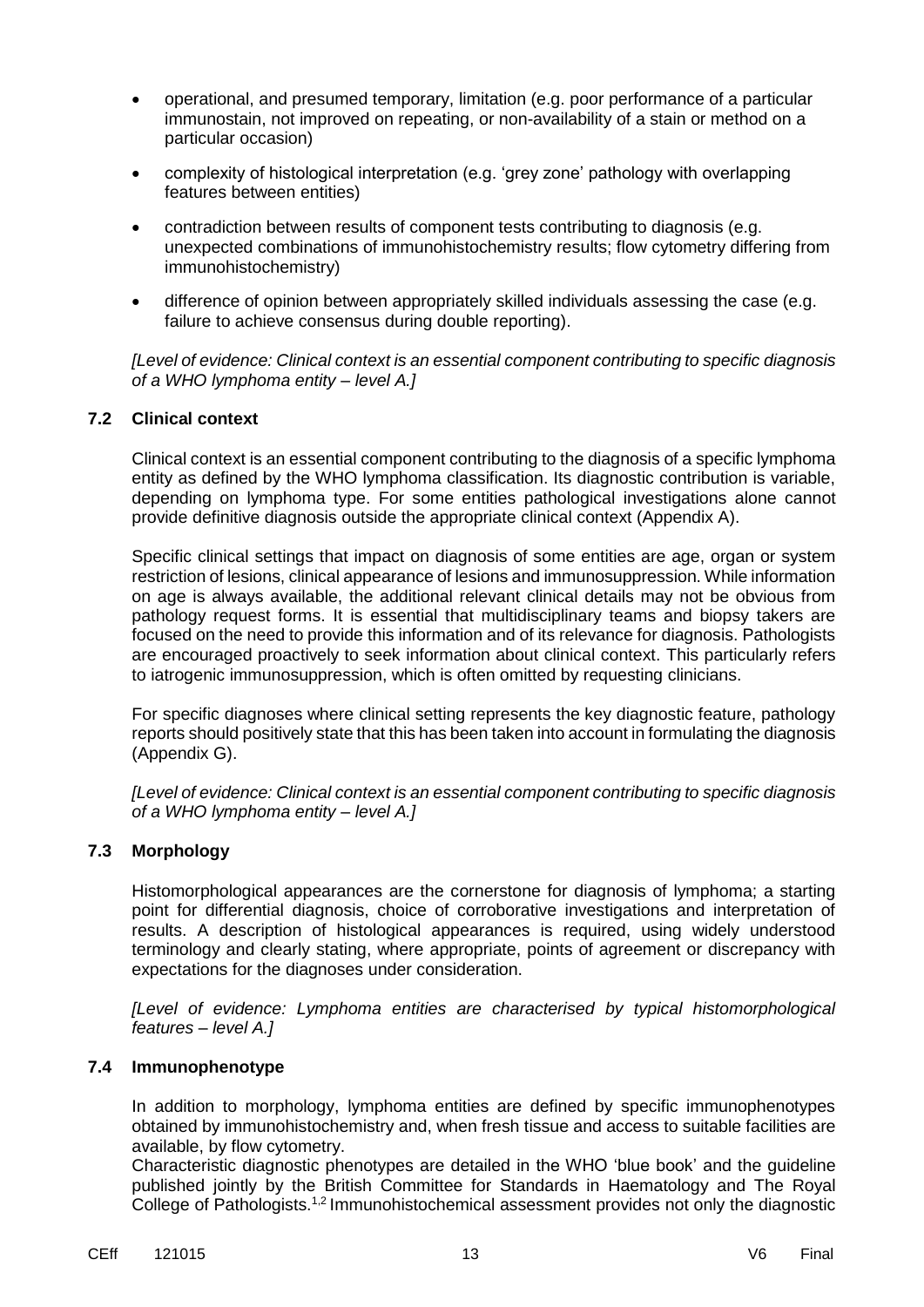- operational, and presumed temporary, limitation (e.g. poor performance of a particular immunostain, not improved on repeating, or non-availability of a stain or method on a particular occasion)
- complexity of histological interpretation (e.g. 'grey zone' pathology with overlapping features between entities)
- contradiction between results of component tests contributing to diagnosis (e.g. unexpected combinations of immunohistochemistry results; flow cytometry differing from immunohistochemistry)
- difference of opinion between appropriately skilled individuals assessing the case (e.g. failure to achieve consensus during double reporting).

*[Level of evidence: Clinical context is an essential component contributing to specific diagnosis of a WHO lymphoma entity – level A.]*

### 7.2 Clinical context

Clinical context is an essential component contributing to the diagnosis of a specific lymphoma entity as defined by the WHO lymphoma classification. Its diagnostic contribution is variable, depending on lymphoma type. For some entities pathological investigations alone cannot provide definitive diagnosis outside the appropriate clinical context (Appendix A).

Specific clinical settings that impact on diagnosis of some entities are age, organ or system restriction of lesions, clinical appearance of lesions and immunosuppression. While information on age is always available, the additional relevant clinical details may not be obvious from pathology request forms. It is essential that multidisciplinary teams and biopsy takers are focused on the need to provide this information and of its relevance for diagnosis. Pathologists are encouraged proactively to seek information about clinical context. This particularly refers to iatrogenic immunosuppression, which is often omitted by requesting clinicians.

For specific diagnoses where clinical setting represents the key diagnostic feature, pathology reports should positively state that this has been taken into account in formulating the diagnosis (Appendix G).

*[Level of evidence: Clinical context is an essential component contributing to specific diagnosis of a WHO lymphoma entity – level A.]*

### 7.3 Morphology

Histomorphological appearances are the cornerstone for diagnosis of lymphoma; a starting point for differential diagnosis, choice of corroborative investigations and interpretation of results. A description of histological appearances is required, using widely understood terminology and clearly stating, where appropriate, points of agreement or discrepancy with expectations for the diagnoses under consideration.

*[Level of evidence: Lymphoma entities are characterised by typical histomorphological features – level A.]*

### 7.4 Immunophenotype

In addition to morphology, lymphoma entities are defined by specific immunophenotypes obtained by immunohistochemistry and, when fresh tissue and access to suitable facilities are available, by flow cytometry.

Characteristic diagnostic phenotypes are detailed in the WHO 'blue book' and the guideline published jointly by the British Committee for Standards in Haematology and The Royal College of Pathologists.[1,2] Immunohistochemical assessment provides not only the diagnostic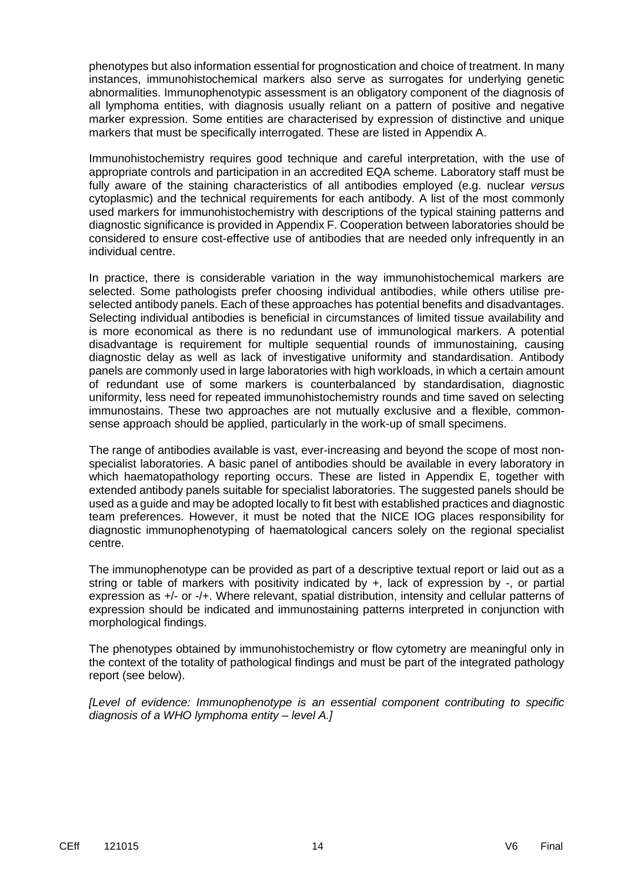phenotypes but also information essential for prognostication and choice of treatment. In many instances, immunohistochemical markers also serve as surrogates for underlying genetic abnormalities. Immunophenotypic assessment is an obligatory component of the diagnosis of all lymphoma entities, with diagnosis usually reliant on a pattern of positive and negative marker expression. Some entities are characterised by expression of distinctive and unique markers that must be specifically interrogated. These are listed in Appendix A.

Immunohistochemistry requires good technique and careful interpretation, with the use of appropriate controls and participation in an accredited EQA scheme. Laboratory staff must be fully aware of the staining characteristics of all antibodies employed (e.g. nuclear *versus* cytoplasmic) and the technical requirements for each antibody. A list of the most commonly used markers for immunohistochemistry with descriptions of the typical staining patterns and diagnostic significance is provided in Appendix F. Cooperation between laboratories should be considered to ensure cost-effective use of antibodies that are needed only infrequently in an individual centre.

In practice, there is considerable variation in the way immunohistochemical markers are selected. Some pathologists prefer choosing individual antibodies, while others utilise pre-selected antibody panels. Each of these approaches has potential benefits and disadvantages. Selecting individual antibodies is beneficial in circumstances of limited tissue availability and is more economical as there is no redundant use of immunological markers. A potential disadvantage is requirement for multiple sequential rounds of immunostaining, causing diagnostic delay as well as lack of investigative uniformity and standardisation. Antibody panels are commonly used in large laboratories with high workloads, in which a certain amount of redundant use of some markers is counterbalanced by standardisation, diagnostic uniformity, less need for repeated immunohistochemistry rounds and time saved on selecting immunostains. These two approaches are not mutually exclusive and a flexible, common-sense approach should be applied, particularly in the work-up of small specimens.

The range of antibodies available is vast, ever-increasing and beyond the scope of most non-specialist laboratories. A basic panel of antibodies should be available in every laboratory in which haematopathology reporting occurs. These are listed in Appendix E, together with extended antibody panels suitable for specialist laboratories. The suggested panels should be used as a guide and may be adopted locally to fit best with established practices and diagnostic team preferences. However, it must be noted that the NICE IOG places responsibility for diagnostic immunophenotyping of haematological cancers solely on the regional specialist centre.

The immunophenotype can be provided as part of a descriptive textual report or laid out as a string or table of markers with positivity indicated by +, lack of expression by -, or partial expression as +/- or -/+. Where relevant, spatial distribution, intensity and cellular patterns of expression should be indicated and immunostaining patterns interpreted in conjunction with morphological findings.

The phenotypes obtained by immunohistochemistry or flow cytometry are meaningful only in the context of the totality of pathological findings and must be part of the integrated pathology report (see below).

*[Level of evidence: Immunophenotype is an essential component contributing to specific diagnosis of a WHO lymphoma entity – level A.]*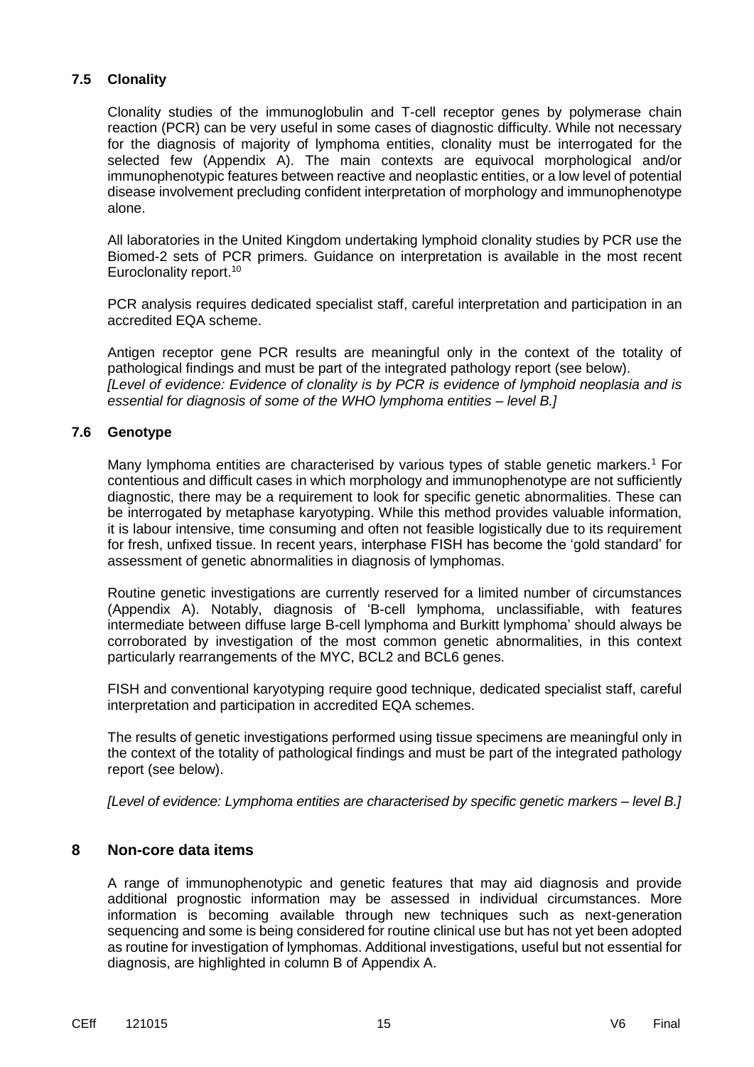### 7.5 Clonality

Clonality studies of the immunoglobulin and T-cell receptor genes by polymerase chain reaction (PCR) can be very useful in some cases of diagnostic difficulty. While not necessary for the diagnosis of majority of lymphoma entities, clonality must be interrogated for the selected few (Appendix A). The main contexts are equivocal morphological and/or immunophenotypic features between reactive and neoplastic entities, or a low level of potential disease involvement precluding confident interpretation of morphology and immunophenotype alone.

All laboratories in the United Kingdom undertaking lymphoid clonality studies by PCR use the Biomed-2 sets of PCR primers. Guidance on interpretation is available in the most recent Euroclonality report.[10]

PCR analysis requires dedicated specialist staff, careful interpretation and participation in an accredited EQA scheme.

Antigen receptor gene PCR results are meaningful only in the context of the totality of pathological findings and must be part of the integrated pathology report (see below).
*[Level of evidence: Evidence of clonality is by PCR is evidence of lymphoid neoplasia and is essential for diagnosis of some of the WHO lymphoma entities – level B.]*

### 7.6 Genotype

Many lymphoma entities are characterised by various types of stable genetic markers.[1] For contentious and difficult cases in which morphology and immunophenotype are not sufficiently diagnostic, there may be a requirement to look for specific genetic abnormalities. These can be interrogated by metaphase karyotyping. While this method provides valuable information, it is labour intensive, time consuming and often not feasible logistically due to its requirement for fresh, unfixed tissue. In recent years, interphase FISH has become the 'gold standard' for assessment of genetic abnormalities in diagnosis of lymphomas.

Routine genetic investigations are currently reserved for a limited number of circumstances (Appendix A). Notably, diagnosis of 'B-cell lymphoma, unclassifiable, with features intermediate between diffuse large B-cell lymphoma and Burkitt lymphoma' should always be corroborated by investigation of the most common genetic abnormalities, in this context particularly rearrangements of the MYC, BCL2 and BCL6 genes.

FISH and conventional karyotyping require good technique, dedicated specialist staff, careful interpretation and participation in accredited EQA schemes.

The results of genetic investigations performed using tissue specimens are meaningful only in the context of the totality of pathological findings and must be part of the integrated pathology report (see below).

*[Level of evidence: Lymphoma entities are characterised by specific genetic markers – level B.]*

## 8 Non-core data items

A range of immunophenotypic and genetic features that may aid diagnosis and provide additional prognostic information may be assessed in individual circumstances. More information is becoming available through new techniques such as next-generation sequencing and some is being considered for routine clinical use but has not yet been adopted as routine for investigation of lymphomas. Additional investigations, useful but not essential for diagnosis, are highlighted in column B of Appendix A.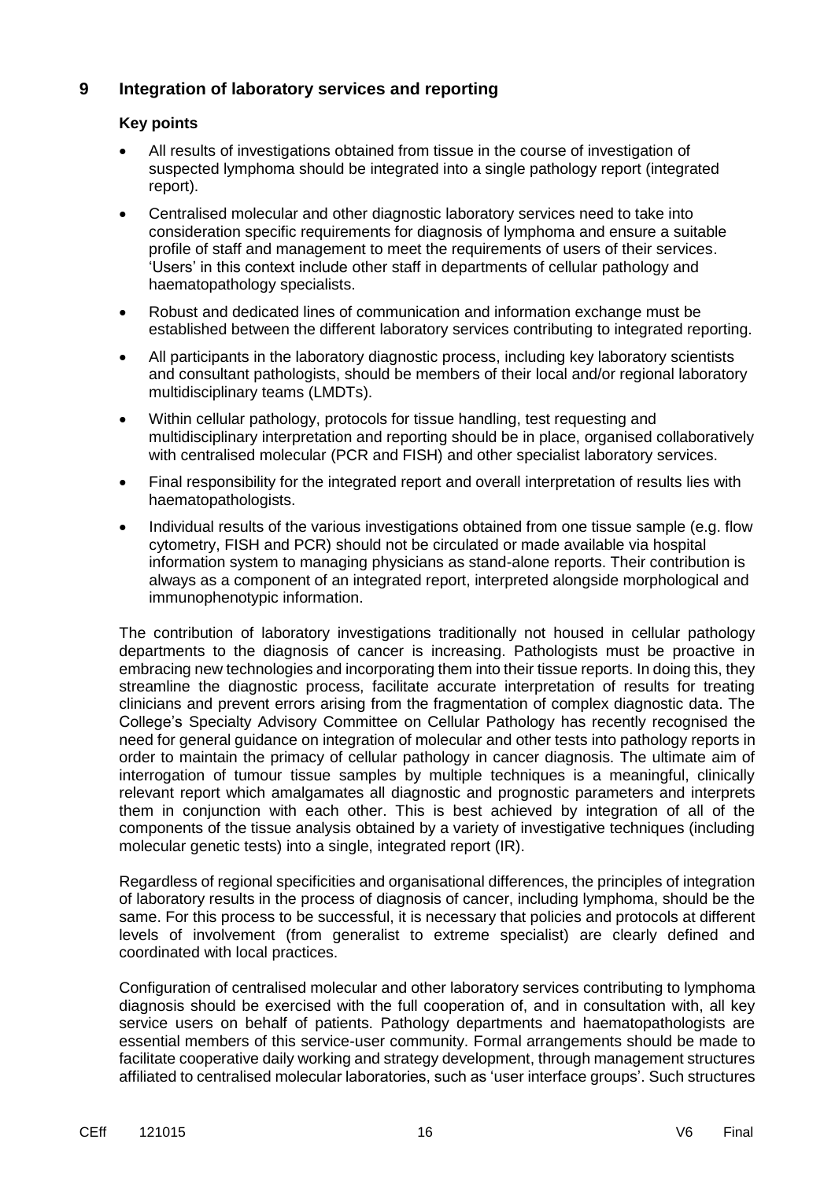## 9 Integration of laboratory services and reporting

### Key points

- All results of investigations obtained from tissue in the course of investigation of suspected lymphoma should be integrated into a single pathology report (integrated report).
- Centralised molecular and other diagnostic laboratory services need to take into consideration specific requirements for diagnosis of lymphoma and ensure a suitable profile of staff and management to meet the requirements of users of their services. 'Users' in this context include other staff in departments of cellular pathology and haematopathology specialists.
- Robust and dedicated lines of communication and information exchange must be established between the different laboratory services contributing to integrated reporting.
- All participants in the laboratory diagnostic process, including key laboratory scientists and consultant pathologists, should be members of their local and/or regional laboratory multidisciplinary teams (LMDTs).
- Within cellular pathology, protocols for tissue handling, test requesting and multidisciplinary interpretation and reporting should be in place, organised collaboratively with centralised molecular (PCR and FISH) and other specialist laboratory services.
- Final responsibility for the integrated report and overall interpretation of results lies with haematopathologists.
- Individual results of the various investigations obtained from one tissue sample (e.g. flow cytometry, FISH and PCR) should not be circulated or made available via hospital information system to managing physicians as stand-alone reports. Their contribution is always as a component of an integrated report, interpreted alongside morphological and immunophenotypic information.

The contribution of laboratory investigations traditionally not housed in cellular pathology departments to the diagnosis of cancer is increasing. Pathologists must be proactive in embracing new technologies and incorporating them into their tissue reports. In doing this, they streamline the diagnostic process, facilitate accurate interpretation of results for treating clinicians and prevent errors arising from the fragmentation of complex diagnostic data. The College's Specialty Advisory Committee on Cellular Pathology has recently recognised the need for general guidance on integration of molecular and other tests into pathology reports in order to maintain the primacy of cellular pathology in cancer diagnosis. The ultimate aim of interrogation of tumour tissue samples by multiple techniques is a meaningful, clinically relevant report which amalgamates all diagnostic and prognostic parameters and interprets them in conjunction with each other. This is best achieved by integration of all of the components of the tissue analysis obtained by a variety of investigative techniques (including molecular genetic tests) into a single, integrated report (IR).

Regardless of regional specificities and organisational differences, the principles of integration of laboratory results in the process of diagnosis of cancer, including lymphoma, should be the same. For this process to be successful, it is necessary that policies and protocols at different levels of involvement (from generalist to extreme specialist) are clearly defined and coordinated with local practices.

Configuration of centralised molecular and other laboratory services contributing to lymphoma diagnosis should be exercised with the full cooperation of, and in consultation with, all key service users on behalf of patients. Pathology departments and haematopathologists are essential members of this service-user community. Formal arrangements should be made to facilitate cooperative daily working and strategy development, through management structures affiliated to centralised molecular laboratories, such as 'user interface groups'. Such structures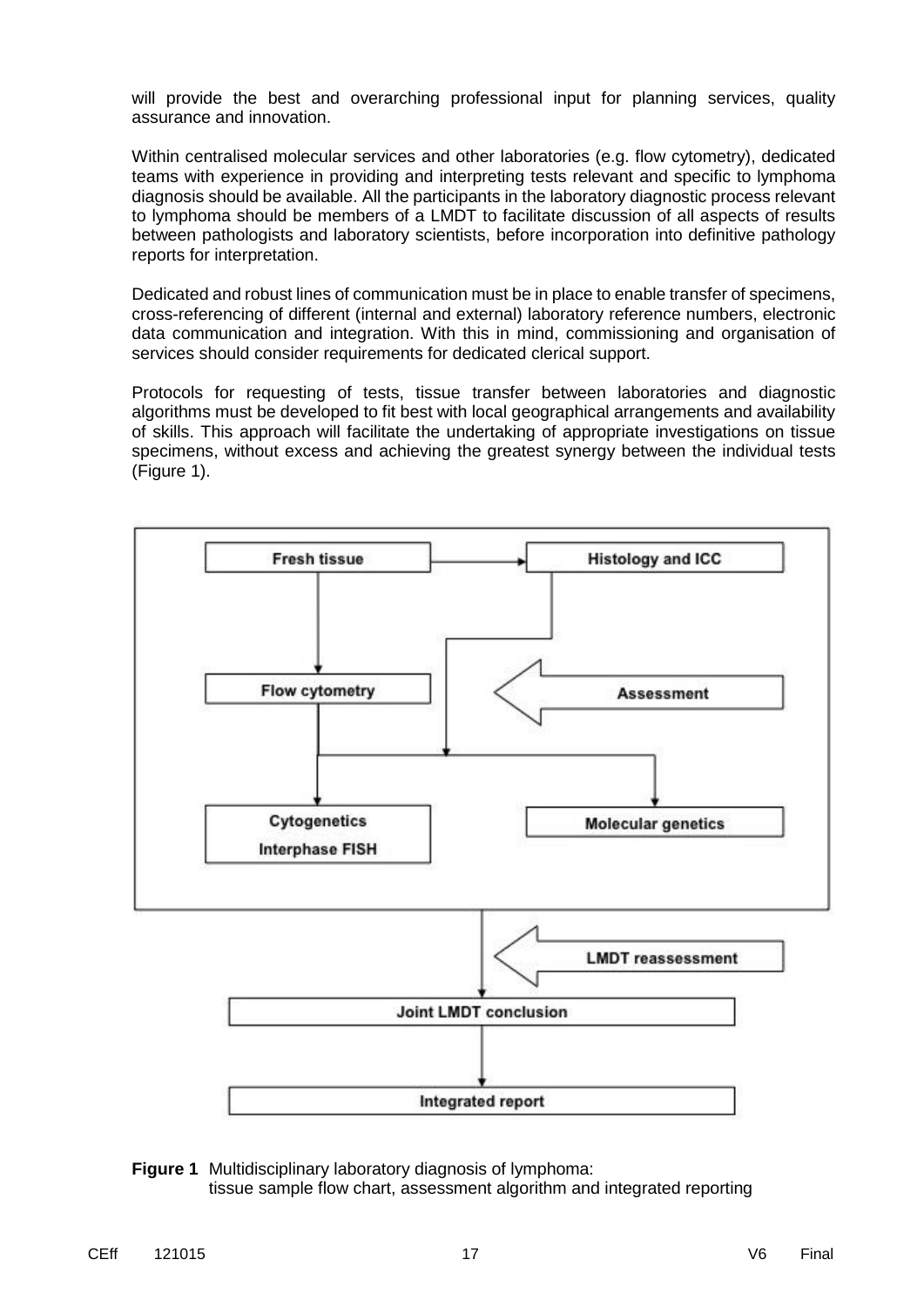will provide the best and overarching professional input for planning services, quality assurance and innovation.

Within centralised molecular services and other laboratories (e.g. flow cytometry), dedicated teams with experience in providing and interpreting tests relevant and specific to lymphoma diagnosis should be available. All the participants in the laboratory diagnostic process relevant to lymphoma should be members of a LMDT to facilitate discussion of all aspects of results between pathologists and laboratory scientists, before incorporation into definitive pathology reports for interpretation.

Dedicated and robust lines of communication must be in place to enable transfer of specimens, cross-referencing of different (internal and external) laboratory reference numbers, electronic data communication and integration. With this in mind, commissioning and organisation of services should consider requirements for dedicated clerical support.

Protocols for requesting of tests, tissue transfer between laboratories and diagnostic algorithms must be developed to fit best with local geographical arrangements and availability of skills. This approach will facilitate the undertaking of appropriate investigations on tissue specimens, without excess and achieving the greatest synergy between the individual tests (Figure 1).

**Figure 1** Multidisciplinary laboratory diagnosis of lymphoma: tissue sample flow chart, assessment algorithm and integrated reporting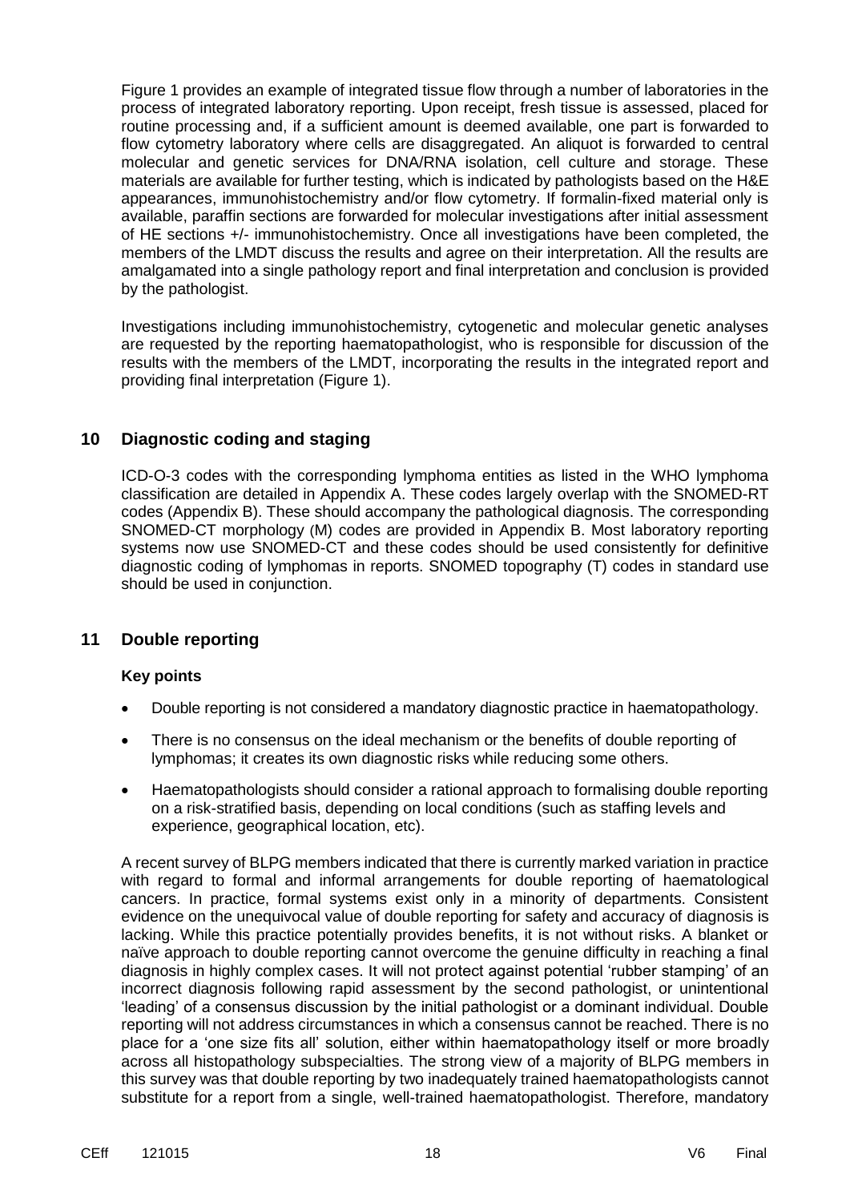Figure 1 provides an example of integrated tissue flow through a number of laboratories in the process of integrated laboratory reporting. Upon receipt, fresh tissue is assessed, placed for routine processing and, if a sufficient amount is deemed available, one part is forwarded to flow cytometry laboratory where cells are disaggregated. An aliquot is forwarded to central molecular and genetic services for DNA/RNA isolation, cell culture and storage. These materials are available for further testing, which is indicated by pathologists based on the H&E appearances, immunohistochemistry and/or flow cytometry. If formalin-fixed material only is available, paraffin sections are forwarded for molecular investigations after initial assessment of HE sections +/- immunohistochemistry. Once all investigations have been completed, the members of the LMDT discuss the results and agree on their interpretation. All the results are amalgamated into a single pathology report and final interpretation and conclusion is provided by the pathologist.

Investigations including immunohistochemistry, cytogenetic and molecular genetic analyses are requested by the reporting haematopathologist, who is responsible for discussion of the results with the members of the LMDT, incorporating the results in the integrated report and providing final interpretation (Figure 1).

## 10 Diagnostic coding and staging

ICD-O-3 codes with the corresponding lymphoma entities as listed in the WHO lymphoma classification are detailed in Appendix A. These codes largely overlap with the SNOMED-RT codes (Appendix B). These should accompany the pathological diagnosis. The corresponding SNOMED-CT morphology (M) codes are provided in Appendix B. Most laboratory reporting systems now use SNOMED-CT and these codes should be used consistently for definitive diagnostic coding of lymphomas in reports. SNOMED topography (T) codes in standard use should be used in conjunction.

## 11 Double reporting

**Key points**

- Double reporting is not considered a mandatory diagnostic practice in haematopathology.
- There is no consensus on the ideal mechanism or the benefits of double reporting of lymphomas; it creates its own diagnostic risks while reducing some others.
- Haematopathologists should consider a rational approach to formalising double reporting on a risk-stratified basis, depending on local conditions (such as staffing levels and experience, geographical location, etc).

A recent survey of BLPG members indicated that there is currently marked variation in practice with regard to formal and informal arrangements for double reporting of haematological cancers. In practice, formal systems exist only in a minority of departments. Consistent evidence on the unequivocal value of double reporting for safety and accuracy of diagnosis is lacking. While this practice potentially provides benefits, it is not without risks. A blanket or naïve approach to double reporting cannot overcome the genuine difficulty in reaching a final diagnosis in highly complex cases. It will not protect against potential 'rubber stamping' of an incorrect diagnosis following rapid assessment by the second pathologist, or unintentional 'leading' of a consensus discussion by the initial pathologist or a dominant individual. Double reporting will not address circumstances in which a consensus cannot be reached. There is no place for a 'one size fits all' solution, either within haematopathology itself or more broadly across all histopathology subspecialties. The strong view of a majority of BLPG members in this survey was that double reporting by two inadequately trained haematopathologists cannot substitute for a report from a single, well-trained haematopathologist. Therefore, mandatory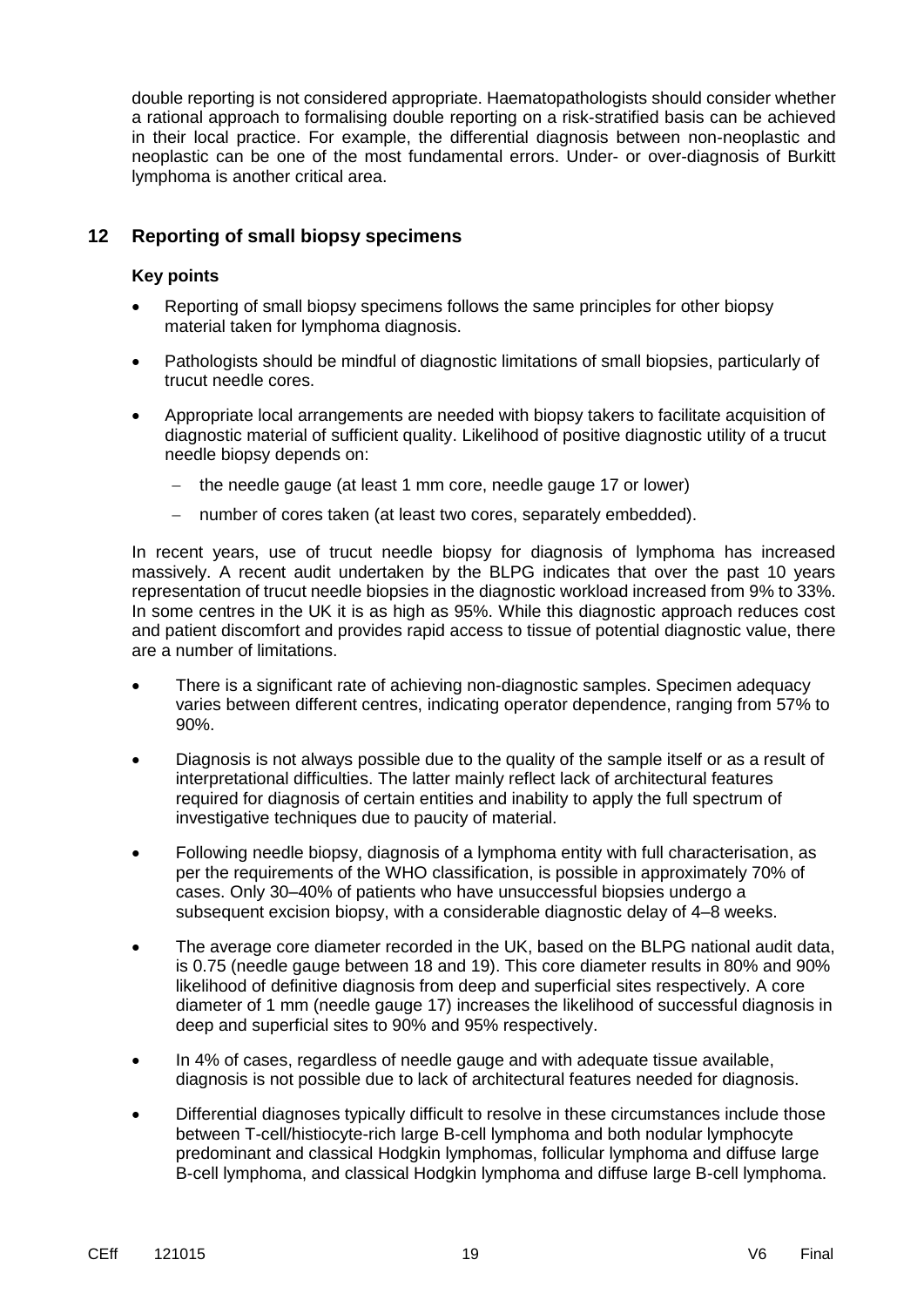double reporting is not considered appropriate. Haematopathologists should consider whether a rational approach to formalising double reporting on a risk-stratified basis can be achieved in their local practice. For example, the differential diagnosis between non-neoplastic and neoplastic can be one of the most fundamental errors. Under- or over-diagnosis of Burkitt lymphoma is another critical area.

## 12 Reporting of small biopsy specimens

**Key points**

- Reporting of small biopsy specimens follows the same principles for other biopsy material taken for lymphoma diagnosis.
- Pathologists should be mindful of diagnostic limitations of small biopsies, particularly of trucut needle cores.
- Appropriate local arrangements are needed with biopsy takers to facilitate acquisition of diagnostic material of sufficient quality. Likelihood of positive diagnostic utility of a trucut needle biopsy depends on:
  - the needle gauge (at least 1 mm core, needle gauge 17 or lower)
  - number of cores taken (at least two cores, separately embedded).

In recent years, use of trucut needle biopsy for diagnosis of lymphoma has increased massively. A recent audit undertaken by the BLPG indicates that over the past 10 years representation of trucut needle biopsies in the diagnostic workload increased from 9% to 33%. In some centres in the UK it is as high as 95%. While this diagnostic approach reduces cost and patient discomfort and provides rapid access to tissue of potential diagnostic value, there are a number of limitations.

- There is a significant rate of achieving non-diagnostic samples. Specimen adequacy varies between different centres, indicating operator dependence, ranging from 57% to 90%.
- Diagnosis is not always possible due to the quality of the sample itself or as a result of interpretational difficulties. The latter mainly reflect lack of architectural features required for diagnosis of certain entities and inability to apply the full spectrum of investigative techniques due to paucity of material.
- Following needle biopsy, diagnosis of a lymphoma entity with full characterisation, as per the requirements of the WHO classification, is possible in approximately 70% of cases. Only 30–40% of patients who have unsuccessful biopsies undergo a subsequent excision biopsy, with a considerable diagnostic delay of 4–8 weeks.
- The average core diameter recorded in the UK, based on the BLPG national audit data, is 0.75 (needle gauge between 18 and 19). This core diameter results in 80% and 90% likelihood of definitive diagnosis from deep and superficial sites respectively. A core diameter of 1 mm (needle gauge 17) increases the likelihood of successful diagnosis in deep and superficial sites to 90% and 95% respectively.
- In 4% of cases, regardless of needle gauge and with adequate tissue available, diagnosis is not possible due to lack of architectural features needed for diagnosis.
- Differential diagnoses typically difficult to resolve in these circumstances include those between T-cell/histiocyte-rich large B-cell lymphoma and both nodular lymphocyte predominant and classical Hodgkin lymphomas, follicular lymphoma and diffuse large B-cell lymphoma, and classical Hodgkin lymphoma and diffuse large B-cell lymphoma.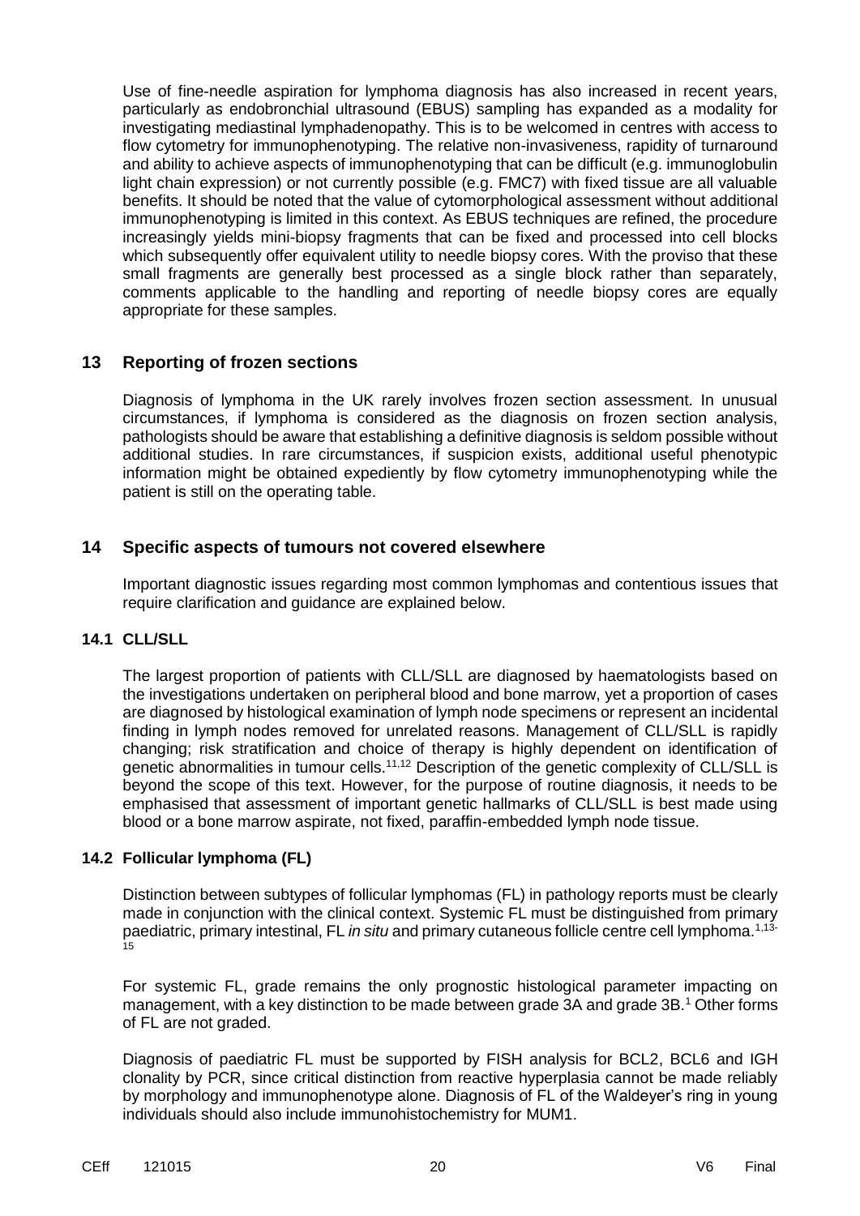Use of fine-needle aspiration for lymphoma diagnosis has also increased in recent years, particularly as endobronchial ultrasound (EBUS) sampling has expanded as a modality for investigating mediastinal lymphadenopathy. This is to be welcomed in centres with access to flow cytometry for immunophenotyping. The relative non-invasiveness, rapidity of turnaround and ability to achieve aspects of immunophenotyping that can be difficult (e.g. immunoglobulin light chain expression) or not currently possible (e.g. FMC7) with fixed tissue are all valuable benefits. It should be noted that the value of cytomorphological assessment without additional immunophenotyping is limited in this context. As EBUS techniques are refined, the procedure increasingly yields mini-biopsy fragments that can be fixed and processed into cell blocks which subsequently offer equivalent utility to needle biopsy cores. With the proviso that these small fragments are generally best processed as a single block rather than separately, comments applicable to the handling and reporting of needle biopsy cores are equally appropriate for these samples.

## 13 Reporting of frozen sections

Diagnosis of lymphoma in the UK rarely involves frozen section assessment. In unusual circumstances, if lymphoma is considered as the diagnosis on frozen section analysis, pathologists should be aware that establishing a definitive diagnosis is seldom possible without additional studies. In rare circumstances, if suspicion exists, additional useful phenotypic information might be obtained expediently by flow cytometry immunophenotyping while the patient is still on the operating table.

## 14 Specific aspects of tumours not covered elsewhere

Important diagnostic issues regarding most common lymphomas and contentious issues that require clarification and guidance are explained below.

### 14.1 CLL/SLL

The largest proportion of patients with CLL/SLL are diagnosed by haematologists based on the investigations undertaken on peripheral blood and bone marrow, yet a proportion of cases are diagnosed by histological examination of lymph node specimens or represent an incidental finding in lymph nodes removed for unrelated reasons. Management of CLL/SLL is rapidly changing; risk stratification and choice of therapy is highly dependent on identification of genetic abnormalities in tumour cells.[11,12] Description of the genetic complexity of CLL/SLL is beyond the scope of this text. However, for the purpose of routine diagnosis, it needs to be emphasised that assessment of important genetic hallmarks of CLL/SLL is best made using blood or a bone marrow aspirate, not fixed, paraffin-embedded lymph node tissue.

### 14.2 Follicular lymphoma (FL)

Distinction between subtypes of follicular lymphomas (FL) in pathology reports must be clearly made in conjunction with the clinical context. Systemic FL must be distinguished from primary paediatric, primary intestinal, FL *in situ* and primary cutaneous follicle centre cell lymphoma.[1,13-15]

For systemic FL, grade remains the only prognostic histological parameter impacting on management, with a key distinction to be made between grade 3A and grade 3B.[1] Other forms of FL are not graded.

Diagnosis of paediatric FL must be supported by FISH analysis for BCL2, BCL6 and IGH clonality by PCR, since critical distinction from reactive hyperplasia cannot be made reliably by morphology and immunophenotype alone. Diagnosis of FL of the Waldeyer's ring in young individuals should also include immunohistochemistry for MUM1.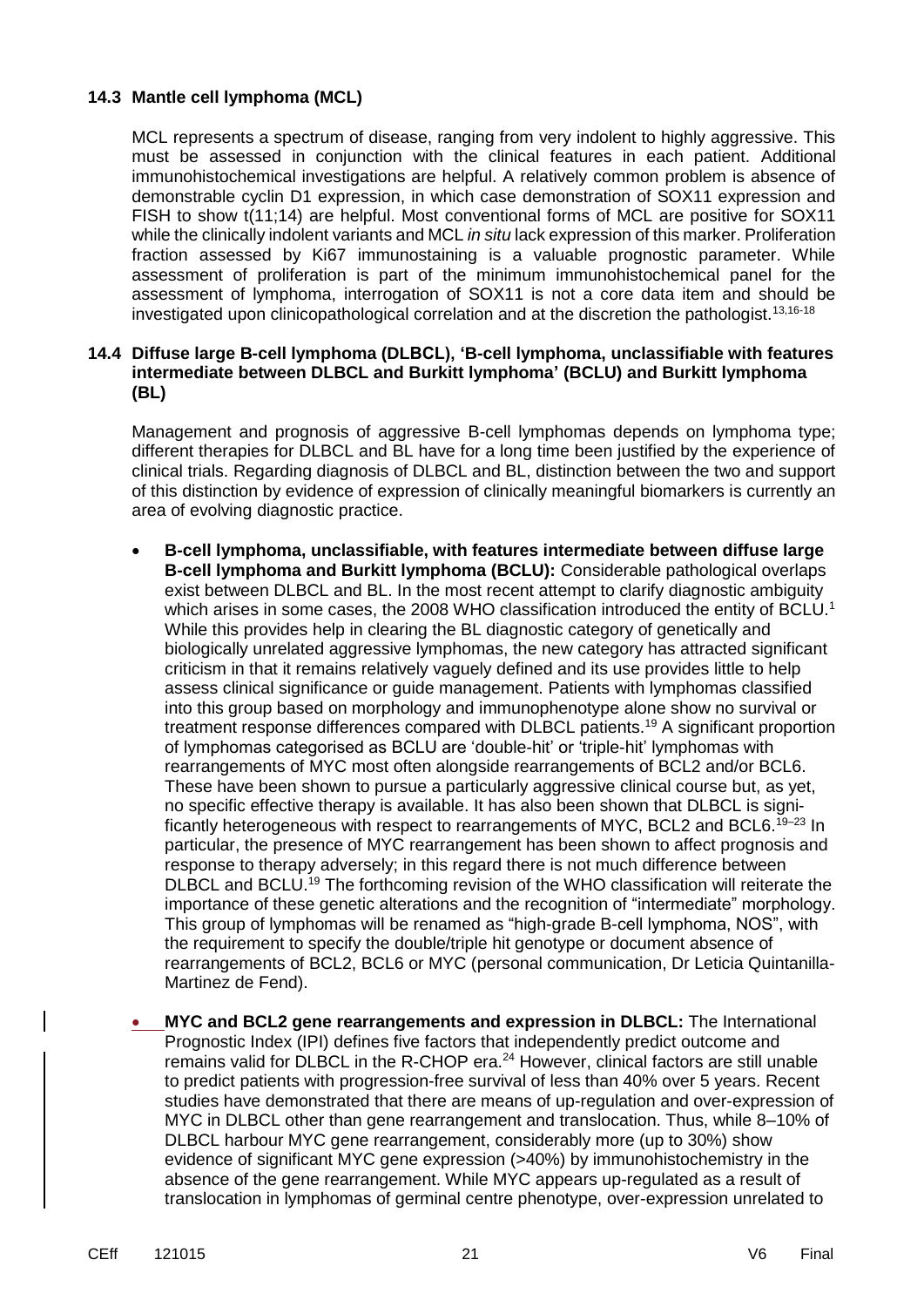### 14.3 Mantle cell lymphoma (MCL)

MCL represents a spectrum of disease, ranging from very indolent to highly aggressive. This must be assessed in conjunction with the clinical features in each patient. Additional immunohistochemical investigations are helpful. A relatively common problem is absence of demonstrable cyclin D1 expression, in which case demonstration of SOX11 expression and FISH to show t(11;14) are helpful. Most conventional forms of MCL are positive for SOX11 while the clinically indolent variants and MCL *in situ* lack expression of this marker. Proliferation fraction assessed by Ki67 immunostaining is a valuable prognostic parameter. While assessment of proliferation is part of the minimum immunohistochemical panel for the assessment of lymphoma, interrogation of SOX11 is not a core data item and should be investigated upon clinicopathological correlation and at the discretion the pathologist.[13,16-18]

### 14.4 Diffuse large B-cell lymphoma (DLBCL), 'B-cell lymphoma, unclassifiable with features intermediate between DLBCL and Burkitt lymphoma' (BCLU) and Burkitt lymphoma (BL)

Management and prognosis of aggressive B-cell lymphomas depends on lymphoma type; different therapies for DLBCL and BL have for a long time been justified by the experience of clinical trials. Regarding diagnosis of DLBCL and BL, distinction between the two and support of this distinction by evidence of expression of clinically meaningful biomarkers is currently an area of evolving diagnostic practice.

- **B-cell lymphoma, unclassifiable, with features intermediate between diffuse large B-cell lymphoma and Burkitt lymphoma (BCLU):** Considerable pathological overlaps exist between DLBCL and BL. In the most recent attempt to clarify diagnostic ambiguity which arises in some cases, the 2008 WHO classification introduced the entity of BCLU.[1] While this provides help in clearing the BL diagnostic category of genetically and biologically unrelated aggressive lymphomas, the new category has attracted significant criticism in that it remains relatively vaguely defined and its use provides little to help assess clinical significance or guide management. Patients with lymphomas classified into this group based on morphology and immunophenotype alone show no survival or treatment response differences compared with DLBCL patients.[19] A significant proportion of lymphomas categorised as BCLU are 'double-hit' or 'triple-hit' lymphomas with rearrangements of MYC most often alongside rearrangements of BCL2 and/or BCL6. These have been shown to pursue a particularly aggressive clinical course but, as yet, no specific effective therapy is available. It has also been shown that DLBCL is significantly heterogeneous with respect to rearrangements of MYC, BCL2 and BCL6.[19–23] In particular, the presence of MYC rearrangement has been shown to affect prognosis and response to therapy adversely; in this regard there is not much difference between DLBCL and BCLU.[19] The forthcoming revision of the WHO classification will reiterate the importance of these genetic alterations and the recognition of "intermediate" morphology. This group of lymphomas will be renamed as "high-grade B-cell lymphoma, NOS", with the requirement to specify the double/triple hit genotype or document absence of rearrangements of BCL2, BCL6 or MYC (personal communication, Dr Leticia Quintanilla-Martinez de Fend).

- **MYC and BCL2 gene rearrangements and expression in DLBCL:** The International Prognostic Index (IPI) defines five factors that independently predict outcome and remains valid for DLBCL in the R-CHOP era.[24] However, clinical factors are still unable to predict patients with progression-free survival of less than 40% over 5 years. Recent studies have demonstrated that there are means of up-regulation and over-expression of MYC in DLBCL other than gene rearrangement and translocation. Thus, while 8–10% of DLBCL harbour MYC gene rearrangement, considerably more (up to 30%) show evidence of significant MYC gene expression (>40%) by immunohistochemistry in the absence of the gene rearrangement. While MYC appears up-regulated as a result of translocation in lymphomas of germinal centre phenotype, over-expression unrelated to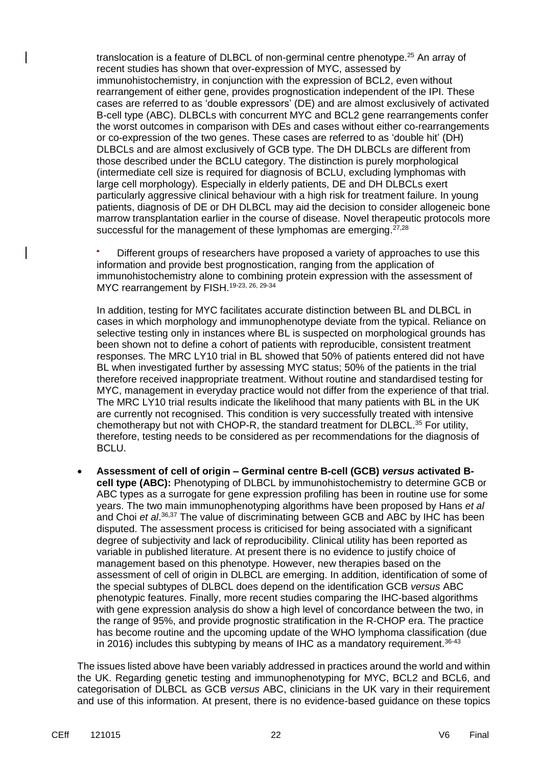translocation is a feature of DLBCL of non-germinal centre phenotype.[25] An array of recent studies has shown that over-expression of MYC, assessed by immunohistochemistry, in conjunction with the expression of BCL2, even without rearrangement of either gene, provides prognostication independent of the IPI. These cases are referred to as 'double expressors' (DE) and are almost exclusively of activated B-cell type (ABC). DLBCLs with concurrent MYC and BCL2 gene rearrangements confer the worst outcomes in comparison with DEs and cases without either co-rearrangements or co-expression of the two genes. These cases are referred to as 'double hit' (DH) DLBCLs and are almost exclusively of GCB type. The DH DLBCLs are different from those described under the BCLU category. The distinction is purely morphological (intermediate cell size is required for diagnosis of BCLU, excluding lymphomas with large cell morphology). Especially in elderly patients, DE and DH DLBCLs exert particularly aggressive clinical behaviour with a high risk for treatment failure. In young patients, diagnosis of DE or DH DLBCL may aid the decision to consider allogeneic bone marrow transplantation earlier in the course of disease. Novel therapeutic protocols more successful for the management of these lymphomas are emerging.[27,28]

Different groups of researchers have proposed a variety of approaches to use this information and provide best prognostication, ranging from the application of immunohistochemistry alone to combining protein expression with the assessment of MYC rearrangement by FISH.[19-23, 26, 29-34]

In addition, testing for MYC facilitates accurate distinction between BL and DLBCL in cases in which morphology and immunophenotype deviate from the typical. Reliance on selective testing only in instances where BL is suspected on morphological grounds has been shown not to define a cohort of patients with reproducible, consistent treatment responses. The MRC LY10 trial in BL showed that 50% of patients entered did not have BL when investigated further by assessing MYC status; 50% of the patients in the trial therefore received inappropriate treatment. Without routine and standardised testing for MYC, management in everyday practice would not differ from the experience of that trial. The MRC LY10 trial results indicate the likelihood that many patients with BL in the UK are currently not recognised. This condition is very successfully treated with intensive chemotherapy but not with CHOP-R, the standard treatment for DLBCL.[35] For utility, therefore, testing needs to be considered as per recommendations for the diagnosis of BCLU.

- **Assessment of cell of origin – Germinal centre B-cell (GCB) *versus* activated B-cell type (ABC):** Phenotyping of DLBCL by immunohistochemistry to determine GCB or ABC types as a surrogate for gene expression profiling has been in routine use for some years. The two main immunophenotyping algorithms have been proposed by Hans *et al* and Choi *et al*.[36,37] The value of discriminating between GCB and ABC by IHC has been disputed. The assessment process is criticised for being associated with a significant degree of subjectivity and lack of reproducibility. Clinical utility has been reported as variable in published literature. At present there is no evidence to justify choice of management based on this phenotype. However, new therapies based on the assessment of cell of origin in DLBCL are emerging. In addition, identification of some of the special subtypes of DLBCL does depend on the identification GCB *versus* ABC phenotypic features. Finally, more recent studies comparing the IHC-based algorithms with gene expression analysis do show a high level of concordance between the two, in the range of 95%, and provide prognostic stratification in the R-CHOP era. The practice has become routine and the upcoming update of the WHO lymphoma classification (due in 2016) includes this subtyping by means of IHC as a mandatory requirement.[36-43]

The issues listed above have been variably addressed in practices around the world and within the UK. Regarding genetic testing and immunophenotyping for MYC, BCL2 and BCL6, and categorisation of DLBCL as GCB *versus* ABC, clinicians in the UK vary in their requirement and use of this information. At present, there is no evidence-based guidance on these topics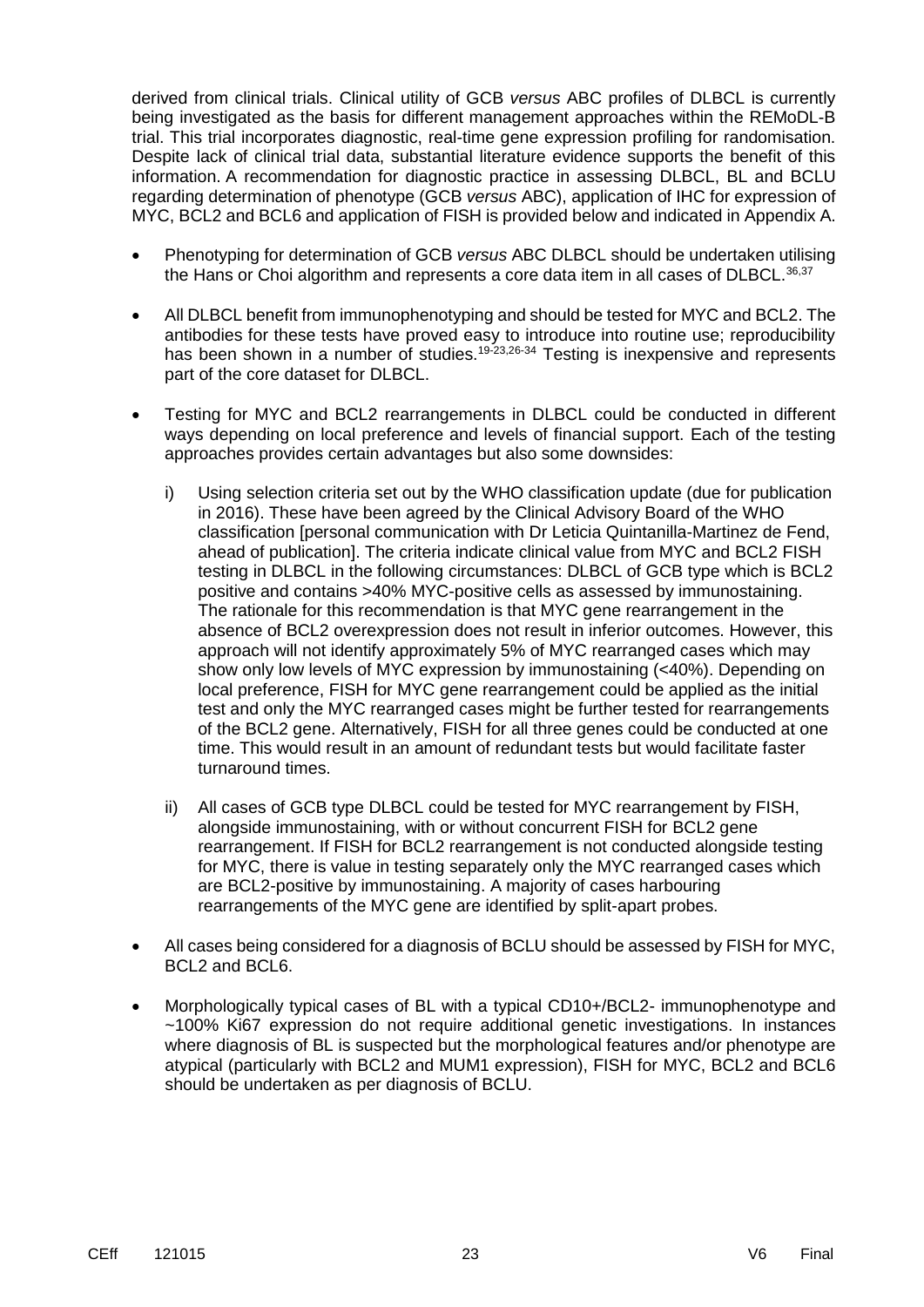derived from clinical trials. Clinical utility of GCB *versus* ABC profiles of DLBCL is currently being investigated as the basis for different management approaches within the REMoDL-B trial. This trial incorporates diagnostic, real-time gene expression profiling for randomisation. Despite lack of clinical trial data, substantial literature evidence supports the benefit of this information. A recommendation for diagnostic practice in assessing DLBCL, BL and BCLU regarding determination of phenotype (GCB *versus* ABC), application of IHC for expression of MYC, BCL2 and BCL6 and application of FISH is provided below and indicated in Appendix A.

- Phenotyping for determination of GCB *versus* ABC DLBCL should be undertaken utilising the Hans or Choi algorithm and represents a core data item in all cases of DLBCL.[36,37]
- All DLBCL benefit from immunophenotyping and should be tested for MYC and BCL2. The antibodies for these tests have proved easy to introduce into routine use; reproducibility has been shown in a number of studies.[19-23,26-34] Testing is inexpensive and represents part of the core dataset for DLBCL.
- Testing for MYC and BCL2 rearrangements in DLBCL could be conducted in different ways depending on local preference and levels of financial support. Each of the testing approaches provides certain advantages but also some downsides:
  - i) Using selection criteria set out by the WHO classification update (due for publication in 2016). These have been agreed by the Clinical Advisory Board of the WHO classification [personal communication with Dr Leticia Quintanilla-Martinez de Fend, ahead of publication]. The criteria indicate clinical value from MYC and BCL2 FISH testing in DLBCL in the following circumstances: DLBCL of GCB type which is BCL2 positive and contains >40% MYC-positive cells as assessed by immunostaining. The rationale for this recommendation is that MYC gene rearrangement in the absence of BCL2 overexpression does not result in inferior outcomes. However, this approach will not identify approximately 5% of MYC rearranged cases which may show only low levels of MYC expression by immunostaining (<40%). Depending on local preference, FISH for MYC gene rearrangement could be applied as the initial test and only the MYC rearranged cases might be further tested for rearrangements of the BCL2 gene. Alternatively, FISH for all three genes could be conducted at one time. This would result in an amount of redundant tests but would facilitate faster turnaround times.
  - ii) All cases of GCB type DLBCL could be tested for MYC rearrangement by FISH, alongside immunostaining, with or without concurrent FISH for BCL2 gene rearrangement. If FISH for BCL2 rearrangement is not conducted alongside testing for MYC, there is value in testing separately only the MYC rearranged cases which are BCL2-positive by immunostaining. A majority of cases harbouring rearrangements of the MYC gene are identified by split-apart probes.
- All cases being considered for a diagnosis of BCLU should be assessed by FISH for MYC, BCL2 and BCL6.
- Morphologically typical cases of BL with a typical CD10+/BCL2- immunophenotype and ~100% Ki67 expression do not require additional genetic investigations. In instances where diagnosis of BL is suspected but the morphological features and/or phenotype are atypical (particularly with BCL2 and MUM1 expression), FISH for MYC, BCL2 and BCL6 should be undertaken as per diagnosis of BCLU.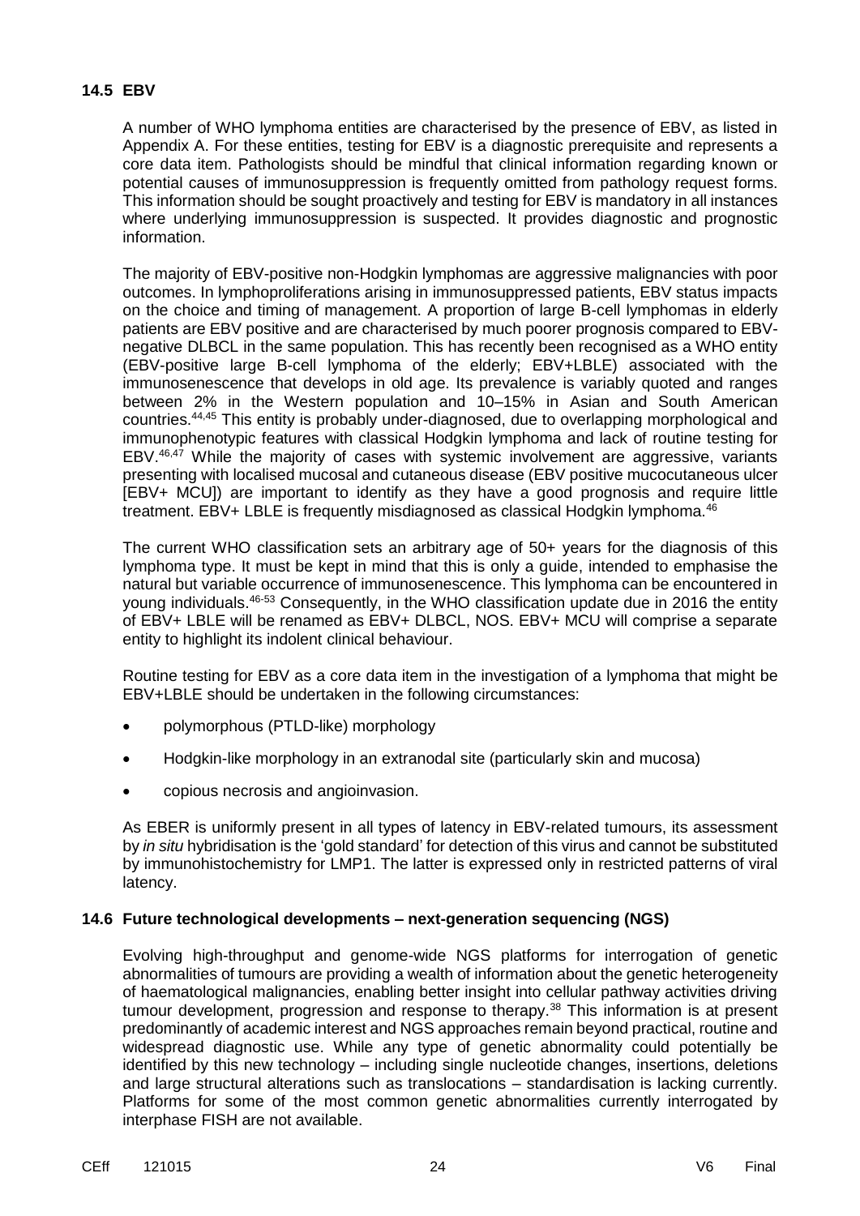## 14.5 EBV

A number of WHO lymphoma entities are characterised by the presence of EBV, as listed in Appendix A. For these entities, testing for EBV is a diagnostic prerequisite and represents a core data item. Pathologists should be mindful that clinical information regarding known or potential causes of immunosuppression is frequently omitted from pathology request forms. This information should be sought proactively and testing for EBV is mandatory in all instances where underlying immunosuppression is suspected. It provides diagnostic and prognostic information.

The majority of EBV-positive non-Hodgkin lymphomas are aggressive malignancies with poor outcomes. In lymphoproliferations arising in immunosuppressed patients, EBV status impacts on the choice and timing of management. A proportion of large B-cell lymphomas in elderly patients are EBV positive and are characterised by much poorer prognosis compared to EBV-negative DLBCL in the same population. This has recently been recognised as a WHO entity (EBV-positive large B-cell lymphoma of the elderly; EBV+LBLE) associated with the immunosenescence that develops in old age. Its prevalence is variably quoted and ranges between 2% in the Western population and 10–15% in Asian and South American countries.[44,45] This entity is probably under-diagnosed, due to overlapping morphological and immunophenotypic features with classical Hodgkin lymphoma and lack of routine testing for EBV.[46,47] While the majority of cases with systemic involvement are aggressive, variants presenting with localised mucosal and cutaneous disease (EBV positive mucocutaneous ulcer [EBV+ MCU]) are important to identify as they have a good prognosis and require little treatment. EBV+ LBLE is frequently misdiagnosed as classical Hodgkin lymphoma.[46]

The current WHO classification sets an arbitrary age of 50+ years for the diagnosis of this lymphoma type. It must be kept in mind that this is only a guide, intended to emphasise the natural but variable occurrence of immunosenescence. This lymphoma can be encountered in young individuals.[46-53] Consequently, in the WHO classification update due in 2016 the entity of EBV+ LBLE will be renamed as EBV+ DLBCL, NOS. EBV+ MCU will comprise a separate entity to highlight its indolent clinical behaviour.

Routine testing for EBV as a core data item in the investigation of a lymphoma that might be EBV+LBLE should be undertaken in the following circumstances:

- polymorphous (PTLD-like) morphology
- Hodgkin-like morphology in an extranodal site (particularly skin and mucosa)
- copious necrosis and angioinvasion.

As EBER is uniformly present in all types of latency in EBV-related tumours, its assessment by *in situ* hybridisation is the 'gold standard' for detection of this virus and cannot be substituted by immunohistochemistry for LMP1. The latter is expressed only in restricted patterns of viral latency.

## 14.6 Future technological developments – next-generation sequencing (NGS)

Evolving high-throughput and genome-wide NGS platforms for interrogation of genetic abnormalities of tumours are providing a wealth of information about the genetic heterogeneity of haematological malignancies, enabling better insight into cellular pathway activities driving tumour development, progression and response to therapy.[38] This information is at present predominantly of academic interest and NGS approaches remain beyond practical, routine and widespread diagnostic use. While any type of genetic abnormality could potentially be identified by this new technology – including single nucleotide changes, insertions, deletions and large structural alterations such as translocations – standardisation is lacking currently. Platforms for some of the most common genetic abnormalities currently interrogated by interphase FISH are not available.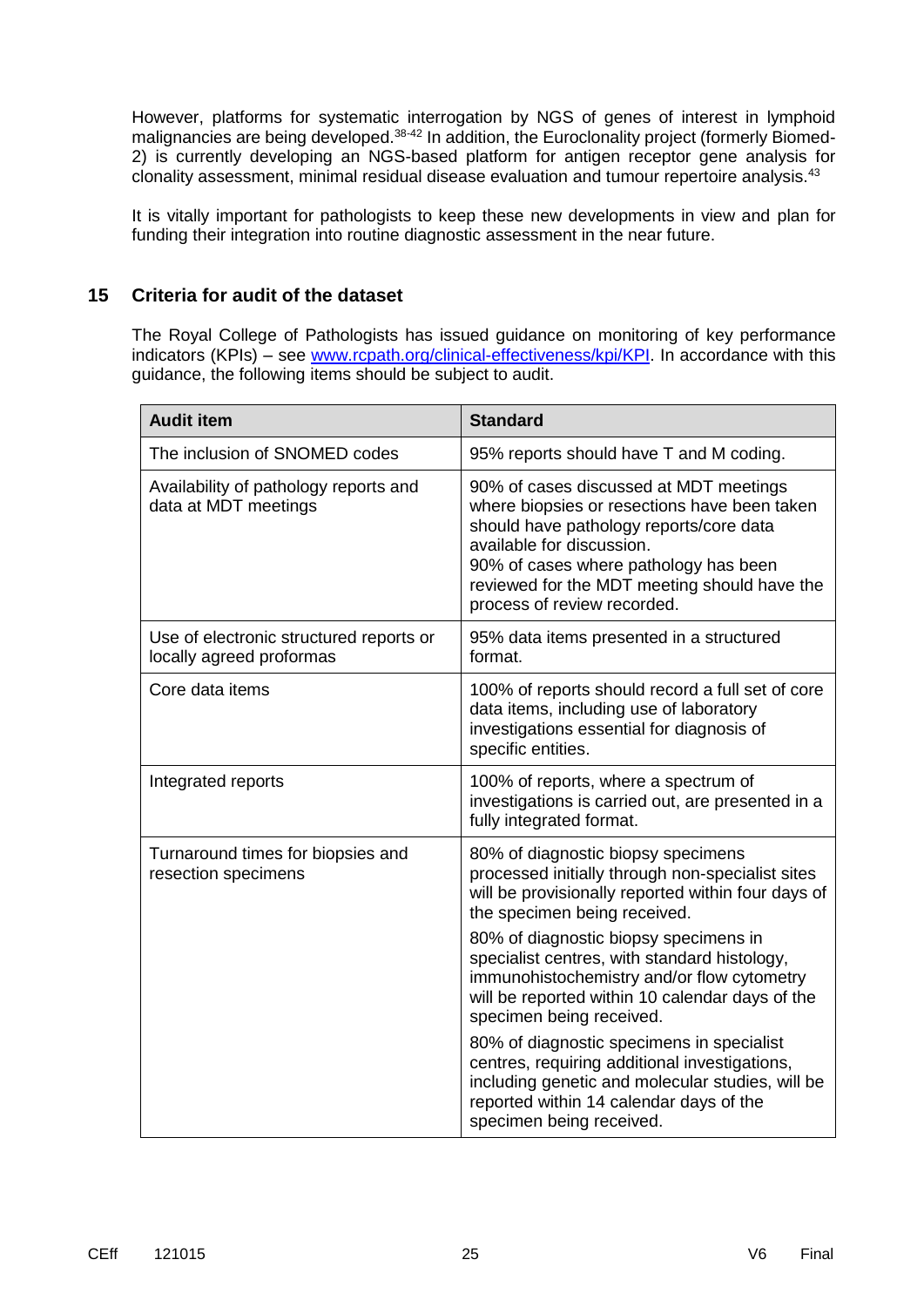However, platforms for systematic interrogation by NGS of genes of interest in lymphoid malignancies are being developed.[38-42] In addition, the Euroclonality project (formerly Biomed-2) is currently developing an NGS-based platform for antigen receptor gene analysis for clonality assessment, minimal residual disease evaluation and tumour repertoire analysis.[43]

It is vitally important for pathologists to keep these new developments in view and plan for funding their integration into routine diagnostic assessment in the near future.

## 15 Criteria for audit of the dataset

The Royal College of Pathologists has issued guidance on monitoring of key performance indicators (KPIs) – see www.rcpath.org/clinical-effectiveness/kpi/KPI. In accordance with this guidance, the following items should be subject to audit.

| Audit item | Standard |
|---|---|
| The inclusion of SNOMED codes | 95% reports should have T and M coding. |
| Availability of pathology reports and data at MDT meetings | 90% of cases discussed at MDT meetings where biopsies or resections have been taken should have pathology reports/core data available for discussion.<br>90% of cases where pathology has been reviewed for the MDT meeting should have the process of review recorded. |
| Use of electronic structured reports or locally agreed proformas | 95% data items presented in a structured format. |
| Core data items | 100% of reports should record a full set of core data items, including use of laboratory investigations essential for diagnosis of specific entities. |
| Integrated reports | 100% of reports, where a spectrum of investigations is carried out, are presented in a fully integrated format. |
| Turnaround times for biopsies and resection specimens | 80% of diagnostic biopsy specimens processed initially through non-specialist sites will be provisionally reported within four days of the specimen being received.<br>80% of diagnostic biopsy specimens in specialist centres, with standard histology, immunohistochemistry and/or flow cytometry will be reported within 10 calendar days of the specimen being received.<br>80% of diagnostic specimens in specialist centres, requiring additional investigations, including genetic and molecular studies, will be reported within 14 calendar days of the specimen being received. |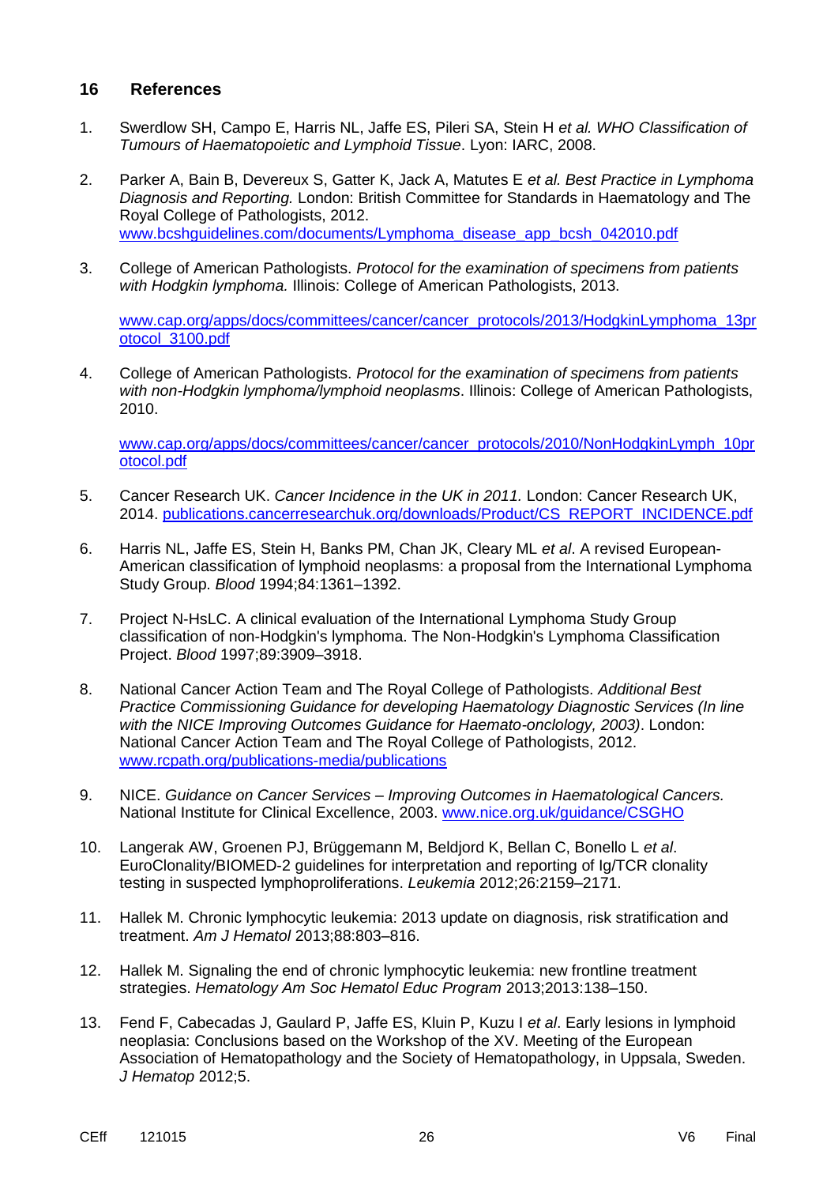## 16 References

1. Swerdlow SH, Campo E, Harris NL, Jaffe ES, Pileri SA, Stein H *et al. WHO Classification of Tumours of Haematopoietic and Lymphoid Tissue*. Lyon: IARC, 2008.

2. Parker A, Bain B, Devereux S, Gatter K, Jack A, Matutes E *et al. Best Practice in Lymphoma Diagnosis and Reporting.* London: British Committee for Standards in Haematology and The Royal College of Pathologists, 2012. [www.bcshguidelines.com/documents/Lymphoma_disease_app_bcsh_042010.pdf](www.bcshguidelines.com/documents/Lymphoma_disease_app_bcsh_042010.pdf)

3. College of American Pathologists. *Protocol for the examination of specimens from patients with Hodgkin lymphoma.* Illinois: College of American Pathologists, 2013.

   [www.cap.org/apps/docs/committees/cancer/cancer_protocols/2013/HodgkinLymphoma_13protocol_3100.pdf](www.cap.org/apps/docs/committees/cancer/cancer_protocols/2013/HodgkinLymphoma_13protocol_3100.pdf)

4. College of American Pathologists. *Protocol for the examination of specimens from patients with non-Hodgkin lymphoma/lymphoid neoplasms*. Illinois: College of American Pathologists, 2010.

   [www.cap.org/apps/docs/committees/cancer/cancer_protocols/2010/NonHodgkinLymph_10protocol.pdf](www.cap.org/apps/docs/committees/cancer/cancer_protocols/2010/NonHodgkinLymph_10protocol.pdf)

5. Cancer Research UK. *Cancer Incidence in the UK in 2011.* London: Cancer Research UK, 2014. [publications.cancerresearchuk.org/downloads/Product/CS_REPORT_INCIDENCE.pdf](publications.cancerresearchuk.org/downloads/Product/CS_REPORT_INCIDENCE.pdf)

6. Harris NL, Jaffe ES, Stein H, Banks PM, Chan JK, Cleary ML *et al*. A revised European-American classification of lymphoid neoplasms: a proposal from the International Lymphoma Study Group. *Blood* 1994;84:1361–1392.

7. Project N-HsLC. A clinical evaluation of the International Lymphoma Study Group classification of non-Hodgkin's lymphoma. The Non-Hodgkin's Lymphoma Classification Project. *Blood* 1997;89:3909–3918.

8. National Cancer Action Team and The Royal College of Pathologists. *Additional Best Practice Commissioning Guidance for developing Haematology Diagnostic Services (In line with the NICE Improving Outcomes Guidance for Haemato-onclology, 2003)*. London: National Cancer Action Team and The Royal College of Pathologists, 2012. [www.rcpath.org/publications-media/publications](www.rcpath.org/publications-media/publications)

9. NICE. *Guidance on Cancer Services – Improving Outcomes in Haematological Cancers.* National Institute for Clinical Excellence, 2003. [www.nice.org.uk/guidance/CSGHO](www.nice.org.uk/guidance/CSGHO)

10. Langerak AW, Groenen PJ, Brüggemann M, Beldjord K, Bellan C, Bonello L *et al*. EuroClonality/BIOMED-2 guidelines for interpretation and reporting of Ig/TCR clonality testing in suspected lymphoproliferations. *Leukemia* 2012;26:2159–2171.

11. Hallek M. Chronic lymphocytic leukemia: 2013 update on diagnosis, risk stratification and treatment. *Am J Hematol* 2013;88:803–816.

12. Hallek M. Signaling the end of chronic lymphocytic leukemia: new frontline treatment strategies. *Hematology Am Soc Hematol Educ Program* 2013;2013:138–150.

13. Fend F, Cabecadas J, Gaulard P, Jaffe ES, Kluin P, Kuzu I *et al*. Early lesions in lymphoid neoplasia: Conclusions based on the Workshop of the XV. Meeting of the European Association of Hematopathology and the Society of Hematopathology, in Uppsala, Sweden. *J Hematop* 2012;5.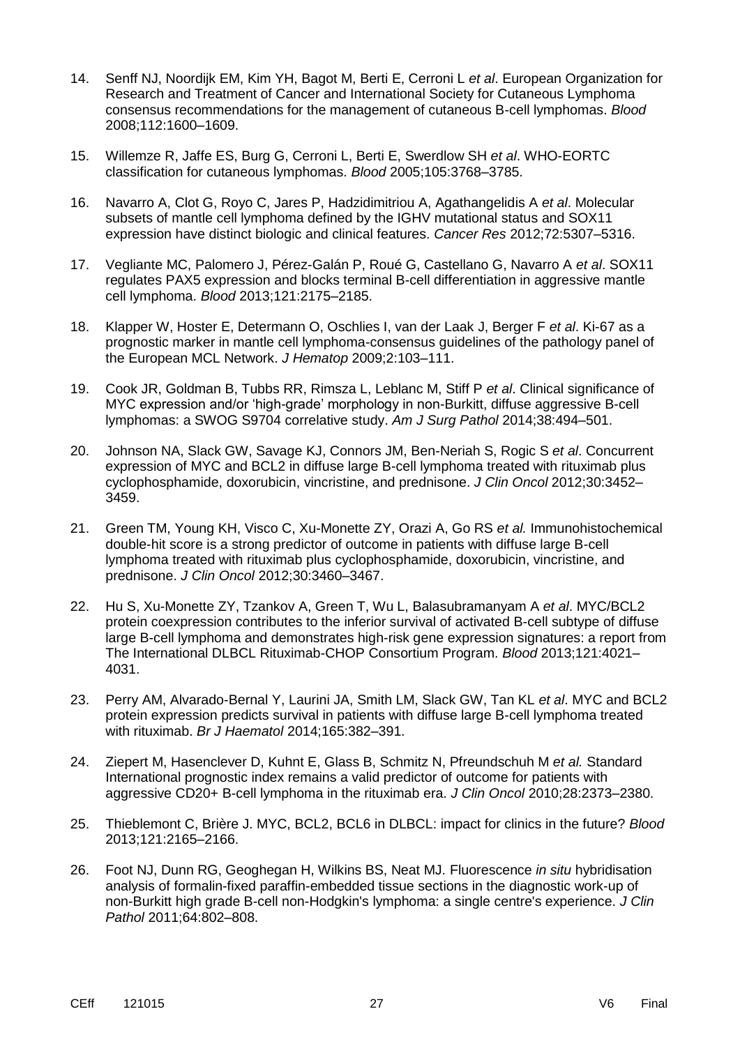14. Senff NJ, Noordijk EM, Kim YH, Bagot M, Berti E, Cerroni L *et al*. European Organization for Research and Treatment of Cancer and International Society for Cutaneous Lymphoma consensus recommendations for the management of cutaneous B-cell lymphomas. *Blood* 2008;112:1600–1609.

15. Willemze R, Jaffe ES, Burg G, Cerroni L, Berti E, Swerdlow SH *et al*. WHO-EORTC classification for cutaneous lymphomas. *Blood* 2005;105:3768–3785.

16. Navarro A, Clot G, Royo C, Jares P, Hadzidimitriou A, Agathangelidis A *et al*. Molecular subsets of mantle cell lymphoma defined by the IGHV mutational status and SOX11 expression have distinct biologic and clinical features. *Cancer Res* 2012;72:5307–5316.

17. Vegliante MC, Palomero J, Pérez-Galán P, Roué G, Castellano G, Navarro A *et al*. SOX11 regulates PAX5 expression and blocks terminal B-cell differentiation in aggressive mantle cell lymphoma. *Blood* 2013;121:2175–2185.

18. Klapper W, Hoster E, Determann O, Oschlies I, van der Laak J, Berger F *et al*. Ki-67 as a prognostic marker in mantle cell lymphoma-consensus guidelines of the pathology panel of the European MCL Network. *J Hematop* 2009;2:103–111.

19. Cook JR, Goldman B, Tubbs RR, Rimsza L, Leblanc M, Stiff P *et al*. Clinical significance of MYC expression and/or 'high-grade' morphology in non-Burkitt, diffuse aggressive B-cell lymphomas: a SWOG S9704 correlative study. *Am J Surg Pathol* 2014;38:494–501.

20. Johnson NA, Slack GW, Savage KJ, Connors JM, Ben-Neriah S, Rogic S *et al*. Concurrent expression of MYC and BCL2 in diffuse large B-cell lymphoma treated with rituximab plus cyclophosphamide, doxorubicin, vincristine, and prednisone. *J Clin Oncol* 2012;30:3452–3459.

21. Green TM, Young KH, Visco C, Xu-Monette ZY, Orazi A, Go RS *et al.* Immunohistochemical double-hit score is a strong predictor of outcome in patients with diffuse large B-cell lymphoma treated with rituximab plus cyclophosphamide, doxorubicin, vincristine, and prednisone. *J Clin Oncol* 2012;30:3460–3467.

22. Hu S, Xu-Monette ZY, Tzankov A, Green T, Wu L, Balasubramanyam A *et al*. MYC/BCL2 protein coexpression contributes to the inferior survival of activated B-cell subtype of diffuse large B-cell lymphoma and demonstrates high-risk gene expression signatures: a report from The International DLBCL Rituximab-CHOP Consortium Program. *Blood* 2013;121:4021–4031.

23. Perry AM, Alvarado-Bernal Y, Laurini JA, Smith LM, Slack GW, Tan KL *et al*. MYC and BCL2 protein expression predicts survival in patients with diffuse large B-cell lymphoma treated with rituximab. *Br J Haematol* 2014;165:382–391.

24. Ziepert M, Hasenclever D, Kuhnt E, Glass B, Schmitz N, Pfreundschuh M *et al.* Standard International prognostic index remains a valid predictor of outcome for patients with aggressive CD20+ B-cell lymphoma in the rituximab era. *J Clin Oncol* 2010;28:2373–2380.

25. Thieblemont C, Brière J. MYC, BCL2, BCL6 in DLBCL: impact for clinics in the future? *Blood* 2013;121:2165–2166.

26. Foot NJ, Dunn RG, Geoghegan H, Wilkins BS, Neat MJ. Fluorescence *in situ* hybridisation analysis of formalin-fixed paraffin-embedded tissue sections in the diagnostic work-up of non-Burkitt high grade B-cell non-Hodgkin's lymphoma: a single centre's experience. *J Clin Pathol* 2011;64:802–808.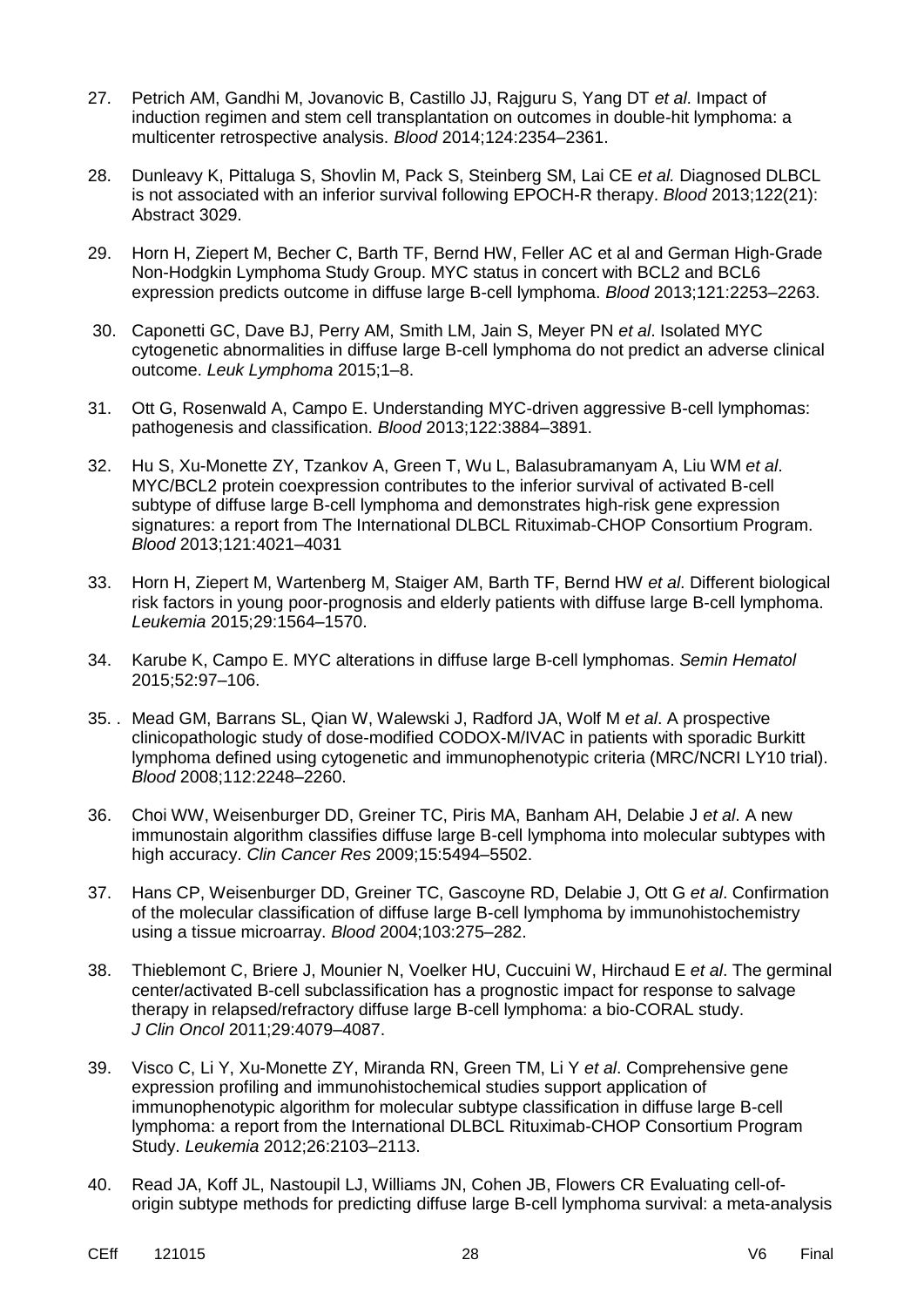27. Petrich AM, Gandhi M, Jovanovic B, Castillo JJ, Rajguru S, Yang DT *et al*. Impact of induction regimen and stem cell transplantation on outcomes in double-hit lymphoma: a multicenter retrospective analysis. *Blood* 2014;124:2354–2361.

28. Dunleavy K, Pittaluga S, Shovlin M, Pack S, Steinberg SM, Lai CE *et al.* Diagnosed DLBCL is not associated with an inferior survival following EPOCH-R therapy. *Blood* 2013;122(21): Abstract 3029.

29. Horn H, Ziepert M, Becher C, Barth TF, Bernd HW, Feller AC et al and German High-Grade Non-Hodgkin Lymphoma Study Group. MYC status in concert with BCL2 and BCL6 expression predicts outcome in diffuse large B-cell lymphoma. *Blood* 2013;121:2253–2263.

30. Caponetti GC, Dave BJ, Perry AM, Smith LM, Jain S, Meyer PN *et al*. Isolated MYC cytogenetic abnormalities in diffuse large B-cell lymphoma do not predict an adverse clinical outcome. *Leuk Lymphoma* 2015;1–8.

31. Ott G, Rosenwald A, Campo E. Understanding MYC-driven aggressive B-cell lymphomas: pathogenesis and classification. *Blood* 2013;122:3884–3891.

32. Hu S, Xu-Monette ZY, Tzankov A, Green T, Wu L, Balasubramanyam A, Liu WM *et al*. MYC/BCL2 protein coexpression contributes to the inferior survival of activated B-cell subtype of diffuse large B-cell lymphoma and demonstrates high-risk gene expression signatures: a report from The International DLBCL Rituximab-CHOP Consortium Program. *Blood* 2013;121:4021–4031

33. Horn H, Ziepert M, Wartenberg M, Staiger AM, Barth TF, Bernd HW *et al*. Different biological risk factors in young poor-prognosis and elderly patients with diffuse large B-cell lymphoma. *Leukemia* 2015;29:1564–1570.

34. Karube K, Campo E. MYC alterations in diffuse large B-cell lymphomas. *Semin Hematol* 2015;52:97–106.

35. . Mead GM, Barrans SL, Qian W, Walewski J, Radford JA, Wolf M *et al*. A prospective clinicopathologic study of dose-modified CODOX-M/IVAC in patients with sporadic Burkitt lymphoma defined using cytogenetic and immunophenotypic criteria (MRC/NCRI LY10 trial). *Blood* 2008;112:2248–2260.

36. Choi WW, Weisenburger DD, Greiner TC, Piris MA, Banham AH, Delabie J *et al*. A new immunostain algorithm classifies diffuse large B-cell lymphoma into molecular subtypes with high accuracy. *Clin Cancer Res* 2009;15:5494–5502.

37. Hans CP, Weisenburger DD, Greiner TC, Gascoyne RD, Delabie J, Ott G *et al*. Confirmation of the molecular classification of diffuse large B-cell lymphoma by immunohistochemistry using a tissue microarray. *Blood* 2004;103:275–282.

38. Thieblemont C, Briere J, Mounier N, Voelker HU, Cuccuini W, Hirchaud E *et al*. The germinal center/activated B-cell subclassification has a prognostic impact for response to salvage therapy in relapsed/refractory diffuse large B-cell lymphoma: a bio-CORAL study. *J Clin Oncol* 2011;29:4079–4087.

39. Visco C, Li Y, Xu-Monette ZY, Miranda RN, Green TM, Li Y *et al*. Comprehensive gene expression profiling and immunohistochemical studies support application of immunophenotypic algorithm for molecular subtype classification in diffuse large B-cell lymphoma: a report from the International DLBCL Rituximab-CHOP Consortium Program Study. *Leukemia* 2012;26:2103–2113.

40. Read JA, Koff JL, Nastoupil LJ, Williams JN, Cohen JB, Flowers CR Evaluating cell-of-origin subtype methods for predicting diffuse large B-cell lymphoma survival: a meta-analysis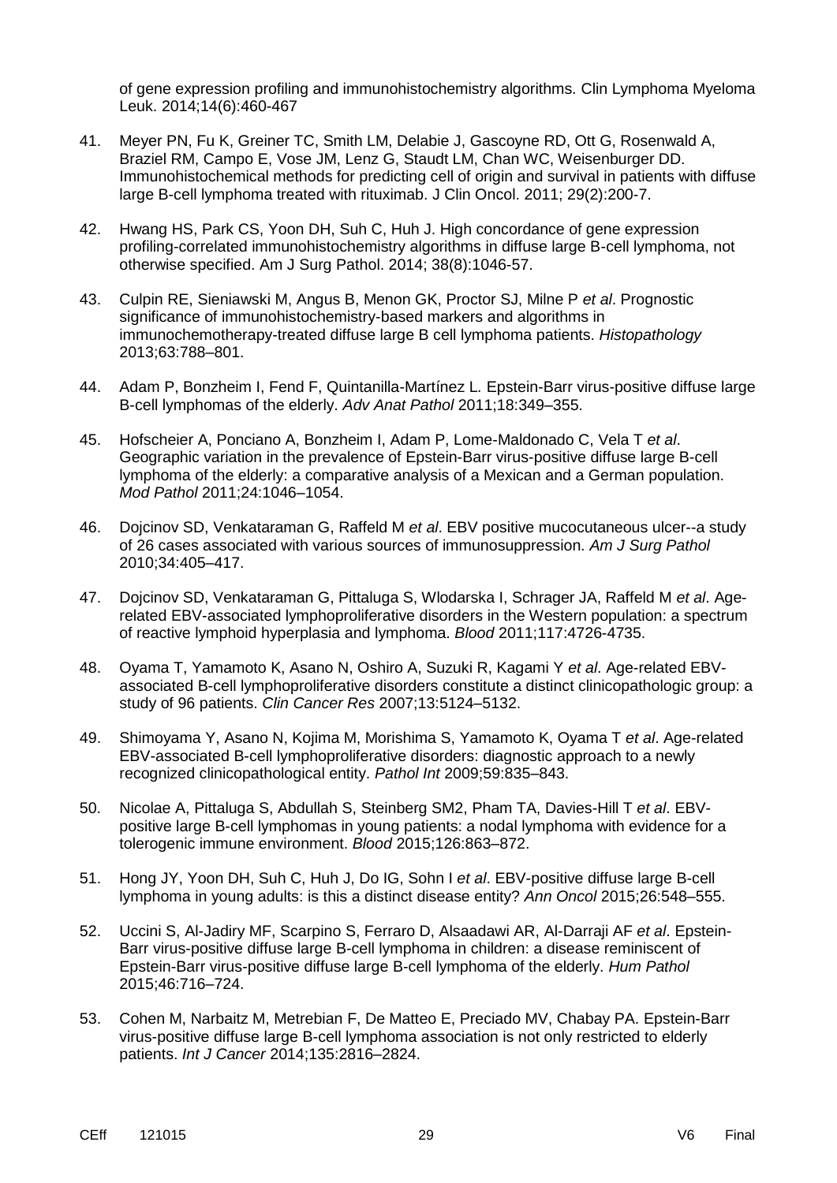of gene expression profiling and immunohistochemistry algorithms. Clin Lymphoma Myeloma Leuk. 2014;14(6):460-467

41. Meyer PN, Fu K, Greiner TC, Smith LM, Delabie J, Gascoyne RD, Ott G, Rosenwald A, Braziel RM, Campo E, Vose JM, Lenz G, Staudt LM, Chan WC, Weisenburger DD. Immunohistochemical methods for predicting cell of origin and survival in patients with diffuse large B-cell lymphoma treated with rituximab. J Clin Oncol. 2011; 29(2):200-7.

42. Hwang HS, Park CS, Yoon DH, Suh C, Huh J. High concordance of gene expression profiling-correlated immunohistochemistry algorithms in diffuse large B-cell lymphoma, not otherwise specified. Am J Surg Pathol. 2014; 38(8):1046-57.

43. Culpin RE, Sieniawski M, Angus B, Menon GK, Proctor SJ, Milne P *et al*. Prognostic significance of immunohistochemistry-based markers and algorithms in immunochemotherapy-treated diffuse large B cell lymphoma patients. *Histopathology* 2013;63:788–801.

44. Adam P, Bonzheim I, Fend F, Quintanilla-Martínez L. Epstein-Barr virus-positive diffuse large B-cell lymphomas of the elderly. *Adv Anat Pathol* 2011;18:349–355.

45. Hofscheier A, Ponciano A, Bonzheim I, Adam P, Lome-Maldonado C, Vela T *et al*. Geographic variation in the prevalence of Epstein-Barr virus-positive diffuse large B-cell lymphoma of the elderly: a comparative analysis of a Mexican and a German population. *Mod Pathol* 2011;24:1046–1054.

46. Dojcinov SD, Venkataraman G, Raffeld M *et al*. EBV positive mucocutaneous ulcer--a study of 26 cases associated with various sources of immunosuppression. *Am J Surg Pathol* 2010;34:405–417.

47. Dojcinov SD, Venkataraman G, Pittaluga S, Wlodarska I, Schrager JA, Raffeld M *et al*. Age-related EBV-associated lymphoproliferative disorders in the Western population: a spectrum of reactive lymphoid hyperplasia and lymphoma. *Blood* 2011;117:4726-4735.

48. Oyama T, Yamamoto K, Asano N, Oshiro A, Suzuki R, Kagami Y *et al*. Age-related EBV-associated B-cell lymphoproliferative disorders constitute a distinct clinicopathologic group: a study of 96 patients. *Clin Cancer Res* 2007;13:5124–5132.

49. Shimoyama Y, Asano N, Kojima M, Morishima S, Yamamoto K, Oyama T *et al*. Age-related EBV-associated B-cell lymphoproliferative disorders: diagnostic approach to a newly recognized clinicopathological entity. *Pathol Int* 2009;59:835–843.

50. Nicolae A, Pittaluga S, Abdullah S, Steinberg SM2, Pham TA, Davies-Hill T *et al*. EBV-positive large B-cell lymphomas in young patients: a nodal lymphoma with evidence for a tolerogenic immune environment. *Blood* 2015;126:863–872.

51. Hong JY, Yoon DH, Suh C, Huh J, Do IG, Sohn I *et al*. EBV-positive diffuse large B-cell lymphoma in young adults: is this a distinct disease entity? *Ann Oncol* 2015;26:548–555.

52. Uccini S, Al-Jadiry MF, Scarpino S, Ferraro D, Alsaadawi AR, Al-Darraji AF *et al*. Epstein-Barr virus-positive diffuse large B-cell lymphoma in children: a disease reminiscent of Epstein-Barr virus-positive diffuse large B-cell lymphoma of the elderly. *Hum Pathol* 2015;46:716–724.

53. Cohen M, Narbaitz M, Metrebian F, De Matteo E, Preciado MV, Chabay PA. Epstein-Barr virus-positive diffuse large B-cell lymphoma association is not only restricted to elderly patients. *Int J Cancer* 2014;135:2816–2824.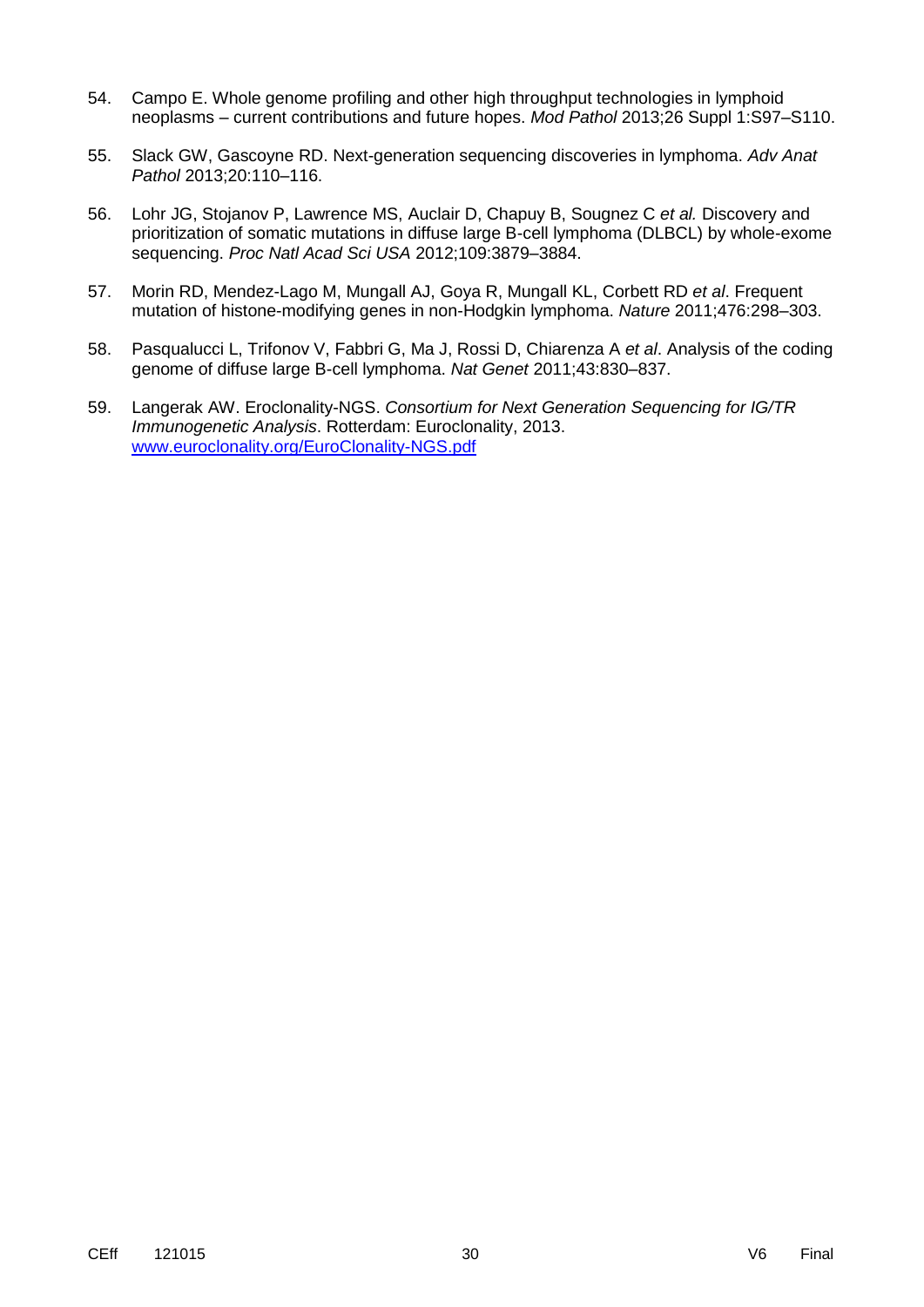54. Campo E. Whole genome profiling and other high throughput technologies in lymphoid neoplasms – current contributions and future hopes. *Mod Pathol* 2013;26 Suppl 1:S97–S110.

55. Slack GW, Gascoyne RD. Next-generation sequencing discoveries in lymphoma. *Adv Anat Pathol* 2013;20:110–116.

56. Lohr JG, Stojanov P, Lawrence MS, Auclair D, Chapuy B, Sougnez C *et al.* Discovery and prioritization of somatic mutations in diffuse large B-cell lymphoma (DLBCL) by whole-exome sequencing. *Proc Natl Acad Sci USA* 2012;109:3879–3884.

57. Morin RD, Mendez-Lago M, Mungall AJ, Goya R, Mungall KL, Corbett RD *et al*. Frequent mutation of histone-modifying genes in non-Hodgkin lymphoma. *Nature* 2011;476:298–303.

58. Pasqualucci L, Trifonov V, Fabbri G, Ma J, Rossi D, Chiarenza A *et al*. Analysis of the coding genome of diffuse large B-cell lymphoma. *Nat Genet* 2011;43:830–837.

59. Langerak AW. Eroclonality-NGS. *Consortium for Next Generation Sequencing for IG/TR Immunogenetic Analysis*. Rotterdam: Euroclonality, 2013. [www.euroclonality.org/EuroClonality-NGS.pdf](www.euroclonality.org/EuroClonality-NGS.pdf)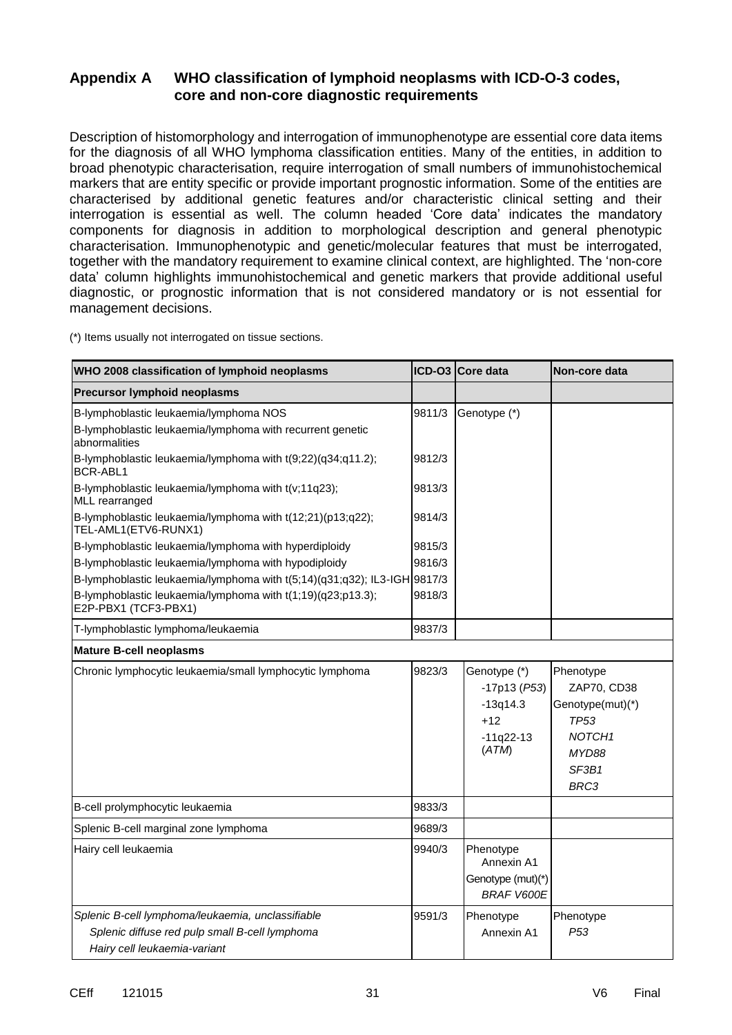## Appendix A WHO classification of lymphoid neoplasms with ICD-O-3 codes, core and non-core diagnostic requirements

Description of histomorphology and interrogation of immunophenotype are essential core data items for the diagnosis of all WHO lymphoma classification entities. Many of the entities, in addition to broad phenotypic characterisation, require interrogation of small numbers of immunohistochemical markers that are entity specific or provide important prognostic information. Some of the entities are characterised by additional genetic features and/or characteristic clinical setting and their interrogation is essential as well. The column headed 'Core data' indicates the mandatory components for diagnosis in addition to morphological description and general phenotypic characterisation. Immunophenotypic and genetic/molecular features that must be interrogated, together with the mandatory requirement to examine clinical context, are highlighted. The 'non-core data' column highlights immunohistochemical and genetic markers that provide additional useful diagnostic, or prognostic information that is not considered mandatory or is not essential for management decisions.

(*) Items usually not interrogated on tissue sections.

| WHO 2008 classification of lymphoid neoplasms | ICD-O3 | Core data | Non-core data |
|---|---|---|---|
| **Precursor lymphoid neoplasms** | | | |
| B-lymphoblastic leukaemia/lymphoma NOS | 9811/3 | Genotype (*) | |
| B-lymphoblastic leukaemia/lymphoma with recurrent genetic abnormalities | | | |
| B-lymphoblastic leukaemia/lymphoma with t(9;22)(q34;q11.2); BCR-ABL1 | 9812/3 | | |
| B-lymphoblastic leukaemia/lymphoma with t(v;11q23); MLL rearranged | 9813/3 | | |
| B-lymphoblastic leukaemia/lymphoma with t(12;21)(p13;q22); TEL-AML1(ETV6-RUNX1) | 9814/3 | | |
| B-lymphoblastic leukaemia/lymphoma with hyperdiploidy | 9815/3 | | |
| B-lymphoblastic leukaemia/lymphoma with hypodiploidy | 9816/3 | | |
| B-lymphoblastic leukaemia/lymphoma with t(5;14)(q31;q32); IL3-IGH | 9817/3 | | |
| B-lymphoblastic leukaemia/lymphoma with t(1;19)(q23;p13.3); E2P-PBX1 (TCF3-PBX1) | 9818/3 | | |
| T-lymphoblastic lymphoma/leukaemia | 9837/3 | | |
| **Mature B-cell neoplasms** | | | |
| Chronic lymphocytic leukaemia/small lymphocytic lymphoma | 9823/3 | Genotype (*)<br>-17p13 (*P53*)<br>-13q14.3<br>+12<br>-11q22-13 (*ATM*) | Phenotype<br>ZAP70, CD38<br>Genotype(mut)(*)<br>*TP53*<br>*NOTCH1*<br>*MYD88*<br>*SF3B1*<br>*BRC3* |
| B-cell prolymphocytic leukaemia | 9833/3 | | |
| Splenic B-cell marginal zone lymphoma | 9689/3 | | |
| Hairy cell leukaemia | 9940/3 | Phenotype<br>Annexin A1<br>Genotype (mut)(*)<br>*BRAF V600E* | |
| *Splenic B-cell lymphoma/leukaemia, unclassifiable*<br>*Splenic diffuse red pulp small B-cell lymphoma*<br>*Hairy cell leukaemia-variant* | 9591/3 | Phenotype<br>Annexin A1 | Phenotype<br>*P53* |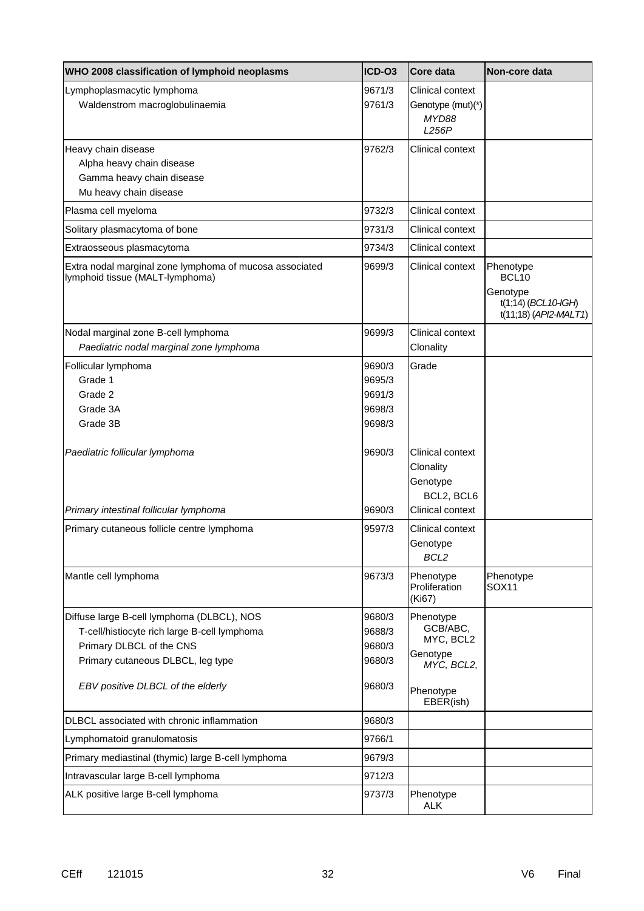| WHO 2008 classification of lymphoid neoplasms | ICD-O3 | Core data | Non-core data |
|---|---|---|---|
| Lymphoplasmacytic lymphoma<br>Waldenstrom macroglobulinaemia | 9671/3<br>9761/3 | Clinical context<br>Genotype (mut)(*)<br>*MYD88 L256P* | |
| Heavy chain disease<br>Alpha heavy chain disease<br>Gamma heavy chain disease<br>Mu heavy chain disease | 9762/3 | Clinical context | |
| Plasma cell myeloma | 9732/3 | Clinical context | |
| Solitary plasmacytoma of bone | 9731/3 | Clinical context | |
| Extraosseous plasmacytoma | 9734/3 | Clinical context | |
| Extra nodal marginal zone lymphoma of mucosa associated lymphoid tissue (MALT-lymphoma) | 9699/3 | Clinical context | Phenotype<br>BCL10<br>Genotype<br>t(1;14) (*BCL10-IGH*)<br>t(11;18) (*API2-MALT1*) |
| Nodal marginal zone B-cell lymphoma<br>*Paediatric nodal marginal zone lymphoma* | 9699/3 | Clinical context<br>Clonality | |
| Follicular lymphoma<br>Grade 1<br>Grade 2<br>Grade 3A<br>Grade 3B | 9690/3<br>9695/3<br>9691/3<br>9698/3<br>9698/3 | Grade | |
| *Paediatric follicular lymphoma* | 9690/3 | Clinical context<br>Clonality<br>Genotype<br>BCL2, BCL6 | |
| *Primary intestinal follicular lymphoma* | 9690/3 | Clinical context | |
| Primary cutaneous follicle centre lymphoma | 9597/3 | Clinical context<br>Genotype<br>*BCL2* | |
| Mantle cell lymphoma | 9673/3 | Phenotype<br>Proliferation (Ki67) | Phenotype<br>SOX11 |
| Diffuse large B-cell lymphoma (DLBCL), NOS<br>T-cell/histiocyte rich large B-cell lymphoma<br>Primary DLBCL of the CNS<br>Primary cutaneous DLBCL, leg type | 9680/3<br>9688/3<br>9680/3<br>9680/3 | Phenotype<br>GCB/ABC, MYC, BCL2<br>Genotype<br>*MYC, BCL2,* | |
| *EBV positive DLBCL of the elderly* | 9680/3 | Phenotype<br>EBER(ish) | |
| DLBCL associated with chronic inflammation | 9680/3 | | |
| Lymphomatoid granulomatosis | 9766/1 | | |
| Primary mediastinal (thymic) large B-cell lymphoma | 9679/3 | | |
| Intravascular large B-cell lymphoma | 9712/3 | | |
| ALK positive large B-cell lymphoma | 9737/3 | Phenotype<br>ALK | |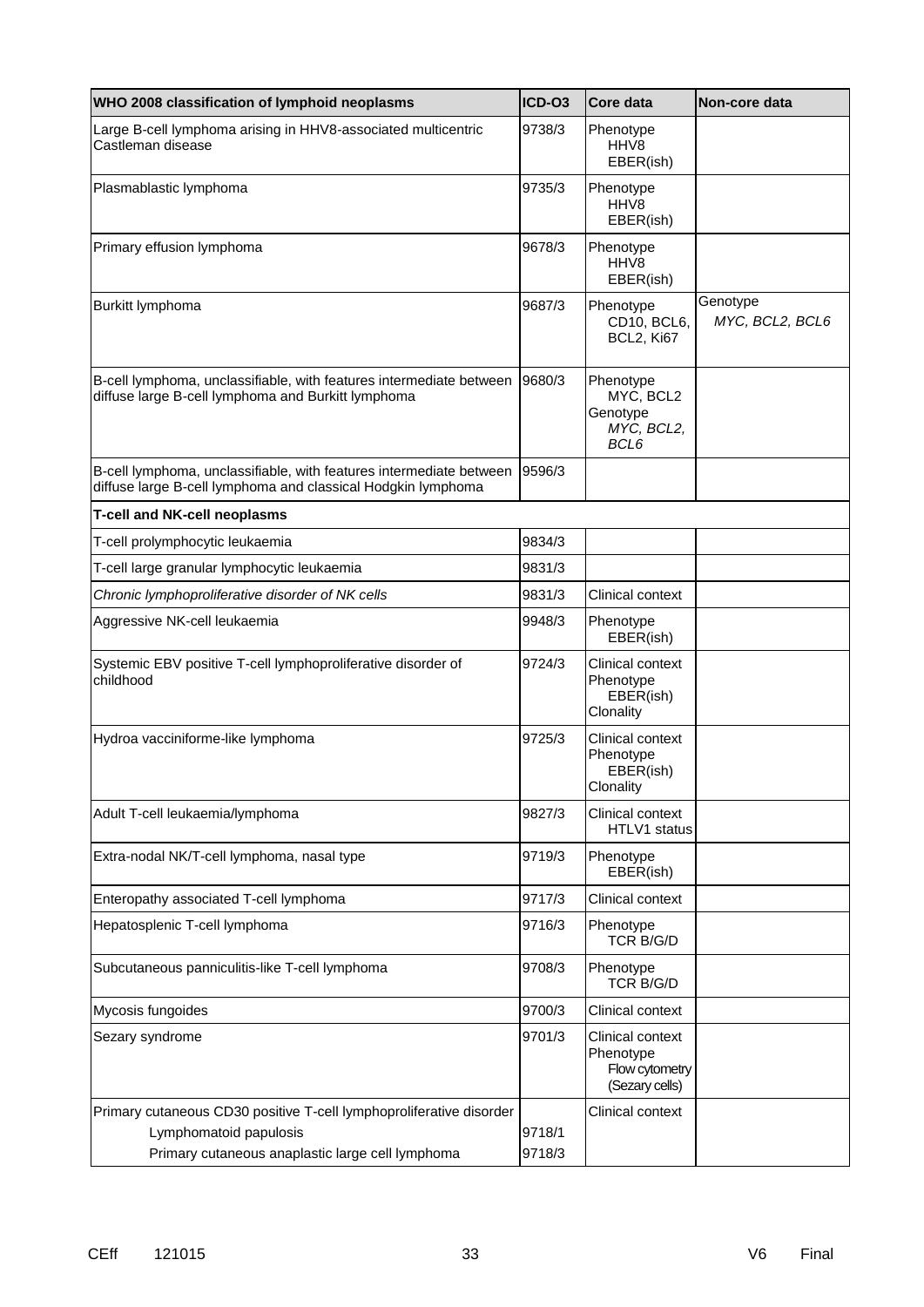| WHO 2008 classification of lymphoid neoplasms | ICD-O3 | Core data | Non-core data |
|---|---|---|---|
| Large B-cell lymphoma arising in HHV8-associated multicentric Castleman disease | 9738/3 | Phenotype<br>HHV8<br>EBER(ish) | |
| Plasmablastic lymphoma | 9735/3 | Phenotype<br>HHV8<br>EBER(ish) | |
| Primary effusion lymphoma | 9678/3 | Phenotype<br>HHV8<br>EBER(ish) | |
| Burkitt lymphoma | 9687/3 | Phenotype<br>CD10, BCL6, BCL2, Ki67 | Genotype<br>*MYC, BCL2, BCL6* |
| B-cell lymphoma, unclassifiable, with features intermediate between diffuse large B-cell lymphoma and Burkitt lymphoma | 9680/3 | Phenotype<br>MYC, BCL2<br>Genotype<br>*MYC, BCL2, BCL6* | |
| B-cell lymphoma, unclassifiable, with features intermediate between diffuse large B-cell lymphoma and classical Hodgkin lymphoma | 9596/3 | | |
| **T-cell and NK-cell neoplasms** | | | |
| T-cell prolymphocytic leukaemia | 9834/3 | | |
| T-cell large granular lymphocytic leukaemia | 9831/3 | | |
| *Chronic lymphoproliferative disorder of NK cells* | 9831/3 | Clinical context | |
| Aggressive NK-cell leukaemia | 9948/3 | Phenotype<br>EBER(ish) | |
| Systemic EBV positive T-cell lymphoproliferative disorder of childhood | 9724/3 | Clinical context<br>Phenotype<br>EBER(ish)<br>Clonality | |
| Hydroa vacciniforme-like lymphoma | 9725/3 | Clinical context<br>Phenotype<br>EBER(ish)<br>Clonality | |
| Adult T-cell leukaemia/lymphoma | 9827/3 | Clinical context<br>HTLV1 status | |
| Extra-nodal NK/T-cell lymphoma, nasal type | 9719/3 | Phenotype<br>EBER(ish) | |
| Enteropathy associated T-cell lymphoma | 9717/3 | Clinical context | |
| Hepatosplenic T-cell lymphoma | 9716/3 | Phenotype<br>TCR B/G/D | |
| Subcutaneous panniculitis-like T-cell lymphoma | 9708/3 | Phenotype<br>TCR B/G/D | |
| Mycosis fungoides | 9700/3 | Clinical context | |
| Sezary syndrome | 9701/3 | Clinical context<br>Phenotype<br>Flow cytometry (Sezary cells) | |
| Primary cutaneous CD30 positive T-cell lymphoproliferative disorder<br>Lymphomatoid papulosis<br>Primary cutaneous anaplastic large cell lymphoma | <br>9718/1<br>9718/3 | Clinical context | |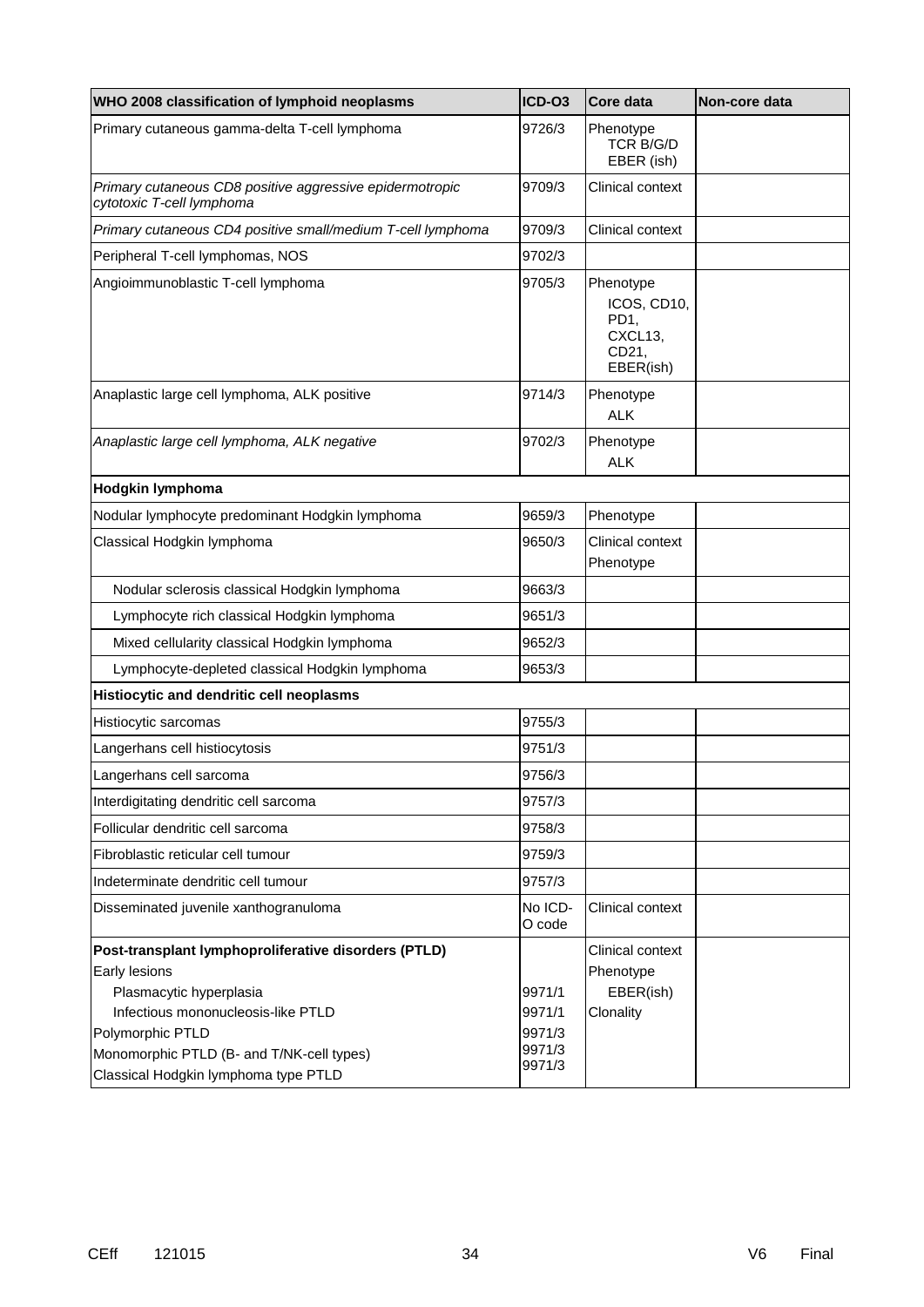| WHO 2008 classification of lymphoid neoplasms | ICD-O3 | Core data | Non-core data |
|---|---|---|---|
| Primary cutaneous gamma-delta T-cell lymphoma | 9726/3 | Phenotype<br>TCR B/G/D<br>EBER (ish) | |
| *Primary cutaneous CD8 positive aggressive epidermotropic cytotoxic T-cell lymphoma* | 9709/3 | Clinical context | |
| *Primary cutaneous CD4 positive small/medium T-cell lymphoma* | 9709/3 | Clinical context | |
| Peripheral T-cell lymphomas, NOS | 9702/3 | | |
| Angioimmunoblastic T-cell lymphoma | 9705/3 | Phenotype<br>ICOS, CD10, PD1, CXCL13, CD21, EBER(ish) | |
| Anaplastic large cell lymphoma, ALK positive | 9714/3 | Phenotype<br>ALK | |
| *Anaplastic large cell lymphoma, ALK negative* | 9702/3 | Phenotype<br>ALK | |
| **Hodgkin lymphoma** | | | |
| Nodular lymphocyte predominant Hodgkin lymphoma | 9659/3 | Phenotype | |
| Classical Hodgkin lymphoma | 9650/3 | Clinical context<br>Phenotype | |
| Nodular sclerosis classical Hodgkin lymphoma | 9663/3 | | |
| Lymphocyte rich classical Hodgkin lymphoma | 9651/3 | | |
| Mixed cellularity classical Hodgkin lymphoma | 9652/3 | | |
| Lymphocyte-depleted classical Hodgkin lymphoma | 9653/3 | | |
| **Histiocytic and dendritic cell neoplasms** | | | |
| Histiocytic sarcomas | 9755/3 | | |
| Langerhans cell histiocytosis | 9751/3 | | |
| Langerhans cell sarcoma | 9756/3 | | |
| Interdigitating dendritic cell sarcoma | 9757/3 | | |
| Follicular dendritic cell sarcoma | 9758/3 | | |
| Fibroblastic reticular cell tumour | 9759/3 | | |
| Indeterminate dendritic cell tumour | 9757/3 | | |
| Disseminated juvenile xanthogranuloma | No ICD-O code | Clinical context | |
| **Post-transplant lymphoproliferative disorders (PTLD)**<br>Early lesions<br>Plasmacytic hyperplasia<br>Infectious mononucleosis-like PTLD<br>Polymorphic PTLD<br>Monomorphic PTLD (B- and T/NK-cell types)<br>Classical Hodgkin lymphoma type PTLD | <br><br>9971/1<br>9971/1<br>9971/3<br>9971/3<br>9971/3 | Clinical context<br>Phenotype<br>EBER(ish)<br>Clonality | |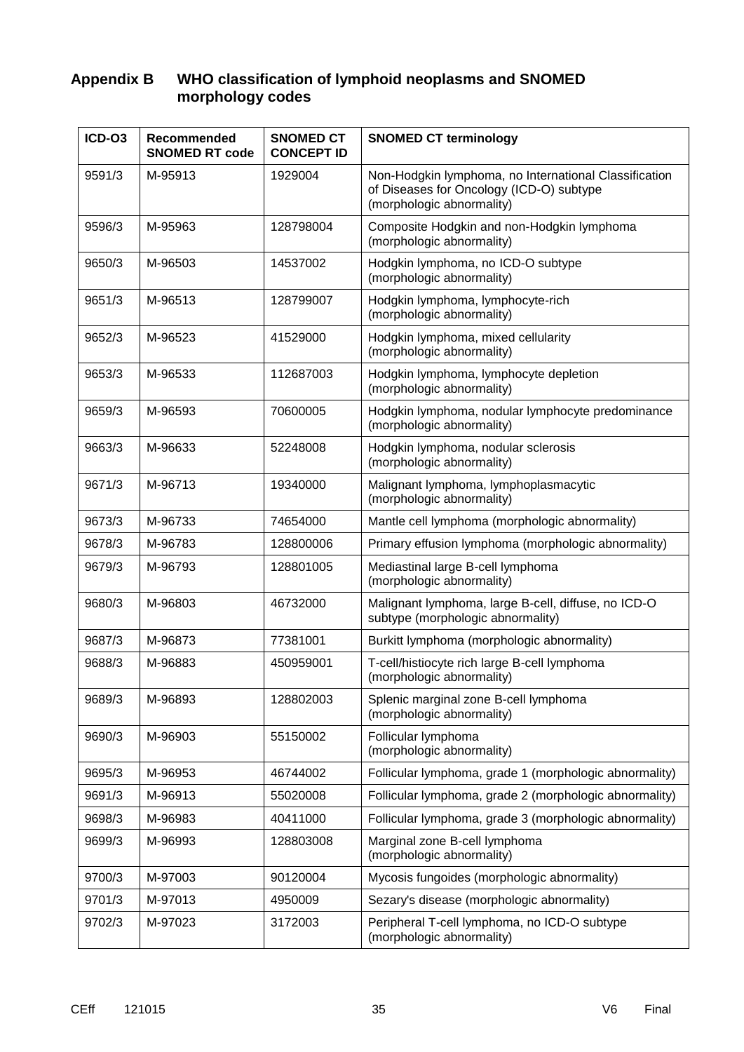## Appendix B WHO classification of lymphoid neoplasms and SNOMED morphology codes

| ICD-O3 | Recommended SNOMED RT code | SNOMED CT CONCEPT ID | SNOMED CT terminology |
|---|---|---|---|
| 9591/3 | M-95913 | 1929004 | Non-Hodgkin lymphoma, no International Classification of Diseases for Oncology (ICD-O) subtype (morphologic abnormality) |
| 9596/3 | M-95963 | 128798004 | Composite Hodgkin and non-Hodgkin lymphoma (morphologic abnormality) |
| 9650/3 | M-96503 | 14537002 | Hodgkin lymphoma, no ICD-O subtype (morphologic abnormality) |
| 9651/3 | M-96513 | 128799007 | Hodgkin lymphoma, lymphocyte-rich (morphologic abnormality) |
| 9652/3 | M-96523 | 41529000 | Hodgkin lymphoma, mixed cellularity (morphologic abnormality) |
| 9653/3 | M-96533 | 112687003 | Hodgkin lymphoma, lymphocyte depletion (morphologic abnormality) |
| 9659/3 | M-96593 | 70600005 | Hodgkin lymphoma, nodular lymphocyte predominance (morphologic abnormality) |
| 9663/3 | M-96633 | 52248008 | Hodgkin lymphoma, nodular sclerosis (morphologic abnormality) |
| 9671/3 | M-96713 | 19340000 | Malignant lymphoma, lymphoplasmacytic (morphologic abnormality) |
| 9673/3 | M-96733 | 74654000 | Mantle cell lymphoma (morphologic abnormality) |
| 9678/3 | M-96783 | 128800006 | Primary effusion lymphoma (morphologic abnormality) |
| 9679/3 | M-96793 | 128801005 | Mediastinal large B-cell lymphoma (morphologic abnormality) |
| 9680/3 | M-96803 | 46732000 | Malignant lymphoma, large B-cell, diffuse, no ICD-O subtype (morphologic abnormality) |
| 9687/3 | M-96873 | 77381001 | Burkitt lymphoma (morphologic abnormality) |
| 9688/3 | M-96883 | 450959001 | T-cell/histiocyte rich large B-cell lymphoma (morphologic abnormality) |
| 9689/3 | M-96893 | 128802003 | Splenic marginal zone B-cell lymphoma (morphologic abnormality) |
| 9690/3 | M-96903 | 55150002 | Follicular lymphoma (morphologic abnormality) |
| 9695/3 | M-96953 | 46744002 | Follicular lymphoma, grade 1 (morphologic abnormality) |
| 9691/3 | M-96913 | 55020008 | Follicular lymphoma, grade 2 (morphologic abnormality) |
| 9698/3 | M-96983 | 40411000 | Follicular lymphoma, grade 3 (morphologic abnormality) |
| 9699/3 | M-96993 | 128803008 | Marginal zone B-cell lymphoma (morphologic abnormality) |
| 9700/3 | M-97003 | 90120004 | Mycosis fungoides (morphologic abnormality) |
| 9701/3 | M-97013 | 4950009 | Sezary's disease (morphologic abnormality) |
| 9702/3 | M-97023 | 3172003 | Peripheral T-cell lymphoma, no ICD-O subtype (morphologic abnormality) |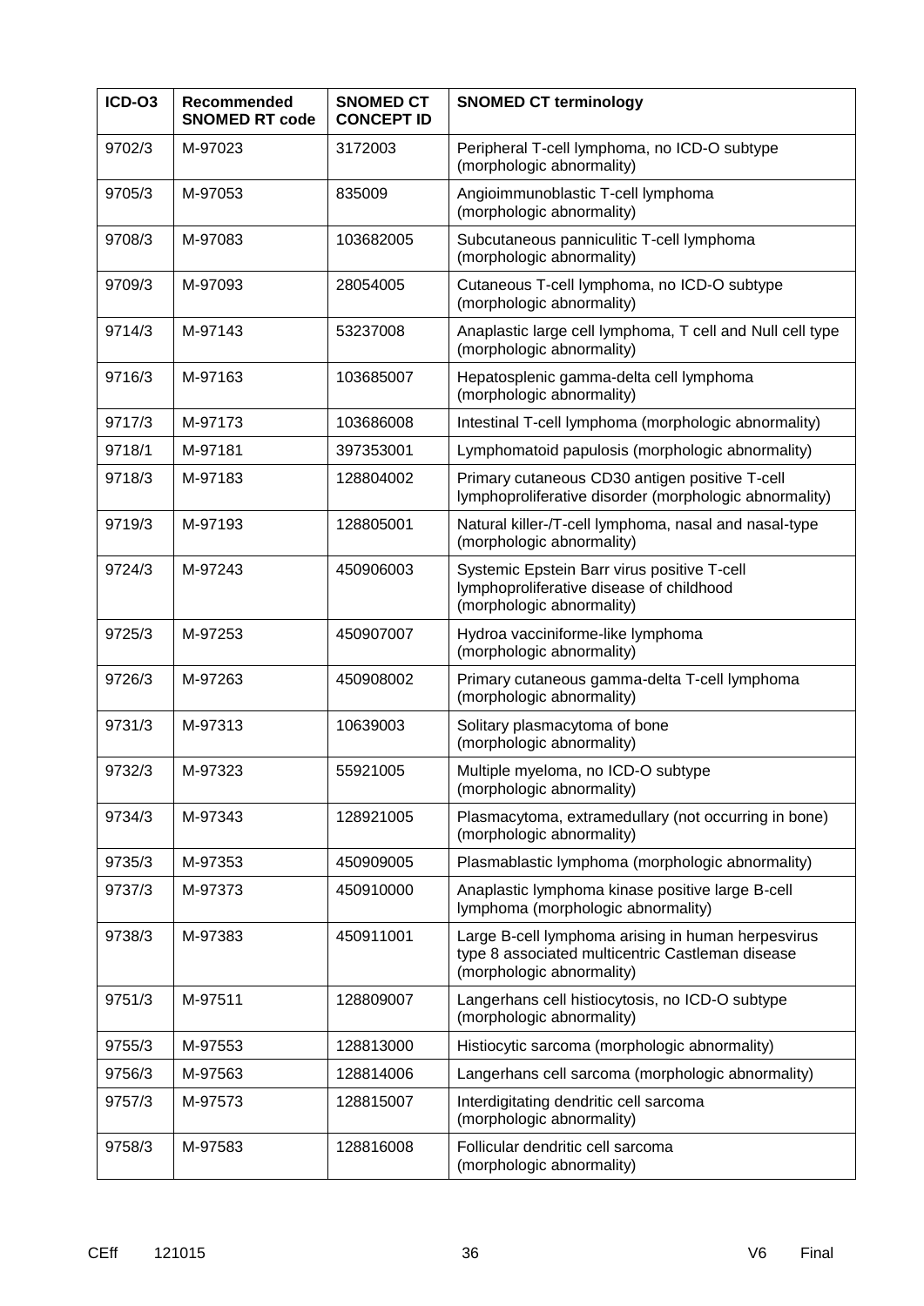| ICD-O3 | Recommended SNOMED RT code | SNOMED CT CONCEPT ID | SNOMED CT terminology |
|---|---|---|---|
| 9702/3 | M-97023 | 3172003 | Peripheral T-cell lymphoma, no ICD-O subtype (morphologic abnormality) |
| 9705/3 | M-97053 | 835009 | Angioimmunoblastic T-cell lymphoma (morphologic abnormality) |
| 9708/3 | M-97083 | 103682005 | Subcutaneous panniculitic T-cell lymphoma (morphologic abnormality) |
| 9709/3 | M-97093 | 28054005 | Cutaneous T-cell lymphoma, no ICD-O subtype (morphologic abnormality) |
| 9714/3 | M-97143 | 53237008 | Anaplastic large cell lymphoma, T cell and Null cell type (morphologic abnormality) |
| 9716/3 | M-97163 | 103685007 | Hepatosplenic gamma-delta cell lymphoma (morphologic abnormality) |
| 9717/3 | M-97173 | 103686008 | Intestinal T-cell lymphoma (morphologic abnormality) |
| 9718/1 | M-97181 | 397353001 | Lymphomatoid papulosis (morphologic abnormality) |
| 9718/3 | M-97183 | 128804002 | Primary cutaneous CD30 antigen positive T-cell lymphoproliferative disorder (morphologic abnormality) |
| 9719/3 | M-97193 | 128805001 | Natural killer-/T-cell lymphoma, nasal and nasal-type (morphologic abnormality) |
| 9724/3 | M-97243 | 450906003 | Systemic Epstein Barr virus positive T-cell lymphoproliferative disease of childhood (morphologic abnormality) |
| 9725/3 | M-97253 | 450907007 | Hydroa vacciniforme-like lymphoma (morphologic abnormality) |
| 9726/3 | M-97263 | 450908002 | Primary cutaneous gamma-delta T-cell lymphoma (morphologic abnormality) |
| 9731/3 | M-97313 | 10639003 | Solitary plasmacytoma of bone (morphologic abnormality) |
| 9732/3 | M-97323 | 55921005 | Multiple myeloma, no ICD-O subtype (morphologic abnormality) |
| 9734/3 | M-97343 | 128921005 | Plasmacytoma, extramedullary (not occurring in bone) (morphologic abnormality) |
| 9735/3 | M-97353 | 450909005 | Plasmablastic lymphoma (morphologic abnormality) |
| 9737/3 | M-97373 | 450910000 | Anaplastic lymphoma kinase positive large B-cell lymphoma (morphologic abnormality) |
| 9738/3 | M-97383 | 450911001 | Large B-cell lymphoma arising in human herpesvirus type 8 associated multicentric Castleman disease (morphologic abnormality) |
| 9751/3 | M-97511 | 128809007 | Langerhans cell histiocytosis, no ICD-O subtype (morphologic abnormality) |
| 9755/3 | M-97553 | 128813000 | Histiocytic sarcoma (morphologic abnormality) |
| 9756/3 | M-97563 | 128814006 | Langerhans cell sarcoma (morphologic abnormality) |
| 9757/3 | M-97573 | 128815007 | Interdigitating dendritic cell sarcoma (morphologic abnormality) |
| 9758/3 | M-97583 | 128816008 | Follicular dendritic cell sarcoma (morphologic abnormality) |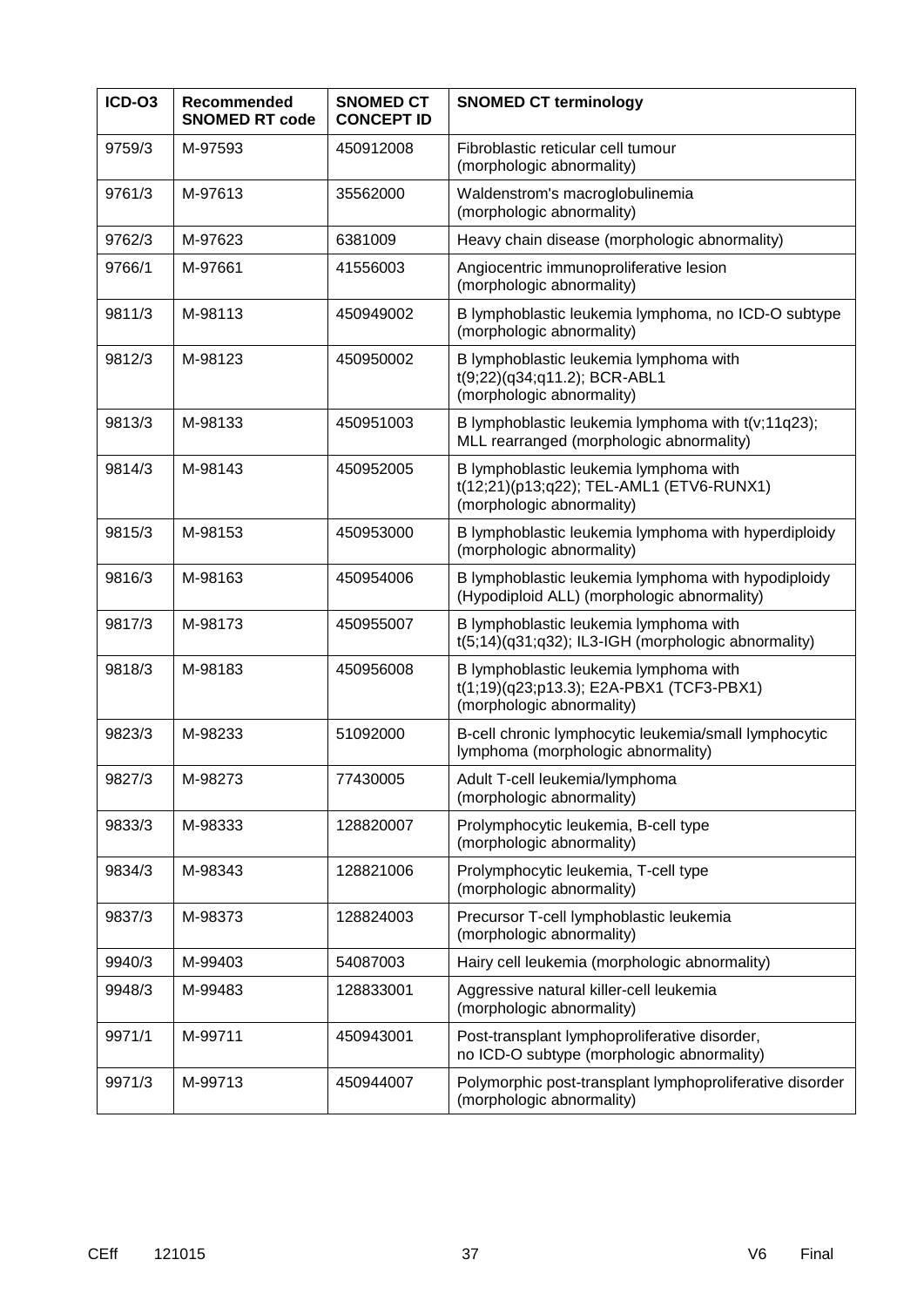| ICD-O3 | Recommended SNOMED RT code | SNOMED CT CONCEPT ID | SNOMED CT terminology |
|---|---|---|---|
| 9759/3 | M-97593 | 450912008 | Fibroblastic reticular cell tumour (morphologic abnormality) |
| 9761/3 | M-97613 | 35562000 | Waldenstrom's macroglobulinemia (morphologic abnormality) |
| 9762/3 | M-97623 | 6381009 | Heavy chain disease (morphologic abnormality) |
| 9766/1 | M-97661 | 41556003 | Angiocentric immunoproliferative lesion (morphologic abnormality) |
| 9811/3 | M-98113 | 450949002 | B lymphoblastic leukemia lymphoma, no ICD-O subtype (morphologic abnormality) |
| 9812/3 | M-98123 | 450950002 | B lymphoblastic leukemia lymphoma with t(9;22)(q34;q11.2); BCR-ABL1 (morphologic abnormality) |
| 9813/3 | M-98133 | 450951003 | B lymphoblastic leukemia lymphoma with t(v;11q23); MLL rearranged (morphologic abnormality) |
| 9814/3 | M-98143 | 450952005 | B lymphoblastic leukemia lymphoma with t(12;21)(p13;q22); TEL-AML1 (ETV6-RUNX1) (morphologic abnormality) |
| 9815/3 | M-98153 | 450953000 | B lymphoblastic leukemia lymphoma with hyperdiploidy (morphologic abnormality) |
| 9816/3 | M-98163 | 450954006 | B lymphoblastic leukemia lymphoma with hypodiploidy (Hypodiploid ALL) (morphologic abnormality) |
| 9817/3 | M-98173 | 450955007 | B lymphoblastic leukemia lymphoma with t(5;14)(q31;q32); IL3-IGH (morphologic abnormality) |
| 9818/3 | M-98183 | 450956008 | B lymphoblastic leukemia lymphoma with t(1;19)(q23;p13.3); E2A-PBX1 (TCF3-PBX1) (morphologic abnormality) |
| 9823/3 | M-98233 | 51092000 | B-cell chronic lymphocytic leukemia/small lymphocytic lymphoma (morphologic abnormality) |
| 9827/3 | M-98273 | 77430005 | Adult T-cell leukemia/lymphoma (morphologic abnormality) |
| 9833/3 | M-98333 | 128820007 | Prolymphocytic leukemia, B-cell type (morphologic abnormality) |
| 9834/3 | M-98343 | 128821006 | Prolymphocytic leukemia, T-cell type (morphologic abnormality) |
| 9837/3 | M-98373 | 128824003 | Precursor T-cell lymphoblastic leukemia (morphologic abnormality) |
| 9940/3 | M-99403 | 54087003 | Hairy cell leukemia (morphologic abnormality) |
| 9948/3 | M-99483 | 128833001 | Aggressive natural killer-cell leukemia (morphologic abnormality) |
| 9971/1 | M-99711 | 450943001 | Post-transplant lymphoproliferative disorder, no ICD-O subtype (morphologic abnormality) |
| 9971/3 | M-99713 | 450944007 | Polymorphic post-transplant lymphoproliferative disorder (morphologic abnormality) |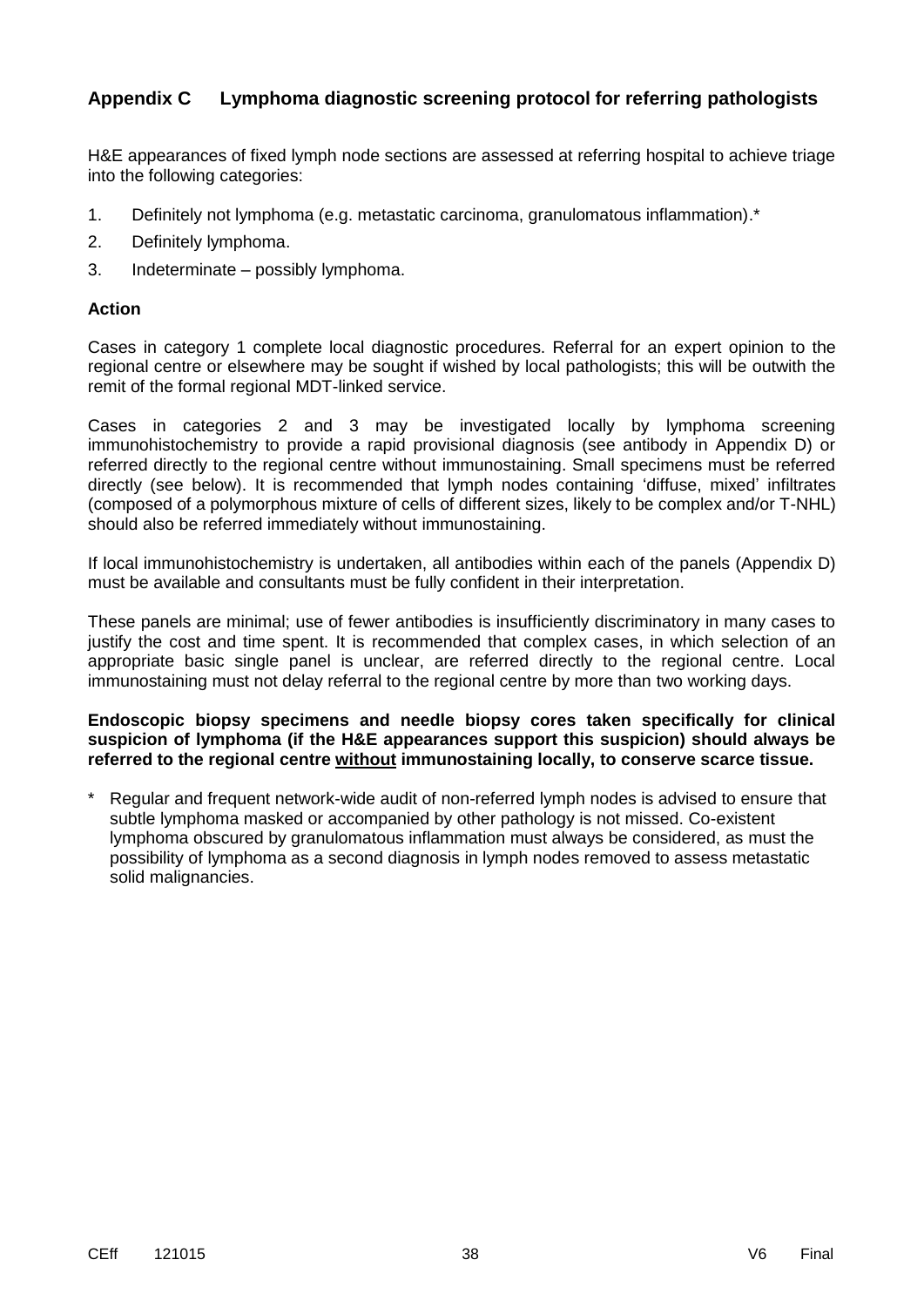## Appendix C Lymphoma diagnostic screening protocol for referring pathologists

H&E appearances of fixed lymph node sections are assessed at referring hospital to achieve triage into the following categories:

1. Definitely not lymphoma (e.g. metastatic carcinoma, granulomatous inflammation).*
2. Definitely lymphoma.
3. Indeterminate – possibly lymphoma.

### Action

Cases in category 1 complete local diagnostic procedures. Referral for an expert opinion to the regional centre or elsewhere may be sought if wished by local pathologists; this will be outwith the remit of the formal regional MDT-linked service.

Cases in categories 2 and 3 may be investigated locally by lymphoma screening immunohistochemistry to provide a rapid provisional diagnosis (see antibody in Appendix D) or referred directly to the regional centre without immunostaining. Small specimens must be referred directly (see below). It is recommended that lymph nodes containing 'diffuse, mixed' infiltrates (composed of a polymorphous mixture of cells of different sizes, likely to be complex and/or T-NHL) should also be referred immediately without immunostaining.

If local immunohistochemistry is undertaken, all antibodies within each of the panels (Appendix D) must be available and consultants must be fully confident in their interpretation.

These panels are minimal; use of fewer antibodies is insufficiently discriminatory in many cases to justify the cost and time spent. It is recommended that complex cases, in which selection of an appropriate basic single panel is unclear, are referred directly to the regional centre. Local immunostaining must not delay referral to the regional centre by more than two working days.

**Endoscopic biopsy specimens and needle biopsy cores taken specifically for clinical suspicion of lymphoma (if the H&E appearances support this suspicion) should always be referred to the regional centre <u>without</u> immunostaining locally, to conserve scarce tissue.**

\* Regular and frequent network-wide audit of non-referred lymph nodes is advised to ensure that subtle lymphoma masked or accompanied by other pathology is not missed. Co-existent lymphoma obscured by granulomatous inflammation must always be considered, as must the possibility of lymphoma as a second diagnosis in lymph nodes removed to assess metastatic solid malignancies.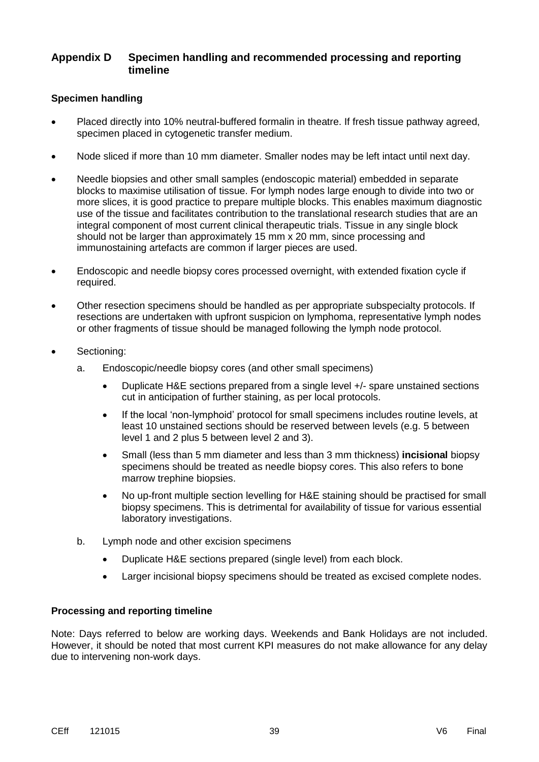## Appendix D Specimen handling and recommended processing and reporting timeline

### Specimen handling

- Placed directly into 10% neutral-buffered formalin in theatre. If fresh tissue pathway agreed, specimen placed in cytogenetic transfer medium.
- Node sliced if more than 10 mm diameter. Smaller nodes may be left intact until next day.
- Needle biopsies and other small samples (endoscopic material) embedded in separate blocks to maximise utilisation of tissue. For lymph nodes large enough to divide into two or more slices, it is good practice to prepare multiple blocks. This enables maximum diagnostic use of the tissue and facilitates contribution to the translational research studies that are an integral component of most current clinical therapeutic trials. Tissue in any single block should not be larger than approximately 15 mm x 20 mm, since processing and immunostaining artefacts are common if larger pieces are used.
- Endoscopic and needle biopsy cores processed overnight, with extended fixation cycle if required.
- Other resection specimens should be handled as per appropriate subspecialty protocols. If resections are undertaken with upfront suspicion on lymphoma, representative lymph nodes or other fragments of tissue should be managed following the lymph node protocol.
- Sectioning:
  a. Endoscopic/needle biopsy cores (and other small specimens)
     - Duplicate H&E sections prepared from a single level +/- spare unstained sections cut in anticipation of further staining, as per local protocols.
     - If the local 'non-lymphoid' protocol for small specimens includes routine levels, at least 10 unstained sections should be reserved between levels (e.g. 5 between level 1 and 2 plus 5 between level 2 and 3).
     - Small (less than 5 mm diameter and less than 3 mm thickness) **incisional** biopsy specimens should be treated as needle biopsy cores. This also refers to bone marrow trephine biopsies.
     - No up-front multiple section levelling for H&E staining should be practised for small biopsy specimens. This is detrimental for availability of tissue for various essential laboratory investigations.

  b. Lymph node and other excision specimens
     - Duplicate H&E sections prepared (single level) from each block.
     - Larger incisional biopsy specimens should be treated as excised complete nodes.

### Processing and reporting timeline

Note: Days referred to below are working days. Weekends and Bank Holidays are not included. However, it should be noted that most current KPI measures do not make allowance for any delay due to intervening non-work days.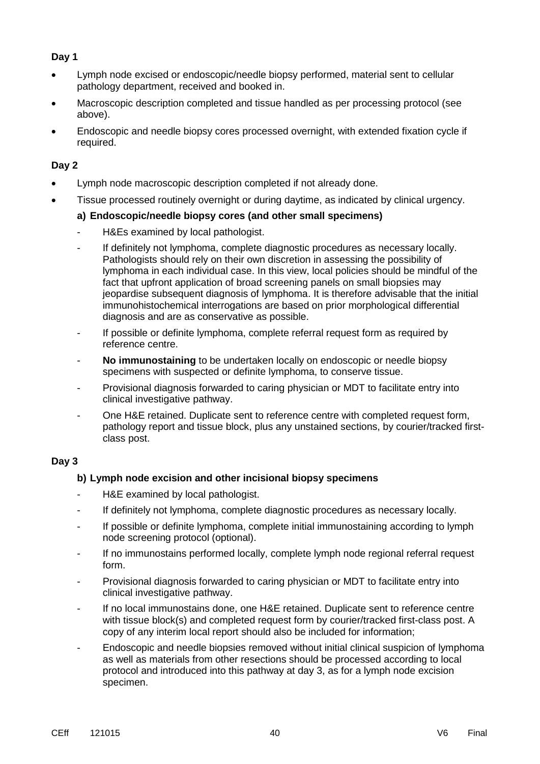**Day 1**

- Lymph node excised or endoscopic/needle biopsy performed, material sent to cellular pathology department, received and booked in.
- Macroscopic description completed and tissue handled as per processing protocol (see above).
- Endoscopic and needle biopsy cores processed overnight, with extended fixation cycle if required.

**Day 2**

- Lymph node macroscopic description completed if not already done.
- Tissue processed routinely overnight or during daytime, as indicated by clinical urgency.

  **a) Endoscopic/needle biopsy cores (and other small specimens)**

  - H&Es examined by local pathologist.
  - If definitely not lymphoma, complete diagnostic procedures as necessary locally. Pathologists should rely on their own discretion in assessing the possibility of lymphoma in each individual case. In this view, local policies should be mindful of the fact that upfront application of broad screening panels on small biopsies may jeopardise subsequent diagnosis of lymphoma. It is therefore advisable that the initial immunohistochemical interrogations are based on prior morphological differential diagnosis and are as conservative as possible.
  - If possible or definite lymphoma, complete referral request form as required by reference centre.
  - **No immunostaining** to be undertaken locally on endoscopic or needle biopsy specimens with suspected or definite lymphoma, to conserve tissue.
  - Provisional diagnosis forwarded to caring physician or MDT to facilitate entry into clinical investigative pathway.
  - One H&E retained. Duplicate sent to reference centre with completed request form, pathology report and tissue block, plus any unstained sections, by courier/tracked first-class post.

**Day 3**

  **b) Lymph node excision and other incisional biopsy specimens**

  - H&E examined by local pathologist.
  - If definitely not lymphoma, complete diagnostic procedures as necessary locally.
  - If possible or definite lymphoma, complete initial immunostaining according to lymph node screening protocol (optional).
  - If no immunostains performed locally, complete lymph node regional referral request form.
  - Provisional diagnosis forwarded to caring physician or MDT to facilitate entry into clinical investigative pathway.
  - If no local immunostains done, one H&E retained. Duplicate sent to reference centre with tissue block(s) and completed request form by courier/tracked first-class post. A copy of any interim local report should also be included for information;
  - Endoscopic and needle biopsies removed without initial clinical suspicion of lymphoma as well as materials from other resections should be processed according to local protocol and introduced into this pathway at day 3, as for a lymph node excision specimen.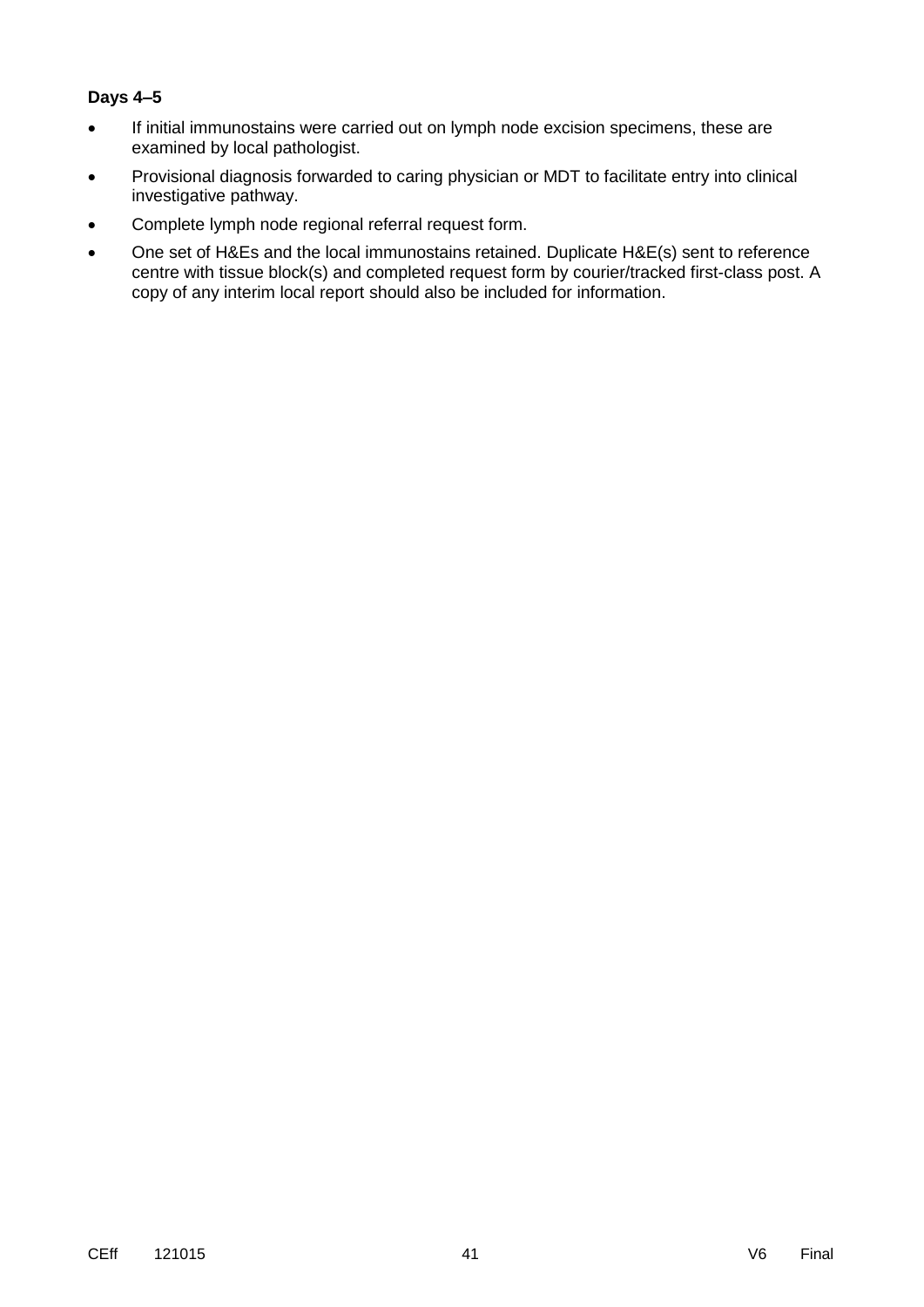**Days 4–5**

- If initial immunostains were carried out on lymph node excision specimens, these are examined by local pathologist.
- Provisional diagnosis forwarded to caring physician or MDT to facilitate entry into clinical investigative pathway.
- Complete lymph node regional referral request form.
- One set of H&Es and the local immunostains retained. Duplicate H&E(s) sent to reference centre with tissue block(s) and completed request form by courier/tracked first-class post. A copy of any interim local report should also be included for information.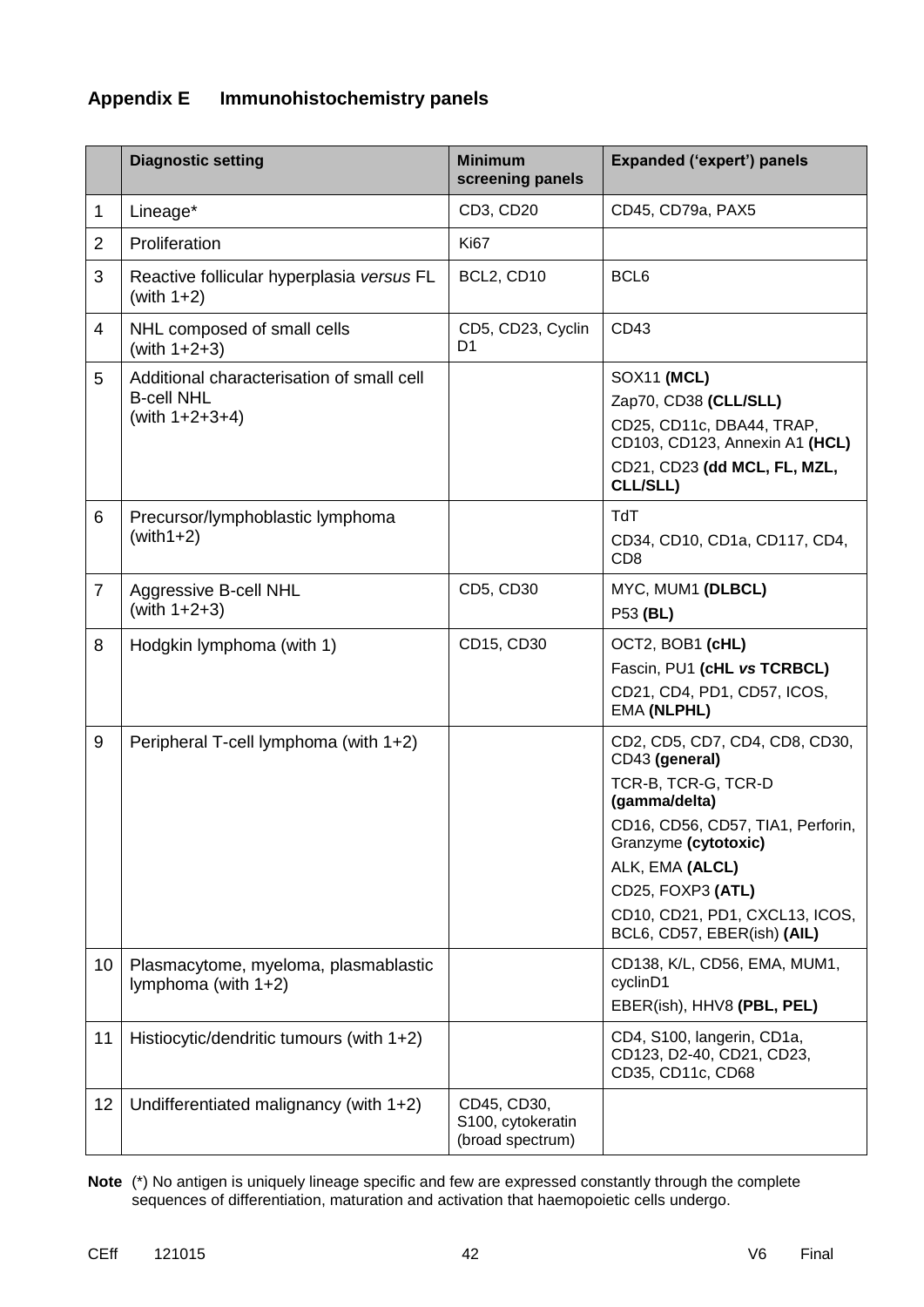## Appendix E Immunohistochemistry panels

| | Diagnostic setting | Minimum screening panels | Expanded ('expert') panels |
|---|---|---|---|
| 1 | Lineage* | CD3, CD20 | CD45, CD79a, PAX5 |
| 2 | Proliferation | Ki67 | |
| 3 | Reactive follicular hyperplasia *versus* FL (with 1+2) | BCL2, CD10 | BCL6 |
| 4 | NHL composed of small cells (with 1+2+3) | CD5, CD23, Cyclin D1 | CD43 |
| 5 | Additional characterisation of small cell B-cell NHL (with 1+2+3+4) | | SOX11 **(MCL)**<br>Zap70, CD38 **(CLL/SLL)**<br>CD25, CD11c, DBA44, TRAP, CD103, CD123, Annexin A1 **(HCL)**<br>CD21, CD23 **(dd MCL, FL, MZL, CLL/SLL)** |
| 6 | Precursor/lymphoblastic lymphoma (with1+2) | | TdT<br>CD34, CD10, CD1a, CD117, CD4, CD8 |
| 7 | Aggressive B-cell NHL (with 1+2+3) | CD5, CD30 | MYC, MUM1 **(DLBCL)**<br>P53 **(BL)** |
| 8 | Hodgkin lymphoma (with 1) | CD15, CD30 | OCT2, BOB1 **(cHL)**<br>Fascin, PU1 **(cHL *vs* TCRBCL)**<br>CD21, CD4, PD1, CD57, ICOS, EMA **(NLPHL)** |
| 9 | Peripheral T-cell lymphoma (with 1+2) | | CD2, CD5, CD7, CD4, CD8, CD30, CD43 **(general)**<br>TCR-B, TCR-G, TCR-D **(gamma/delta)**<br>CD16, CD56, CD57, TIA1, Perforin, Granzyme **(cytotoxic)**<br>ALK, EMA **(ALCL)**<br>CD25, FOXP3 **(ATL)**<br>CD10, CD21, PD1, CXCL13, ICOS, BCL6, CD57, EBER(ish) **(AIL)** |
| 10 | Plasmacytome, myeloma, plasmablastic lymphoma (with 1+2) | | CD138, K/L, CD56, EMA, MUM1, cyclinD1<br>EBER(ish), HHV8 **(PBL, PEL)** |
| 11 | Histiocytic/dendritic tumours (with 1+2) | | CD4, S100, langerin, CD1a, CD123, D2-40, CD21, CD23, CD35, CD11c, CD68 |
| 12 | Undifferentiated malignancy (with 1+2) | CD45, CD30, S100, cytokeratin (broad spectrum) | |

**Note** (*) No antigen is uniquely lineage specific and few are expressed constantly through the complete sequences of differentiation, maturation and activation that haemopoietic cells undergo.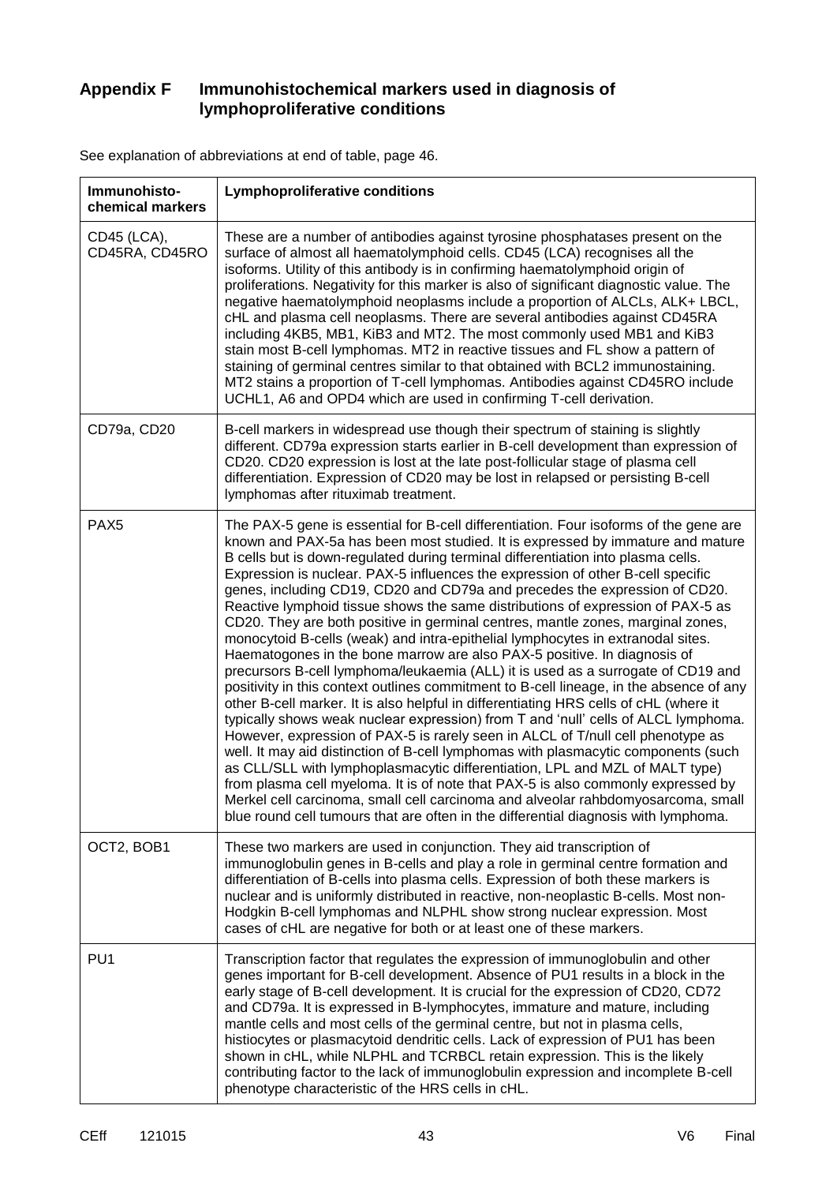## Appendix F Immunohistochemical markers used in diagnosis of lymphoproliferative conditions

See explanation of abbreviations at end of table, page 46.

| Immunohisto-chemical markers | Lymphoproliferative conditions |
| --- | --- |
| CD45 (LCA), CD45RA, CD45RO | These are a number of antibodies against tyrosine phosphatases present on the surface of almost all haematolymphoid cells. CD45 (LCA) recognises all the isoforms. Utility of this antibody is in confirming haematolymphoid origin of proliferations. Negativity for this marker is also of significant diagnostic value. The negative haematolymphoid neoplasms include a proportion of ALCLs, ALK+ LBCL, cHL and plasma cell neoplasms. There are several antibodies against CD45RA including 4KB5, MB1, KiB3 and MT2. The most commonly used MB1 and KiB3 stain most B-cell lymphomas. MT2 in reactive tissues and FL show a pattern of staining of germinal centres similar to that obtained with BCL2 immunostaining. MT2 stains a proportion of T-cell lymphomas. Antibodies against CD45RO include UCHL1, A6 and OPD4 which are used in confirming T-cell derivation. |
| CD79a, CD20 | B-cell markers in widespread use though their spectrum of staining is slightly different. CD79a expression starts earlier in B-cell development than expression of CD20. CD20 expression is lost at the late post-follicular stage of plasma cell differentiation. Expression of CD20 may be lost in relapsed or persisting B-cell lymphomas after rituximab treatment. |
| PAX5 | The PAX-5 gene is essential for B-cell differentiation. Four isoforms of the gene are known and PAX-5a has been most studied. It is expressed by immature and mature B cells but is down-regulated during terminal differentiation into plasma cells. Expression is nuclear. PAX-5 influences the expression of other B-cell specific genes, including CD19, CD20 and CD79a and precedes the expression of CD20. Reactive lymphoid tissue shows the same distributions of expression of PAX-5 as CD20. They are both positive in germinal centres, mantle zones, marginal zones, monocytoid B-cells (weak) and intra-epithelial lymphocytes in extranodal sites. Haematogones in the bone marrow are also PAX-5 positive. In diagnosis of precursors B-cell lymphoma/leukaemia (ALL) it is used as a surrogate of CD19 and positivity in this context outlines commitment to B-cell lineage, in the absence of any other B-cell marker. It is also helpful in differentiating HRS cells of cHL (where it typically shows weak nuclear expression) from T and 'null' cells of ALCL lymphoma. However, expression of PAX-5 is rarely seen in ALCL of T/null cell phenotype as well. It may aid distinction of B-cell lymphomas with plasmacytic components (such as CLL/SLL with lymphoplasmacytic differentiation, LPL and MZL of MALT type) from plasma cell myeloma. It is of note that PAX-5 is also commonly expressed by Merkel cell carcinoma, small cell carcinoma and alveolar rahbdomyosarcoma, small blue round cell tumours that are often in the differential diagnosis with lymphoma. |
| OCT2, BOB1 | These two markers are used in conjunction. They aid transcription of immunoglobulin genes in B-cells and play a role in germinal centre formation and differentiation of B-cells into plasma cells. Expression of both these markers is nuclear and is uniformly distributed in reactive, non-neoplastic B-cells. Most non-Hodgkin B-cell lymphomas and NLPHL show strong nuclear expression. Most cases of cHL are negative for both or at least one of these markers. |
| PU1 | Transcription factor that regulates the expression of immunoglobulin and other genes important for B-cell development. Absence of PU1 results in a block in the early stage of B-cell development. It is crucial for the expression of CD20, CD72 and CD79a. It is expressed in B-lymphocytes, immature and mature, including mantle cells and most cells of the germinal centre, but not in plasma cells, histiocytes or plasmacytoid dendritic cells. Lack of expression of PU1 has been shown in cHL, while NLPHL and TCRBCL retain expression. This is the likely contributing factor to the lack of immunoglobulin expression and incomplete B-cell phenotype characteristic of the HRS cells in cHL. |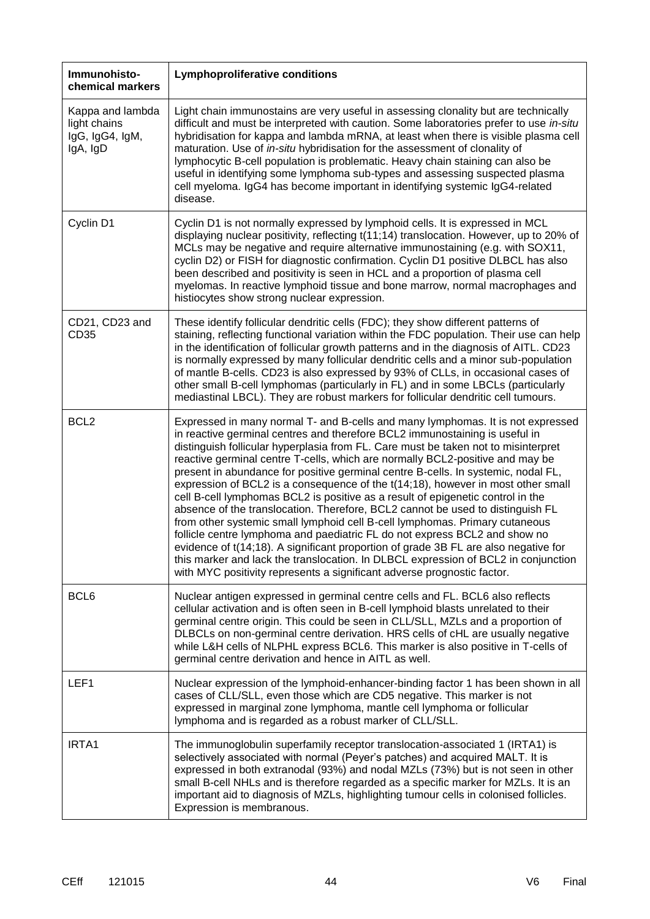| Immunohisto-chemical markers | Lymphoproliferative conditions |
|---|---|
| Kappa and lambda light chains IgG, IgG4, IgM, IgA, IgD | Light chain immunostains are very useful in assessing clonality but are technically difficult and must be interpreted with caution. Some laboratories prefer to use *in-situ* hybridisation for kappa and lambda mRNA, at least when there is visible plasma cell maturation. Use of *in-situ* hybridisation for the assessment of clonality of lymphocytic B-cell population is problematic. Heavy chain staining can also be useful in identifying some lymphoma sub-types and assessing suspected plasma cell myeloma. IgG4 has become important in identifying systemic IgG4-related disease. |
| Cyclin D1 | Cyclin D1 is not normally expressed by lymphoid cells. It is expressed in MCL displaying nuclear positivity, reflecting t(11;14) translocation. However, up to 20% of MCLs may be negative and require alternative immunostaining (e.g. with SOX11, cyclin D2) or FISH for diagnostic confirmation. Cyclin D1 positive DLBCL has also been described and positivity is seen in HCL and a proportion of plasma cell myelomas. In reactive lymphoid tissue and bone marrow, normal macrophages and histiocytes show strong nuclear expression. |
| CD21, CD23 and CD35 | These identify follicular dendritic cells (FDC); they show different patterns of staining, reflecting functional variation within the FDC population. Their use can help in the identification of follicular growth patterns and in the diagnosis of AITL. CD23 is normally expressed by many follicular dendritic cells and a minor sub-population of mantle B-cells. CD23 is also expressed by 93% of CLLs, in occasional cases of other small B-cell lymphomas (particularly in FL) and in some LBCLs (particularly mediastinal LBCL). They are robust markers for follicular dendritic cell tumours. |
| BCL2 | Expressed in many normal T- and B-cells and many lymphomas. It is not expressed in reactive germinal centres and therefore BCL2 immunostaining is useful in distinguish follicular hyperplasia from FL. Care must be taken not to misinterpret reactive germinal centre T-cells, which are normally BCL2-positive and may be present in abundance for positive germinal centre B-cells. In systemic, nodal FL, expression of BCL2 is a consequence of the t(14;18), however in most other small cell B-cell lymphomas BCL2 is positive as a result of epigenetic control in the absence of the translocation. Therefore, BCL2 cannot be used to distinguish FL from other systemic small lymphoid cell B-cell lymphomas. Primary cutaneous follicle centre lymphoma and paediatric FL do not express BCL2 and show no evidence of t(14;18). A significant proportion of grade 3B FL are also negative for this marker and lack the translocation. In DLBCL expression of BCL2 in conjunction with MYC positivity represents a significant adverse prognostic factor. |
| BCL6 | Nuclear antigen expressed in germinal centre cells and FL. BCL6 also reflects cellular activation and is often seen in B-cell lymphoid blasts unrelated to their germinal centre origin. This could be seen in CLL/SLL, MZLs and a proportion of DLBCLs on non-germinal centre derivation. HRS cells of cHL are usually negative while L&H cells of NLPHL express BCL6. This marker is also positive in T-cells of germinal centre derivation and hence in AITL as well. |
| LEF1 | Nuclear expression of the lymphoid-enhancer-binding factor 1 has been shown in all cases of CLL/SLL, even those which are CD5 negative. This marker is not expressed in marginal zone lymphoma, mantle cell lymphoma or follicular lymphoma and is regarded as a robust marker of CLL/SLL. |
| IRTA1 | The immunoglobulin superfamily receptor translocation-associated 1 (IRTA1) is selectively associated with normal (Peyer's patches) and acquired MALT. It is expressed in both extranodal (93%) and nodal MZLs (73%) but is not seen in other small B-cell NHLs and is therefore regarded as a specific marker for MZLs. It is an important aid to diagnosis of MZLs, highlighting tumour cells in colonised follicles. Expression is membranous. |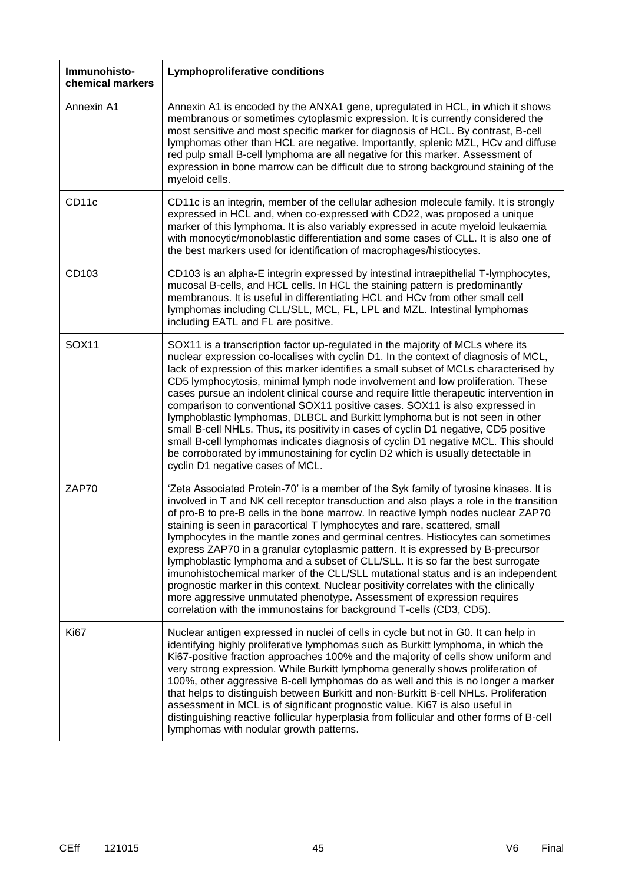| Immunohisto-chemical markers | Lymphoproliferative conditions |
|---|---|
| Annexin A1 | Annexin A1 is encoded by the ANXA1 gene, upregulated in HCL, in which it shows membranous or sometimes cytoplasmic expression. It is currently considered the most sensitive and most specific marker for diagnosis of HCL. By contrast, B-cell lymphomas other than HCL are negative. Importantly, splenic MZL, HCv and diffuse red pulp small B-cell lymphoma are all negative for this marker. Assessment of expression in bone marrow can be difficult due to strong background staining of the myeloid cells. |
| CD11c | CD11c is an integrin, member of the cellular adhesion molecule family. It is strongly expressed in HCL and, when co-expressed with CD22, was proposed a unique marker of this lymphoma. It is also variably expressed in acute myeloid leukaemia with monocytic/monoblastic differentiation and some cases of CLL. It is also one of the best markers used for identification of macrophages/histiocytes. |
| CD103 | CD103 is an alpha-E integrin expressed by intestinal intraepithelial T-lymphocytes, mucosal B-cells, and HCL cells. In HCL the staining pattern is predominantly membranous. It is useful in differentiating HCL and HCv from other small cell lymphomas including CLL/SLL, MCL, FL, LPL and MZL. Intestinal lymphomas including EATL and FL are positive. |
| SOX11 | SOX11 is a transcription factor up-regulated in the majority of MCLs where its nuclear expression co-localises with cyclin D1. In the context of diagnosis of MCL, lack of expression of this marker identifies a small subset of MCLs characterised by CD5 lymphocytosis, minimal lymph node involvement and low proliferation. These cases pursue an indolent clinical course and require little therapeutic intervention in comparison to conventional SOX11 positive cases. SOX11 is also expressed in lymphoblastic lymphomas, DLBCL and Burkitt lymphoma but is not seen in other small B-cell NHLs. Thus, its positivity in cases of cyclin D1 negative, CD5 positive small B-cell lymphomas indicates diagnosis of cyclin D1 negative MCL. This should be corroborated by immunostaining for cyclin D2 which is usually detectable in cyclin D1 negative cases of MCL. |
| ZAP70 | 'Zeta Associated Protein-70' is a member of the Syk family of tyrosine kinases. It is involved in T and NK cell receptor transduction and also plays a role in the transition of pro-B to pre-B cells in the bone marrow. In reactive lymph nodes nuclear ZAP70 staining is seen in paracortical T lymphocytes and rare, scattered, small lymphocytes in the mantle zones and germinal centres. Histiocytes can sometimes express ZAP70 in a granular cytoplasmic pattern. It is expressed by B-precursor lymphoblastic lymphoma and a subset of CLL/SLL. It is so far the best surrogate imunohistochemical marker of the CLL/SLL mutational status and is an independent prognostic marker in this context. Nuclear positivity correlates with the clinically more aggressive unmutated phenotype. Assessment of expression requires correlation with the immunostains for background T-cells (CD3, CD5). |
| Ki67 | Nuclear antigen expressed in nuclei of cells in cycle but not in G0. It can help in identifying highly proliferative lymphomas such as Burkitt lymphoma, in which the Ki67-positive fraction approaches 100% and the majority of cells show uniform and very strong expression. While Burkitt lymphoma generally shows proliferation of 100%, other aggressive B-cell lymphomas do as well and this is no longer a marker that helps to distinguish between Burkitt and non-Burkitt B-cell NHLs. Proliferation assessment in MCL is of significant prognostic value. Ki67 is also useful in distinguishing reactive follicular hyperplasia from follicular and other forms of B-cell lymphomas with nodular growth patterns. |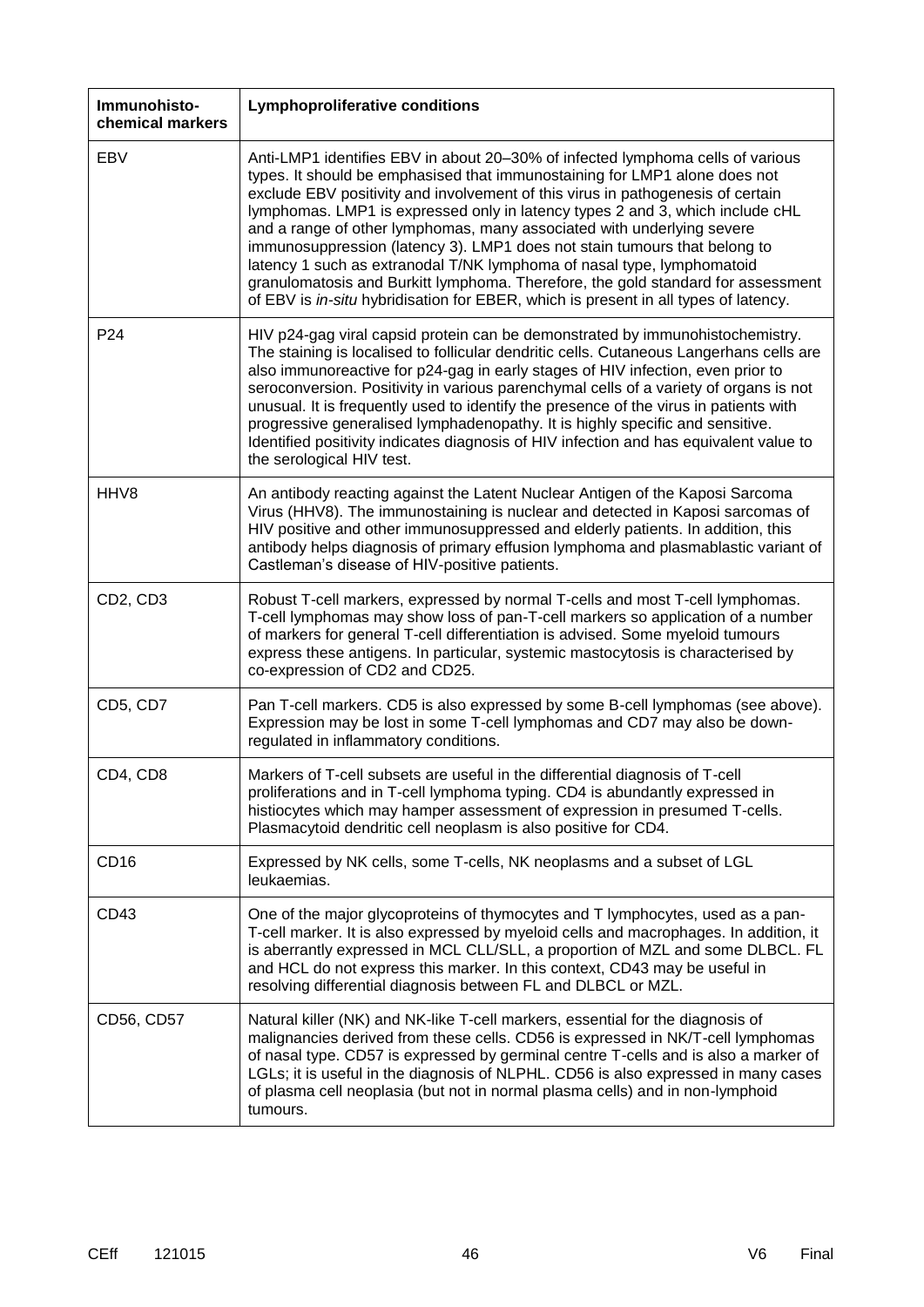| Immunohisto-chemical markers | Lymphoproliferative conditions |
|---|---|
| EBV | Anti-LMP1 identifies EBV in about 20–30% of infected lymphoma cells of various types. It should be emphasised that immunostaining for LMP1 alone does not exclude EBV positivity and involvement of this virus in pathogenesis of certain lymphomas. LMP1 is expressed only in latency types 2 and 3, which include cHL and a range of other lymphomas, many associated with underlying severe immunosuppression (latency 3). LMP1 does not stain tumours that belong to latency 1 such as extranodal T/NK lymphoma of nasal type, lymphomatoid granulomatosis and Burkitt lymphoma. Therefore, the gold standard for assessment of EBV is *in-situ* hybridisation for EBER, which is present in all types of latency. |
| P24 | HIV p24-gag viral capsid protein can be demonstrated by immunohistochemistry. The staining is localised to follicular dendritic cells. Cutaneous Langerhans cells are also immunoreactive for p24-gag in early stages of HIV infection, even prior to seroconversion. Positivity in various parenchymal cells of a variety of organs is not unusual. It is frequently used to identify the presence of the virus in patients with progressive generalised lymphadenopathy. It is highly specific and sensitive. Identified positivity indicates diagnosis of HIV infection and has equivalent value to the serological HIV test. |
| HHV8 | An antibody reacting against the Latent Nuclear Antigen of the Kaposi Sarcoma Virus (HHV8). The immunostaining is nuclear and detected in Kaposi sarcomas of HIV positive and other immunosuppressed and elderly patients. In addition, this antibody helps diagnosis of primary effusion lymphoma and plasmablastic variant of Castleman's disease of HIV-positive patients. |
| CD2, CD3 | Robust T-cell markers, expressed by normal T-cells and most T-cell lymphomas. T-cell lymphomas may show loss of pan-T-cell markers so application of a number of markers for general T-cell differentiation is advised. Some myeloid tumours express these antigens. In particular, systemic mastocytosis is characterised by co-expression of CD2 and CD25. |
| CD5, CD7 | Pan T-cell markers. CD5 is also expressed by some B-cell lymphomas (see above). Expression may be lost in some T-cell lymphomas and CD7 may also be down-regulated in inflammatory conditions. |
| CD4, CD8 | Markers of T-cell subsets are useful in the differential diagnosis of T-cell proliferations and in T-cell lymphoma typing. CD4 is abundantly expressed in histiocytes which may hamper assessment of expression in presumed T-cells. Plasmacytoid dendritic cell neoplasm is also positive for CD4. |
| CD16 | Expressed by NK cells, some T-cells, NK neoplasms and a subset of LGL leukaemias. |
| CD43 | One of the major glycoproteins of thymocytes and T lymphocytes, used as a pan-T-cell marker. It is also expressed by myeloid cells and macrophages. In addition, it is aberrantly expressed in MCL CLL/SLL, a proportion of MZL and some DLBCL. FL and HCL do not express this marker. In this context, CD43 may be useful in resolving differential diagnosis between FL and DLBCL or MZL. |
| CD56, CD57 | Natural killer (NK) and NK-like T-cell markers, essential for the diagnosis of malignancies derived from these cells. CD56 is expressed in NK/T-cell lymphomas of nasal type. CD57 is expressed by germinal centre T-cells and is also a marker of LGLs; it is useful in the diagnosis of NLPHL. CD56 is also expressed in many cases of plasma cell neoplasia (but not in normal plasma cells) and in non-lymphoid tumours. |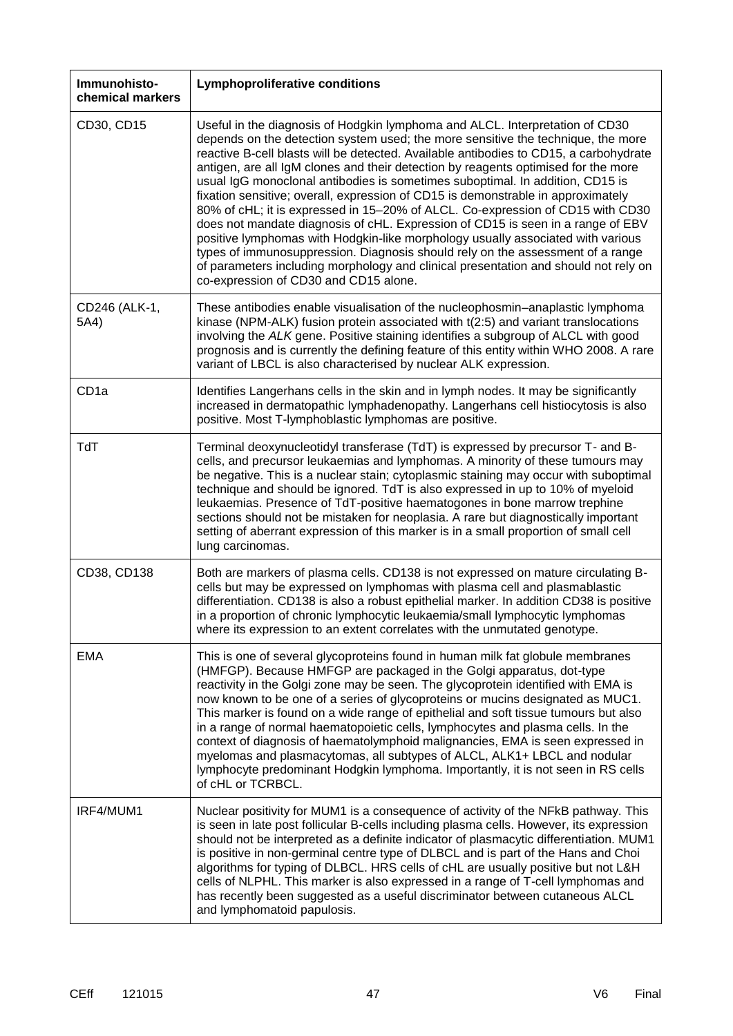| Immunohisto-chemical markers | Lymphoproliferative conditions |
|---|---|
| CD30, CD15 | Useful in the diagnosis of Hodgkin lymphoma and ALCL. Interpretation of CD30 depends on the detection system used; the more sensitive the technique, the more reactive B-cell blasts will be detected. Available antibodies to CD15, a carbohydrate antigen, are all IgM clones and their detection by reagents optimised for the more usual IgG monoclonal antibodies is sometimes suboptimal. In addition, CD15 is fixation sensitive; overall, expression of CD15 is demonstrable in approximately 80% of cHL; it is expressed in 15–20% of ALCL. Co-expression of CD15 with CD30 does not mandate diagnosis of cHL. Expression of CD15 is seen in a range of EBV positive lymphomas with Hodgkin-like morphology usually associated with various types of immunosuppression. Diagnosis should rely on the assessment of a range of parameters including morphology and clinical presentation and should not rely on co-expression of CD30 and CD15 alone. |
| CD246 (ALK-1, 5A4) | These antibodies enable visualisation of the nucleophosmin–anaplastic lymphoma kinase (NPM-ALK) fusion protein associated with t(2:5) and variant translocations involving the *ALK* gene. Positive staining identifies a subgroup of ALCL with good prognosis and is currently the defining feature of this entity within WHO 2008. A rare variant of LBCL is also characterised by nuclear ALK expression. |
| CD1a | Identifies Langerhans cells in the skin and in lymph nodes. It may be significantly increased in dermatopathic lymphadenopathy. Langerhans cell histiocytosis is also positive. Most T-lymphoblastic lymphomas are positive. |
| TdT | Terminal deoxynucleotidyl transferase (TdT) is expressed by precursor T- and B-cells, and precursor leukaemias and lymphomas. A minority of these tumours may be negative. This is a nuclear stain; cytoplasmic staining may occur with suboptimal technique and should be ignored. TdT is also expressed in up to 10% of myeloid leukaemias. Presence of TdT-positive haematogones in bone marrow trephine sections should not be mistaken for neoplasia. A rare but diagnostically important setting of aberrant expression of this marker is in a small proportion of small cell lung carcinomas. |
| CD38, CD138 | Both are markers of plasma cells. CD138 is not expressed on mature circulating B-cells but may be expressed on lymphomas with plasma cell and plasmablastic differentiation. CD138 is also a robust epithelial marker. In addition CD38 is positive in a proportion of chronic lymphocytic leukaemia/small lymphocytic lymphomas where its expression to an extent correlates with the unmutated genotype. |
| EMA | This is one of several glycoproteins found in human milk fat globule membranes (HMFGP). Because HMFGP are packaged in the Golgi apparatus, dot-type reactivity in the Golgi zone may be seen. The glycoprotein identified with EMA is now known to be one of a series of glycoproteins or mucins designated as MUC1. This marker is found on a wide range of epithelial and soft tissue tumours but also in a range of normal haematopoietic cells, lymphocytes and plasma cells. In the context of diagnosis of haematolymphoid malignancies, EMA is seen expressed in myelomas and plasmacytomas, all subtypes of ALCL, ALK1+ LBCL and nodular lymphocyte predominant Hodgkin lymphoma. Importantly, it is not seen in RS cells of cHL or TCRBCL. |
| IRF4/MUM1 | Nuclear positivity for MUM1 is a consequence of activity of the NFkB pathway. This is seen in late post follicular B-cells including plasma cells. However, its expression should not be interpreted as a definite indicator of plasmacytic differentiation. MUM1 is positive in non-germinal centre type of DLBCL and is part of the Hans and Choi algorithms for typing of DLBCL. HRS cells of cHL are usually positive but not L&H cells of NLPHL. This marker is also expressed in a range of T-cell lymphomas and has recently been suggested as a useful discriminator between cutaneous ALCL and lymphomatoid papulosis. |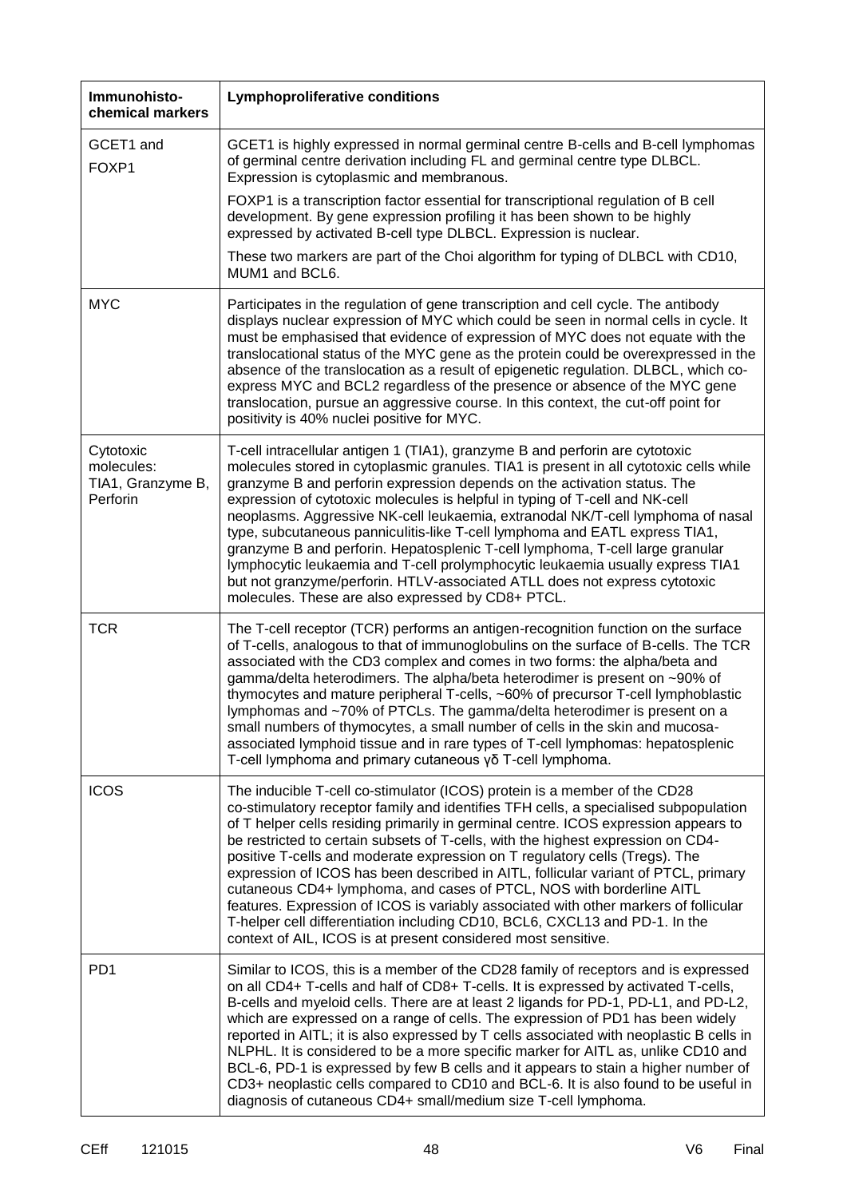| Immunohisto-chemical markers | Lymphoproliferative conditions |
|---|---|
| GCET1 and FOXP1 | GCET1 is highly expressed in normal germinal centre B-cells and B-cell lymphomas of germinal centre derivation including FL and germinal centre type DLBCL. Expression is cytoplasmic and membranous.<br><br>FOXP1 is a transcription factor essential for transcriptional regulation of B cell development. By gene expression profiling it has been shown to be highly expressed by activated B-cell type DLBCL. Expression is nuclear.<br><br>These two markers are part of the Choi algorithm for typing of DLBCL with CD10, MUM1 and BCL6. |
| MYC | Participates in the regulation of gene transcription and cell cycle. The antibody displays nuclear expression of MYC which could be seen in normal cells in cycle. It must be emphasised that evidence of expression of MYC does not equate with the translocational status of the MYC gene as the protein could be overexpressed in the absence of the translocation as a result of epigenetic regulation. DLBCL, which co-express MYC and BCL2 regardless of the presence or absence of the MYC gene translocation, pursue an aggressive course. In this context, the cut-off point for positivity is 40% nuclei positive for MYC. |
| Cytotoxic molecules: TIA1, Granzyme B, Perforin | T-cell intracellular antigen 1 (TIA1), granzyme B and perforin are cytotoxic molecules stored in cytoplasmic granules. TIA1 is present in all cytotoxic cells while granzyme B and perforin expression depends on the activation status. The expression of cytotoxic molecules is helpful in typing of T-cell and NK-cell neoplasms. Aggressive NK-cell leukaemia, extranodal NK/T-cell lymphoma of nasal type, subcutaneous panniculitis-like T-cell lymphoma and EATL express TIA1, granzyme B and perforin. Hepatosplenic T-cell lymphoma, T-cell large granular lymphocytic leukaemia and T-cell prolymphocytic leukaemia usually express TIA1 but not granzyme/perforin. HTLV-associated ATLL does not express cytotoxic molecules. These are also expressed by CD8+ PTCL. |
| TCR | The T-cell receptor (TCR) performs an antigen-recognition function on the surface of T-cells, analogous to that of immunoglobulins on the surface of B-cells. The TCR associated with the CD3 complex and comes in two forms: the alpha/beta and gamma/delta heterodimers. The alpha/beta heterodimer is present on ~90% of thymocytes and mature peripheral T-cells, ~60% of precursor T-cell lymphoblastic lymphomas and ~70% of PTCLs. The gamma/delta heterodimer is present on a small numbers of thymocytes, a small number of cells in the skin and mucosa-associated lymphoid tissue and in rare types of T-cell lymphomas: hepatosplenic T-cell lymphoma and primary cutaneous γδ T-cell lymphoma. |
| ICOS | The inducible T-cell co-stimulator (ICOS) protein is a member of the CD28 co-stimulatory receptor family and identifies TFH cells, a specialised subpopulation of T helper cells residing primarily in germinal centre. ICOS expression appears to be restricted to certain subsets of T-cells, with the highest expression on CD4-positive T-cells and moderate expression on T regulatory cells (Tregs). The expression of ICOS has been described in AITL, follicular variant of PTCL, primary cutaneous CD4+ lymphoma, and cases of PTCL, NOS with borderline AITL features. Expression of ICOS is variably associated with other markers of follicular T-helper cell differentiation including CD10, BCL6, CXCL13 and PD-1. In the context of AIL, ICOS is at present considered most sensitive. |
| PD1 | Similar to ICOS, this is a member of the CD28 family of receptors and is expressed on all CD4+ T-cells and half of CD8+ T-cells. It is expressed by activated T-cells, B-cells and myeloid cells. There are at least 2 ligands for PD-1, PD-L1, and PD-L2, which are expressed on a range of cells. The expression of PD1 has been widely reported in AITL; it is also expressed by T cells associated with neoplastic B cells in NLPHL. It is considered to be a more specific marker for AITL as, unlike CD10 and BCL-6, PD-1 is expressed by few B cells and it appears to stain a higher number of CD3+ neoplastic cells compared to CD10 and BCL-6. It is also found to be useful in diagnosis of cutaneous CD4+ small/medium size T-cell lymphoma. |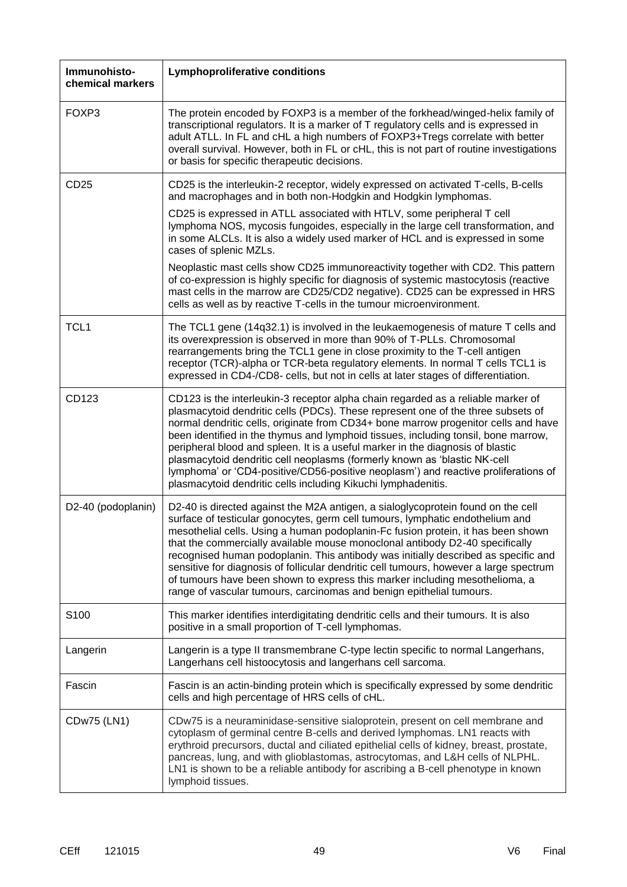| Immunohisto-chemical markers | Lymphoproliferative conditions |
|---|---|
| FOXP3 | The protein encoded by FOXP3 is a member of the forkhead/winged-helix family of transcriptional regulators. It is a marker of T regulatory cells and is expressed in adult ATLL. In FL and cHL a high numbers of FOXP3+Tregs correlate with better overall survival. However, both in FL or cHL, this is not part of routine investigations or basis for specific therapeutic decisions. |
| CD25 | CD25 is the interleukin-2 receptor, widely expressed on activated T-cells, B-cells and macrophages and in both non-Hodgkin and Hodgkin lymphomas.<br><br>CD25 is expressed in ATLL associated with HTLV, some peripheral T cell lymphoma NOS, mycosis fungoides, especially in the large cell transformation, and in some ALCLs. It is also a widely used marker of HCL and is expressed in some cases of splenic MZLs.<br><br>Neoplastic mast cells show CD25 immunoreactivity together with CD2. This pattern of co-expression is highly specific for diagnosis of systemic mastocytosis (reactive mast cells in the marrow are CD25/CD2 negative). CD25 can be expressed in HRS cells as well as by reactive T-cells in the tumour microenvironment. |
| TCL1 | The TCL1 gene (14q32.1) is involved in the leukaemogenesis of mature T cells and its overexpression is observed in more than 90% of T-PLLs. Chromosomal rearrangements bring the TCL1 gene in close proximity to the T-cell antigen receptor (TCR)-alpha or TCR-beta regulatory elements. In normal T cells TCL1 is expressed in CD4-/CD8- cells, but not in cells at later stages of differentiation. |
| CD123 | CD123 is the interleukin-3 receptor alpha chain regarded as a reliable marker of plasmacytoid dendritic cells (PDCs). These represent one of the three subsets of normal dendritic cells, originate from CD34+ bone marrow progenitor cells and have been identified in the thymus and lymphoid tissues, including tonsil, bone marrow, peripheral blood and spleen. It is a useful marker in the diagnosis of blastic plasmacytoid dendritic cell neoplasms (formerly known as 'blastic NK-cell lymphoma' or 'CD4-positive/CD56-positive neoplasm') and reactive proliferations of plasmacytoid dendritic cells including Kikuchi lymphadenitis. |
| D2-40 (podoplanin) | D2-40 is directed against the M2A antigen, a sialoglycoprotein found on the cell surface of testicular gonocytes, germ cell tumours, lymphatic endothelium and mesothelial cells. Using a human podoplanin-Fc fusion protein, it has been shown that the commercially available mouse monoclonal antibody D2-40 specifically recognised human podoplanin. This antibody was initially described as specific and sensitive for diagnosis of follicular dendritic cell tumours, however a large spectrum of tumours have been shown to express this marker including mesothelioma, a range of vascular tumours, carcinomas and benign epithelial tumours. |
| S100 | This marker identifies interdigitating dendritic cells and their tumours. It is also positive in a small proportion of T-cell lymphomas. |
| Langerin | Langerin is a type II transmembrane C-type lectin specific to normal Langerhans, Langerhans cell histoocytosis and langerhans cell sarcoma. |
| Fascin | Fascin is an actin-binding protein which is specifically expressed by some dendritic cells and high percentage of HRS cells of cHL. |
| CDw75 (LN1) | CDw75 is a neuraminidase-sensitive sialoprotein, present on cell membrane and cytoplasm of germinal centre B-cells and derived lymphomas. LN1 reacts with erythroid precursors, ductal and ciliated epithelial cells of kidney, breast, prostate, pancreas, lung, and with glioblastomas, astrocytomas, and L&H cells of NLPHL. LN1 is shown to be a reliable antibody for ascribing a B-cell phenotype in known lymphoid tissues. |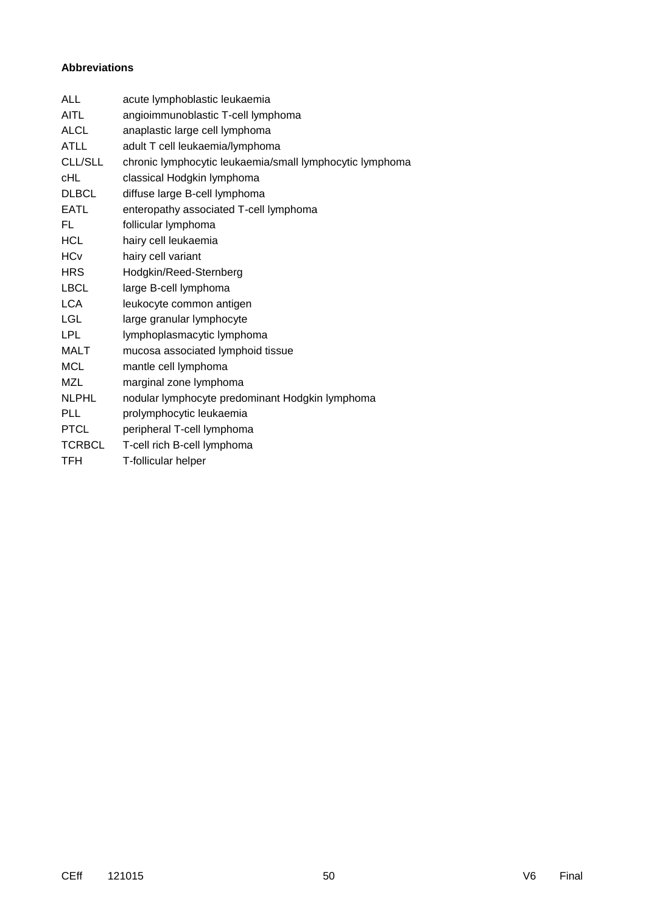**Abbreviations**

| | |
|---|---|
| ALL | acute lymphoblastic leukaemia |
| AITL | angioimmunoblastic T-cell lymphoma |
| ALCL | anaplastic large cell lymphoma |
| ATLL | adult T cell leukaemia/lymphoma |
| CLL/SLL | chronic lymphocytic leukaemia/small lymphocytic lymphoma |
| cHL | classical Hodgkin lymphoma |
| DLBCL | diffuse large B-cell lymphoma |
| EATL | enteropathy associated T-cell lymphoma |
| FL | follicular lymphoma |
| HCL | hairy cell leukaemia |
| HCv | hairy cell variant |
| HRS | Hodgkin/Reed-Sternberg |
| LBCL | large B-cell lymphoma |
| LCA | leukocyte common antigen |
| LGL | large granular lymphocyte |
| LPL | lymphoplasmacytic lymphoma |
| MALT | mucosa associated lymphoid tissue |
| MCL | mantle cell lymphoma |
| MZL | marginal zone lymphoma |
| NLPHL | nodular lymphocyte predominant Hodgkin lymphoma |
| PLL | prolymphocytic leukaemia |
| PTCL | peripheral T-cell lymphoma |
| TCRBCL | T-cell rich B-cell lymphoma |
| TFH | T-follicular helper |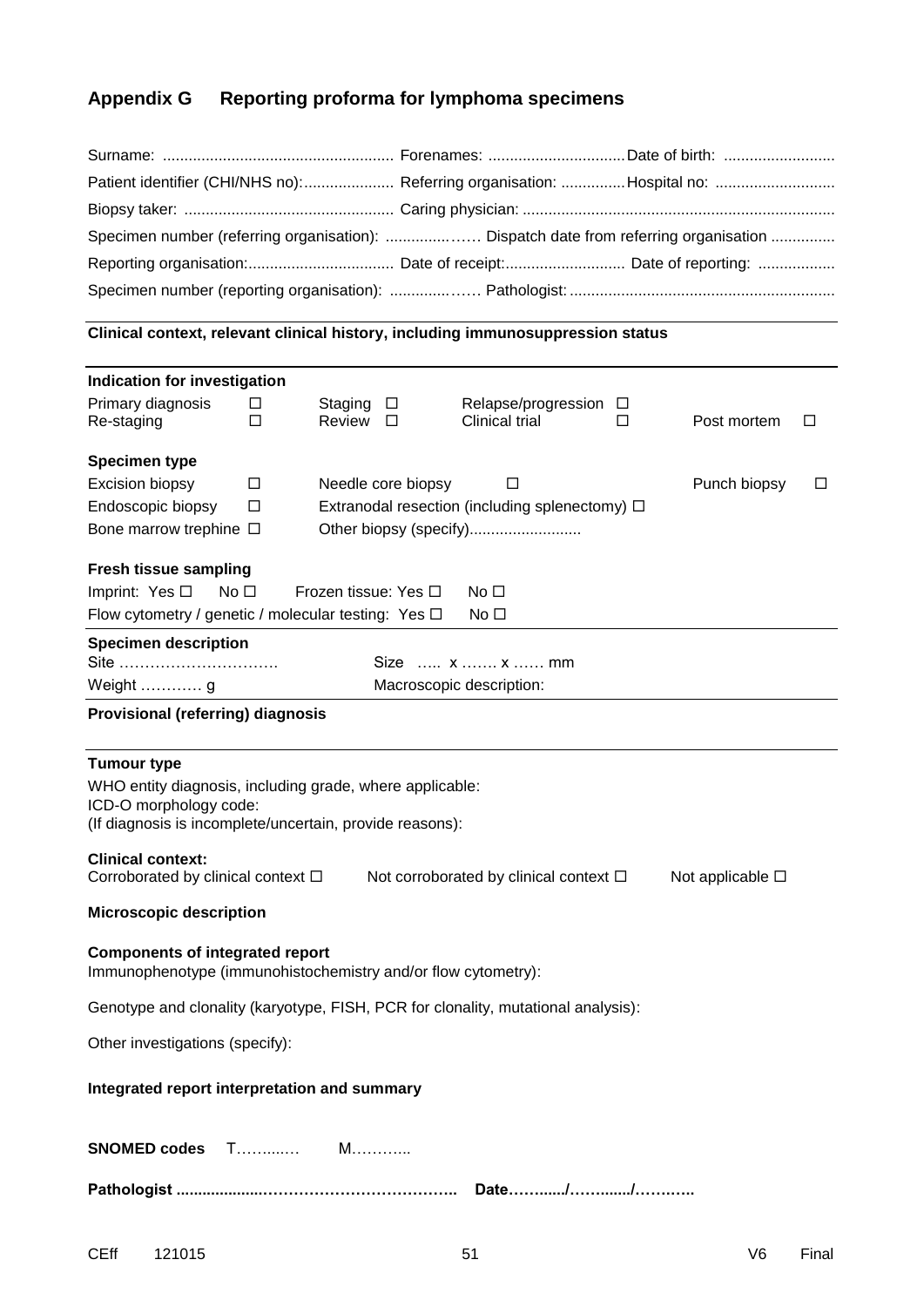## Appendix G Reporting proforma for lymphoma specimens

Surname: ...................................................... Forenames: ................................ Date of birth: ..........................

Patient identifier (CHI/NHS no):..................... Referring organisation: ............... Hospital no: ............................

Biopsy taker: ................................................. Caring physician: ........................................................................

Specimen number (referring organisation): ...............…… Dispatch date from referring organisation ...............

Reporting organisation:.................................. Date of receipt:............................ Date of reporting: ..................

Specimen number (reporting organisation): ..............…… Pathologist: .............................................................

**Clinical context, relevant clinical history, including immunosuppression status**

**Indication for investigation**

Primary diagnosis ☐ Staging ☐ Relapse/progression ☐
Re-staging ☐ Review ☐ Clinical trial ☐ Post mortem ☐

**Specimen type**

Excision biopsy ☐ Needle core biopsy ☐ Punch biopsy ☐
Endoscopic biopsy ☐ Extranodal resection (including splenectomy) ☐
Bone marrow trephine ☐ Other biopsy (specify)..........................

**Fresh tissue sampling**

Imprint: Yes ☐ No ☐ Frozen tissue: Yes ☐ No ☐
Flow cytometry / genetic / molecular testing: Yes ☐ No ☐

**Specimen description**

Site ………………………… Size ….. x ……. x …… mm
Weight ………… g Macroscopic description:

**Provisional (referring) diagnosis**

**Tumour type**

WHO entity diagnosis, including grade, where applicable:
ICD-O morphology code:
(If diagnosis is incomplete/uncertain, provide reasons):

**Clinical context:**
Corroborated by clinical context ☐ Not corroborated by clinical context ☐ Not applicable ☐

**Microscopic description**

**Components of integrated report**
Immunophenotype (immunohistochemistry and/or flow cytometry):

Genotype and clonality (karyotype, FISH, PCR for clonality, mutational analysis):

Other investigations (specify):

**Integrated report interpretation and summary**

**SNOMED codes** T……...… M………..

**Pathologist ....................…………………………….. Date…….…../……...…/………..**

CEff 121015 V6 Final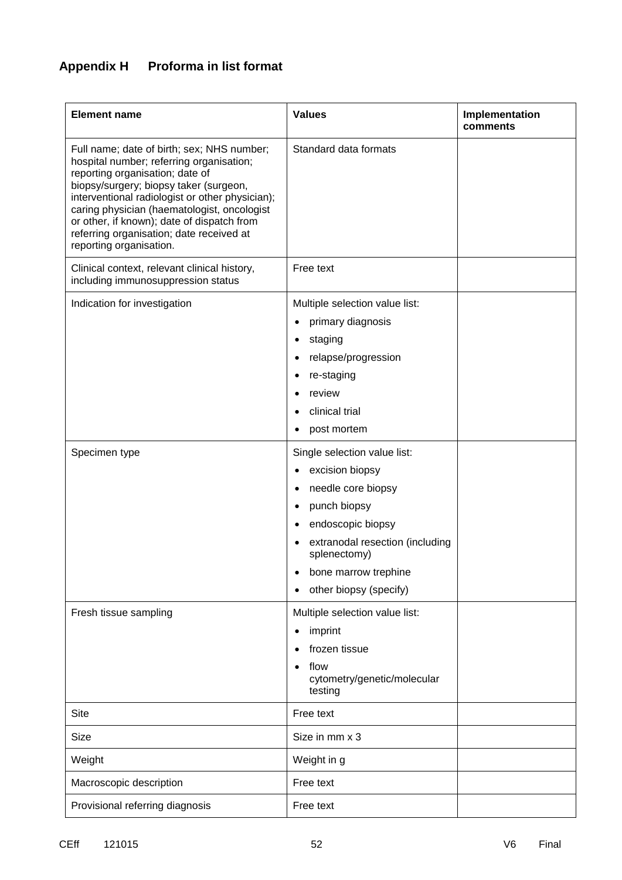# Appendix H Proforma in list format

| Element name | Values | Implementation comments |
|---|---|---|
| Full name; date of birth; sex; NHS number; hospital number; referring organisation; reporting organisation; date of biopsy/surgery; biopsy taker (surgeon, interventional radiologist or other physician); caring physician (haematologist, oncologist or other, if known); date of dispatch from referring organisation; date received at reporting organisation. | Standard data formats | |
| Clinical context, relevant clinical history, including immunosuppression status | Free text | |
| Indication for investigation | Multiple selection value list:<br>• primary diagnosis<br>• staging<br>• relapse/progression<br>• re-staging<br>• review<br>• clinical trial<br>• post mortem | |
| Specimen type | Single selection value list:<br>• excision biopsy<br>• needle core biopsy<br>• punch biopsy<br>• endoscopic biopsy<br>• extranodal resection (including splenectomy)<br>• bone marrow trephine<br>• other biopsy (specify) | |
| Fresh tissue sampling | Multiple selection value list:<br>• imprint<br>• frozen tissue<br>• flow cytometry/genetic/molecular testing | |
| Site | Free text | |
| Size | Size in mm x 3 | |
| Weight | Weight in g | |
| Macroscopic description | Free text | |
| Provisional referring diagnosis | Free text | |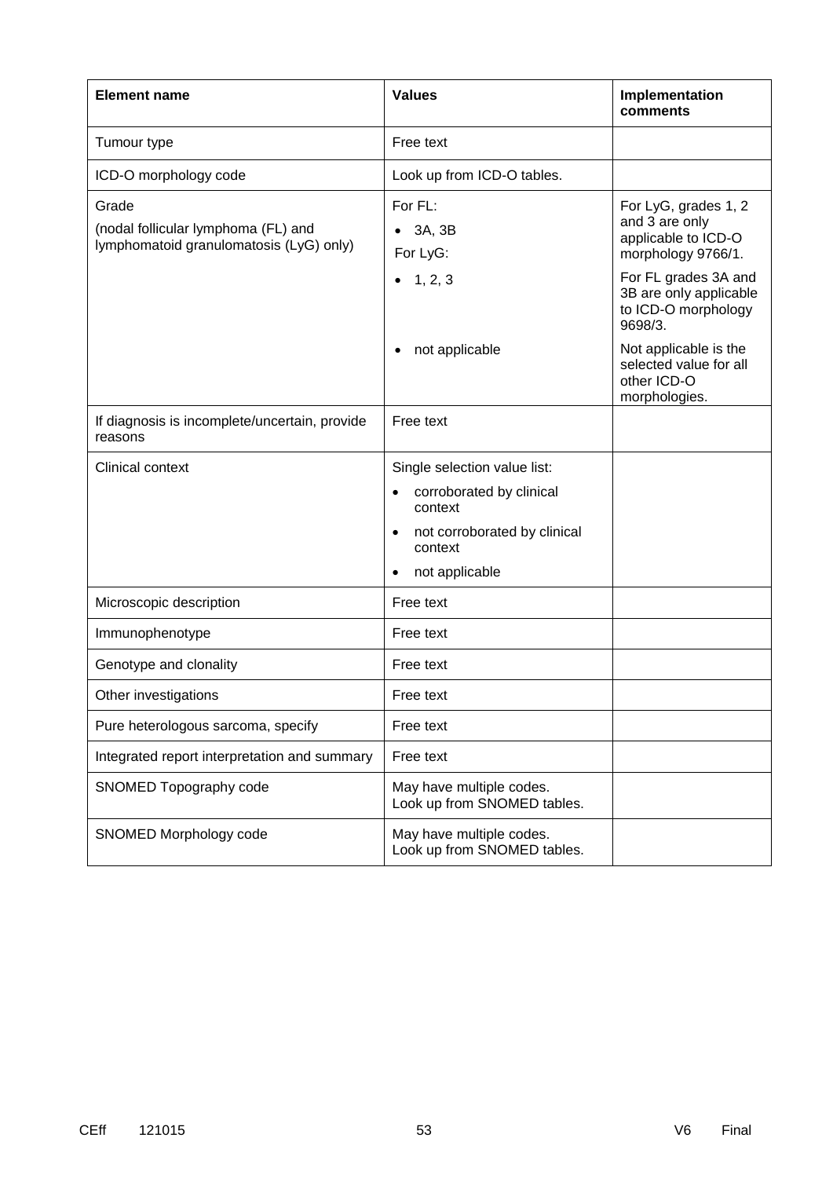| Element name | Values | Implementation comments |
|---|---|---|
| Tumour type | Free text | |
| ICD-O morphology code | Look up from ICD-O tables. | |
| Grade<br>(nodal follicular lymphoma (FL) and lymphomatoid granulomatosis (LyG) only) | For FL:<br>• 3A, 3B<br>For LyG:<br>• 1, 2, 3<br><br>• not applicable | For LyG, grades 1, 2 and 3 are only applicable to ICD-O morphology 9766/1.<br>For FL grades 3A and 3B are only applicable to ICD-O morphology 9698/3.<br>Not applicable is the selected value for all other ICD-O morphologies. |
| If diagnosis is incomplete/uncertain, provide reasons | Free text | |
| Clinical context | Single selection value list:<br>• corroborated by clinical context<br>• not corroborated by clinical context<br>• not applicable | |
| Microscopic description | Free text | |
| Immunophenotype | Free text | |
| Genotype and clonality | Free text | |
| Other investigations | Free text | |
| Pure heterologous sarcoma, specify | Free text | |
| Integrated report interpretation and summary | Free text | |
| SNOMED Topography code | May have multiple codes.<br>Look up from SNOMED tables. | |
| SNOMED Morphology code | May have multiple codes.<br>Look up from SNOMED tables. | |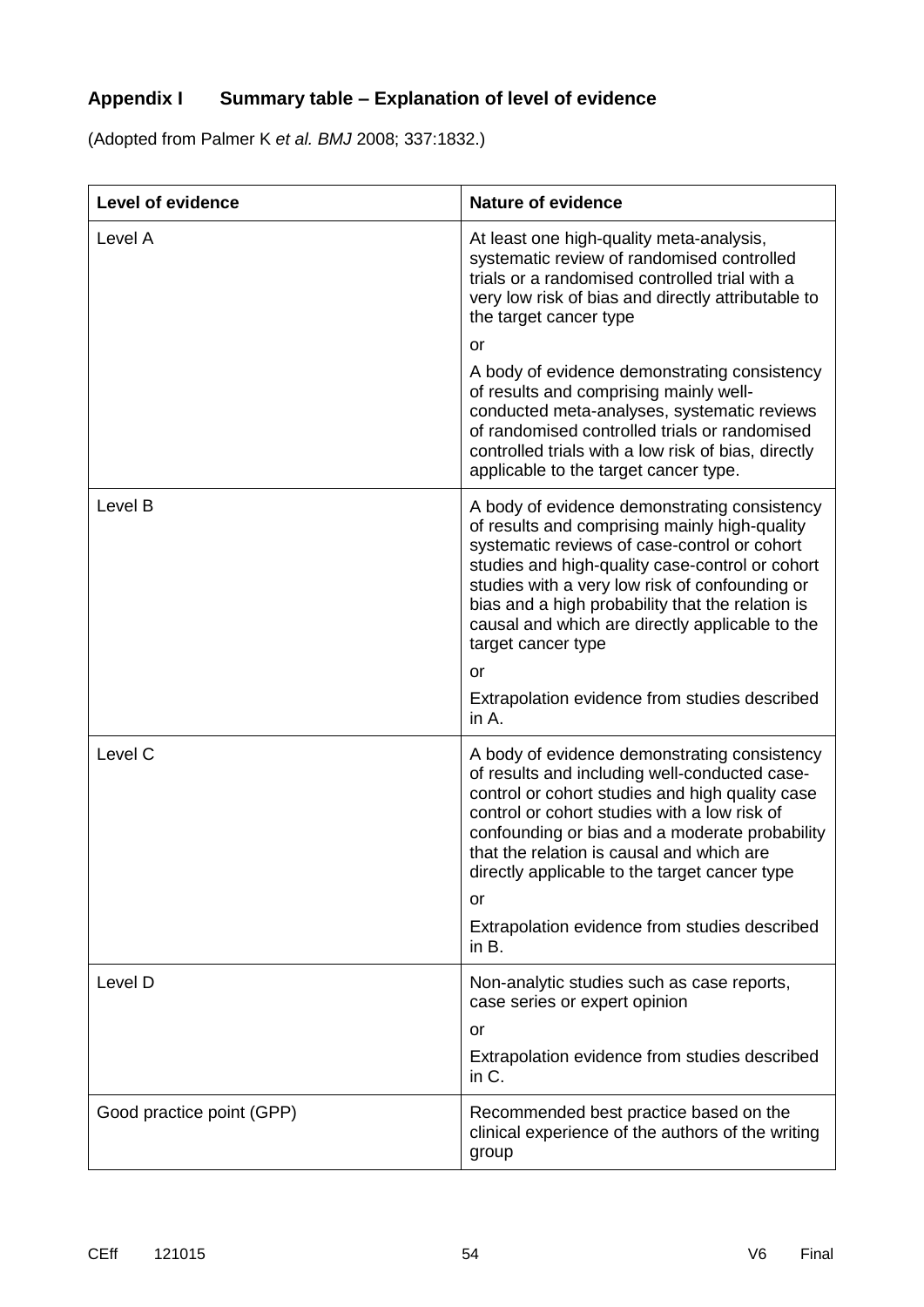## Appendix I Summary table – Explanation of level of evidence

(Adopted from Palmer K *et al. BMJ* 2008; 337:1832.)

| Level of evidence | Nature of evidence |
|---|---|
| Level A | At least one high-quality meta-analysis, systematic review of randomised controlled trials or a randomised controlled trial with a very low risk of bias and directly attributable to the target cancer type<br><br>or<br><br>A body of evidence demonstrating consistency of results and comprising mainly well-conducted meta-analyses, systematic reviews of randomised controlled trials or randomised controlled trials with a low risk of bias, directly applicable to the target cancer type. |
| Level B | A body of evidence demonstrating consistency of results and comprising mainly high-quality systematic reviews of case-control or cohort studies and high-quality case-control or cohort studies with a very low risk of confounding or bias and a high probability that the relation is causal and which are directly applicable to the target cancer type<br><br>or<br><br>Extrapolation evidence from studies described in A. |
| Level C | A body of evidence demonstrating consistency of results and including well-conducted case-control or cohort studies and high quality case control or cohort studies with a low risk of confounding or bias and a moderate probability that the relation is causal and which are directly applicable to the target cancer type<br><br>or<br><br>Extrapolation evidence from studies described in B. |
| Level D | Non-analytic studies such as case reports, case series or expert opinion<br><br>or<br><br>Extrapolation evidence from studies described in C. |
| Good practice point (GPP) | Recommended best practice based on the clinical experience of the authors of the writing group |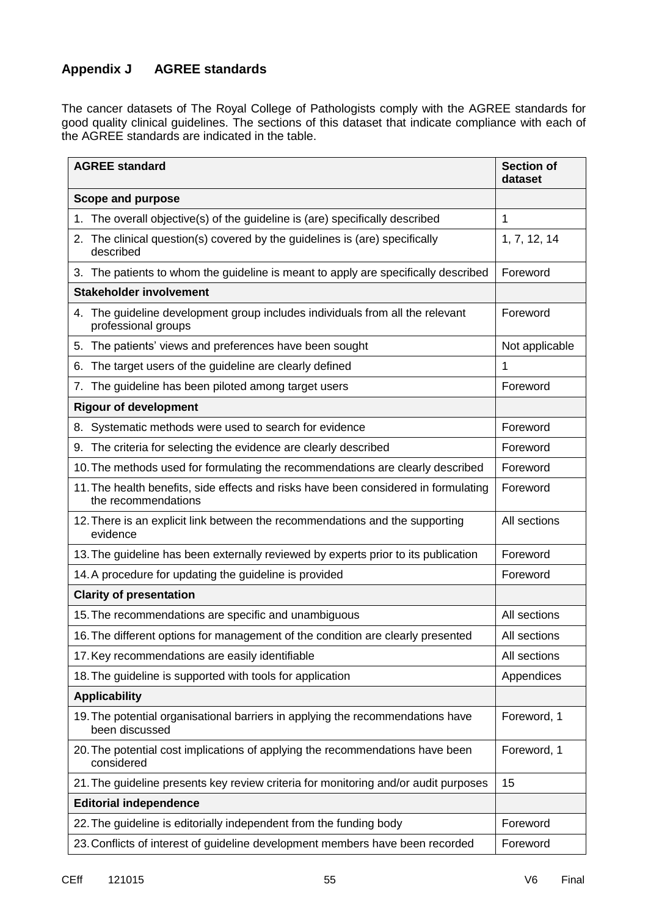## Appendix J AGREE standards

The cancer datasets of The Royal College of Pathologists comply with the AGREE standards for good quality clinical guidelines. The sections of this dataset that indicate compliance with each of the AGREE standards are indicated in the table.

| AGREE standard | Section of dataset |
|---|---|
| **Scope and purpose** | |
| 1. The overall objective(s) of the guideline is (are) specifically described | 1 |
| 2. The clinical question(s) covered by the guidelines is (are) specifically described | 1, 7, 12, 14 |
| 3. The patients to whom the guideline is meant to apply are specifically described | Foreword |
| **Stakeholder involvement** | |
| 4. The guideline development group includes individuals from all the relevant professional groups | Foreword |
| 5. The patients' views and preferences have been sought | Not applicable |
| 6. The target users of the guideline are clearly defined | 1 |
| 7. The guideline has been piloted among target users | Foreword |
| **Rigour of development** | |
| 8. Systematic methods were used to search for evidence | Foreword |
| 9. The criteria for selecting the evidence are clearly described | Foreword |
| 10. The methods used for formulating the recommendations are clearly described | Foreword |
| 11. The health benefits, side effects and risks have been considered in formulating the recommendations | Foreword |
| 12. There is an explicit link between the recommendations and the supporting evidence | All sections |
| 13. The guideline has been externally reviewed by experts prior to its publication | Foreword |
| 14. A procedure for updating the guideline is provided | Foreword |
| **Clarity of presentation** | |
| 15. The recommendations are specific and unambiguous | All sections |
| 16. The different options for management of the condition are clearly presented | All sections |
| 17. Key recommendations are easily identifiable | All sections |
| 18. The guideline is supported with tools for application | Appendices |
| **Applicability** | |
| 19. The potential organisational barriers in applying the recommendations have been discussed | Foreword, 1 |
| 20. The potential cost implications of applying the recommendations have been considered | Foreword, 1 |
| 21. The guideline presents key review criteria for monitoring and/or audit purposes | 15 |
| **Editorial independence** | |
| 22. The guideline is editorially independent from the funding body | Foreword |
| 23. Conflicts of interest of guideline development members have been recorded | Foreword |